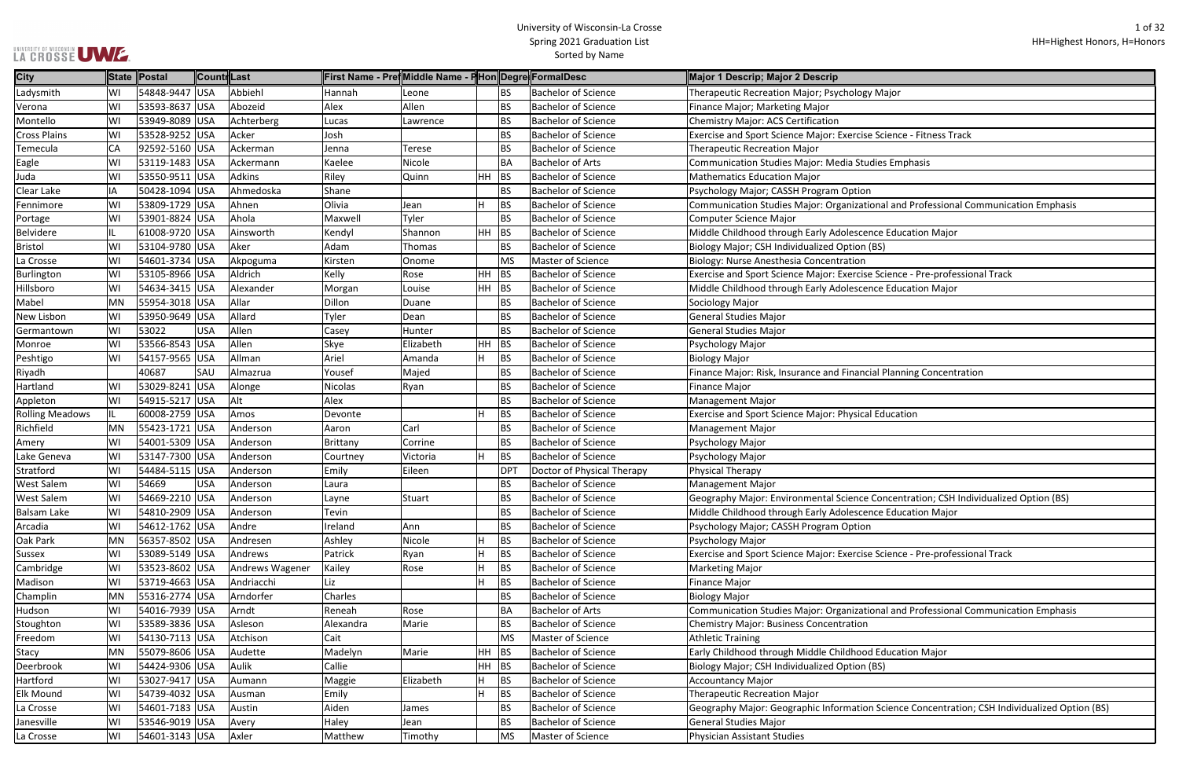University of Wisconsin-La Crosse
Spring 2021 Graduation List
Sorted by Name

HH=Highest Honors, H=Honors

| City | State | Postal | Country | Last | First Name - Pref | Middle Name - Pref | Hon | Degree | FormalDesc | Major 1 Descrip; Major 2 Descrip |
|---|---|---|---|---|---|---|---|---|---|---|
| Ladysmith | WI | 54848-9447 | USA | Abbiehl | Hannah | Leone | | BS | Bachelor of Science | Therapeutic Recreation Major; Psychology Major |
| Verona | WI | 53593-8637 | USA | Abozeid | Alex | Allen | | BS | Bachelor of Science | Finance Major; Marketing Major |
| Montello | WI | 53949-8089 | USA | Achterberg | Lucas | Lawrence | | BS | Bachelor of Science | Chemistry Major: ACS Certification |
| Cross Plains | WI | 53528-9252 | USA | Acker | Josh | | | BS | Bachelor of Science | Exercise and Sport Science Major: Exercise Science - Fitness Track |
| Temecula | CA | 92592-5160 | USA | Ackerman | Jenna | Terese | | BS | Bachelor of Science | Therapeutic Recreation Major |
| Eagle | WI | 53119-1483 | USA | Ackermann | Kaelee | Nicole | | BA | Bachelor of Arts | Communication Studies Major: Media Studies Emphasis |
| Juda | WI | 53550-9511 | USA | Adkins | Riley | Quinn | HH | BS | Bachelor of Science | Mathematics Education Major |
| Clear Lake | IA | 50428-1094 | USA | Ahmedoska | Shane | | | BS | Bachelor of Science | Psychology Major; CASSH Program Option |
| Fennimore | WI | 53809-1729 | USA | Ahnen | Olivia | Jean | H | BS | Bachelor of Science | Communication Studies Major: Organizational and Professional Communication Emphasis |
| Portage | WI | 53901-8824 | USA | Ahola | Maxwell | Tyler | | BS | Bachelor of Science | Computer Science Major |
| Belvidere | IL | 61008-9720 | USA | Ainsworth | Kendyl | Shannon | HH | BS | Bachelor of Science | Middle Childhood through Early Adolescence Education Major |
| Bristol | WI | 53104-9780 | USA | Aker | Adam | Thomas | | BS | Bachelor of Science | Biology Major; CSH Individualized Option (BS) |
| La Crosse | WI | 54601-3734 | USA | Akpoguma | Kirsten | Onome | | MS | Master of Science | Biology: Nurse Anesthesia Concentration |
| Burlington | WI | 53105-8966 | USA | Aldrich | Kelly | Rose | HH | BS | Bachelor of Science | Exercise and Sport Science Major: Exercise Science - Pre-professional Track |
| Hillsboro | WI | 54634-3415 | USA | Alexander | Morgan | Louise | HH | BS | Bachelor of Science | Middle Childhood through Early Adolescence Education Major |
| Mabel | MN | 55954-3018 | USA | Allar | Dillon | Duane | | BS | Bachelor of Science | Sociology Major |
| New Lisbon | WI | 53950-9649 | USA | Allard | Tyler | Dean | | BS | Bachelor of Science | General Studies Major |
| Germantown | WI | 53022 | USA | Allen | Casey | Hunter | | BS | Bachelor of Science | General Studies Major |
| Monroe | WI | 53566-8543 | USA | Allen | Skye | Elizabeth | HH | BS | Bachelor of Science | Psychology Major |
| Peshtigo | WI | 54157-9565 | USA | Allman | Ariel | Amanda | H | BS | Bachelor of Science | Biology Major |
| Riyadh | | 40687 | SAU | Almazrua | Yousef | Majed | | BS | Bachelor of Science | Finance Major: Risk, Insurance and Financial Planning Concentration |
| Hartland | WI | 53029-8241 | USA | Alonge | Nicolas | Ryan | | BS | Bachelor of Science | Finance Major |
| Appleton | WI | 54915-5217 | USA | Alt | Alex | | | BS | Bachelor of Science | Management Major |
| Rolling Meadows | IL | 60008-2759 | USA | Amos | Devonte | | H | BS | Bachelor of Science | Exercise and Sport Science Major: Physical Education |
| Richfield | MN | 55423-1721 | USA | Anderson | Aaron | Carl | | BS | Bachelor of Science | Management Major |
| Amery | WI | 54001-5309 | USA | Anderson | Brittany | Corrine | | BS | Bachelor of Science | Psychology Major |
| Lake Geneva | WI | 53147-7300 | USA | Anderson | Courtney | Victoria | H | BS | Bachelor of Science | Psychology Major |
| Stratford | WI | 54484-5115 | USA | Anderson | Emily | Eileen | | DPT | Doctor of Physical Therapy | Physical Therapy |
| West Salem | WI | 54669 | USA | Anderson | Laura | | | BS | Bachelor of Science | Management Major |
| West Salem | WI | 54669-2210 | USA | Anderson | Layne | Stuart | | BS | Bachelor of Science | Geography Major: Environmental Science Concentration; CSH Individualized Option (BS) |
| Balsam Lake | WI | 54810-2909 | USA | Anderson | Tevin | | | BS | Bachelor of Science | Middle Childhood through Early Adolescence Education Major |
| Arcadia | WI | 54612-1762 | USA | Andre | Ireland | Ann | | BS | Bachelor of Science | Psychology Major; CASSH Program Option |
| Oak Park | MN | 56357-8502 | USA | Andresen | Ashley | Nicole | H | BS | Bachelor of Science | Psychology Major |
| Sussex | WI | 53089-5149 | USA | Andrews | Patrick | Ryan | H | BS | Bachelor of Science | Exercise and Sport Science Major: Exercise Science - Pre-professional Track |
| Cambridge | WI | 53523-8602 | USA | Andrews Wagener | Kailey | Rose | H | BS | Bachelor of Science | Marketing Major |
| Madison | WI | 53719-4663 | USA | Andriacchi | Liz | | H | BS | Bachelor of Science | Finance Major |
| Champlin | MN | 55316-2774 | USA | Arndorfer | Charles | | | BS | Bachelor of Science | Biology Major |
| Hudson | WI | 54016-7939 | USA | Arndt | Reneah | Rose | | BA | Bachelor of Arts | Communication Studies Major: Organizational and Professional Communication Emphasis |
| Stoughton | WI | 53589-3836 | USA | Asleson | Alexandra | Marie | | BS | Bachelor of Science | Chemistry Major: Business Concentration |
| Freedom | WI | 54130-7113 | USA | Atchison | Cait | | | MS | Master of Science | Athletic Training |
| Stacy | MN | 55079-8606 | USA | Audette | Madelyn | Marie | HH | BS | Bachelor of Science | Early Childhood through Middle Childhood Education Major |
| Deerbrook | WI | 54424-9306 | USA | Aulik | Callie | | HH | BS | Bachelor of Science | Biology Major; CSH Individualized Option (BS) |
| Hartford | WI | 53027-9417 | USA | Aumann | Maggie | Elizabeth | H | BS | Bachelor of Science | Accountancy Major |
| Elk Mound | WI | 54739-4032 | USA | Ausman | Emily | | H | BS | Bachelor of Science | Therapeutic Recreation Major |
| La Crosse | WI | 54601-7183 | USA | Austin | Aiden | James | | BS | Bachelor of Science | Geography Major: Geographic Information Science Concentration; CSH Individualized Option (BS) |
| Janesville | WI | 53546-9019 | USA | Avery | Haley | Jean | | BS | Bachelor of Science | General Studies Major |
| La Crosse | WI | 54601-3143 | USA | Axler | Matthew | Timothy | | MS | Master of Science | Physician Assistant Studies |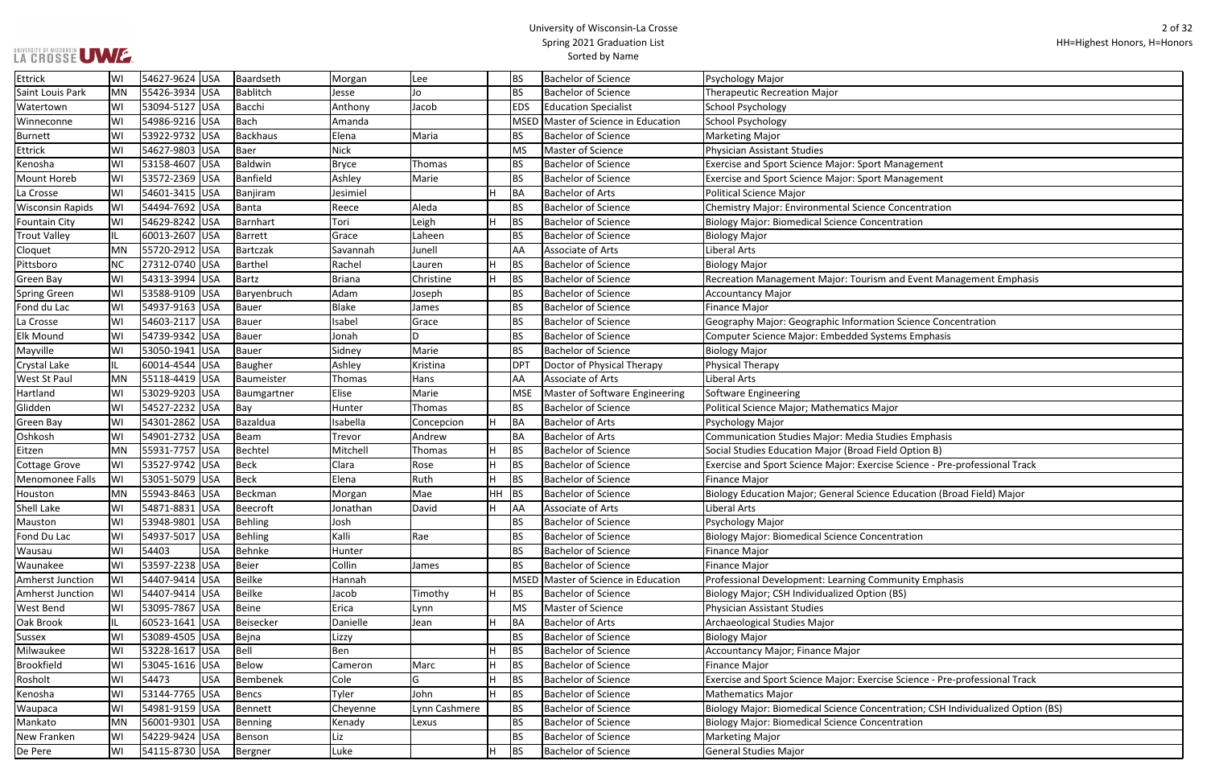| Ettrick | WI | 54627-9624 | USA | Baardseth | Morgan | Lee | | BS | Bachelor of Science | Psychology Major |
|---|---|---|---|---|---|---|---|---|---|---|
| Saint Louis Park | MN | 55426-3934 | USA | Bablitch | Jesse | Jo | | BS | Bachelor of Science | Therapeutic Recreation Major |
| Watertown | WI | 53094-5127 | USA | Bacchi | Anthony | Jacob | | EDS | Education Specialist | School Psychology |
| Winneconne | WI | 54986-9216 | USA | Bach | Amanda | | | MSED | Master of Science in Education | School Psychology |
| Burnett | WI | 53922-9732 | USA | Backhaus | Elena | Maria | | BS | Bachelor of Science | Marketing Major |
| Ettrick | WI | 54627-9803 | USA | Baer | Nick | | | MS | Master of Science | Physician Assistant Studies |
| Kenosha | WI | 53158-4607 | USA | Baldwin | Bryce | Thomas | | BS | Bachelor of Science | Exercise and Sport Science Major: Sport Management |
| Mount Horeb | WI | 53572-2369 | USA | Banfield | Ashley | Marie | | BS | Bachelor of Science | Exercise and Sport Science Major: Sport Management |
| La Crosse | WI | 54601-3415 | USA | Banjiram | Jesimiel | | H | BA | Bachelor of Arts | Political Science Major |
| Wisconsin Rapids | WI | 54494-7692 | USA | Banta | Reece | Aleda | | BS | Bachelor of Science | Chemistry Major: Environmental Science Concentration |
| Fountain City | WI | 54629-8242 | USA | Barnhart | Tori | Leigh | H | BS | Bachelor of Science | Biology Major: Biomedical Science Concentration |
| Trout Valley | IL | 60013-2607 | USA | Barrett | Grace | Laheen | | BS | Bachelor of Science | Biology Major |
| Cloquet | MN | 55720-2912 | USA | Bartczak | Savannah | Junell | | AA | Associate of Arts | Liberal Arts |
| Pittsboro | NC | 27312-0740 | USA | Barthel | Rachel | Lauren | H | BS | Bachelor of Science | Biology Major |
| Green Bay | WI | 54313-3994 | USA | Bartz | Briana | Christine | H | BS | Bachelor of Science | Recreation Management Major: Tourism and Event Management Emphasis |
| Spring Green | WI | 53588-9109 | USA | Baryenbruch | Adam | Joseph | | BS | Bachelor of Science | Accountancy Major |
| Fond du Lac | WI | 54937-9163 | USA | Bauer | Blake | James | | BS | Bachelor of Science | Finance Major |
| La Crosse | WI | 54603-2117 | USA | Bauer | Isabel | Grace | | BS | Bachelor of Science | Geography Major: Geographic Information Science Concentration |
| Elk Mound | WI | 54739-9342 | USA | Bauer | Jonah | D | | BS | Bachelor of Science | Computer Science Major: Embedded Systems Emphasis |
| Mayville | WI | 53050-1941 | USA | Bauer | Sidney | Marie | | BS | Bachelor of Science | Biology Major |
| Crystal Lake | IL | 60014-4544 | USA | Baugher | Ashley | Kristina | | DPT | Doctor of Physical Therapy | Physical Therapy |
| West St Paul | MN | 55118-4419 | USA | Baumeister | Thomas | Hans | | AA | Associate of Arts | Liberal Arts |
| Hartland | WI | 53029-9203 | USA | Baumgartner | Elise | Marie | | MSE | Master of Software Engineering | Software Engineering |
| Glidden | WI | 54527-2232 | USA | Bay | Hunter | Thomas | | BS | Bachelor of Science | Political Science Major; Mathematics Major |
| Green Bay | WI | 54301-2862 | USA | Bazaldua | Isabella | Concepcion | H | BA | Bachelor of Arts | Psychology Major |
| Oshkosh | WI | 54901-2732 | USA | Beam | Trevor | Andrew | | BA | Bachelor of Arts | Communication Studies Major: Media Studies Emphasis |
| Eitzen | MN | 55931-7757 | USA | Bechtel | Mitchell | Thomas | H | BS | Bachelor of Science | Social Studies Education Major (Broad Field Option B) |
| Cottage Grove | WI | 53527-9742 | USA | Beck | Clara | Rose | H | BS | Bachelor of Science | Exercise and Sport Science Major: Exercise Science - Pre-professional Track |
| Menomonee Falls | WI | 53051-5079 | USA | Beck | Elena | Ruth | H | BS | Bachelor of Science | Finance Major |
| Houston | MN | 55943-8463 | USA | Beckman | Morgan | Mae | HH | BS | Bachelor of Science | Biology Education Major; General Science Education (Broad Field) Major |
| Shell Lake | WI | 54871-8831 | USA | Beecroft | Jonathan | David | H | AA | Associate of Arts | Liberal Arts |
| Mauston | WI | 53948-9801 | USA | Behling | Josh | | | BS | Bachelor of Science | Psychology Major |
| Fond Du Lac | WI | 54937-5017 | USA | Behling | Kalli | Rae | | BS | Bachelor of Science | Biology Major: Biomedical Science Concentration |
| Wausau | WI | 54403 | USA | Behnke | Hunter | | | BS | Bachelor of Science | Finance Major |
| Waunakee | WI | 53597-2238 | USA | Beier | Collin | James | | BS | Bachelor of Science | Finance Major |
| Amherst Junction | WI | 54407-9414 | USA | Beilke | Hannah | | | MSED | Master of Science in Education | Professional Development: Learning Community Emphasis |
| Amherst Junction | WI | 54407-9414 | USA | Beilke | Jacob | Timothy | H | BS | Bachelor of Science | Biology Major; CSH Individualized Option (BS) |
| West Bend | WI | 53095-7867 | USA | Beine | Erica | Lynn | | MS | Master of Science | Physician Assistant Studies |
| Oak Brook | IL | 60523-1641 | USA | Beisecker | Danielle | Jean | H | BA | Bachelor of Arts | Archaeological Studies Major |
| Sussex | WI | 53089-4505 | USA | Bejna | Lizzy | | | BS | Bachelor of Science | Biology Major |
| Milwaukee | WI | 53228-1617 | USA | Bell | Ben | | H | BS | Bachelor of Science | Accountancy Major; Finance Major |
| Brookfield | WI | 53045-1616 | USA | Below | Cameron | Marc | H | BS | Bachelor of Science | Finance Major |
| Rosholt | WI | 54473 | USA | Bembenek | Cole | G | H | BS | Bachelor of Science | Exercise and Sport Science Major: Exercise Science - Pre-professional Track |
| Kenosha | WI | 53144-7765 | USA | Bencs | Tyler | John | H | BS | Bachelor of Science | Mathematics Major |
| Waupaca | WI | 54981-9159 | USA | Bennett | Cheyenne | Lynn Cashmere | | BS | Bachelor of Science | Biology Major: Biomedical Science Concentration; CSH Individualized Option (BS) |
| Mankato | MN | 56001-9301 | USA | Benning | Kenady | Lexus | | BS | Bachelor of Science | Biology Major: Biomedical Science Concentration |
| New Franken | WI | 54229-9424 | USA | Benson | Liz | | | BS | Bachelor of Science | Marketing Major |
| De Pere | WI | 54115-8730 | USA | Bergner | Luke | | H | BS | Bachelor of Science | General Studies Major |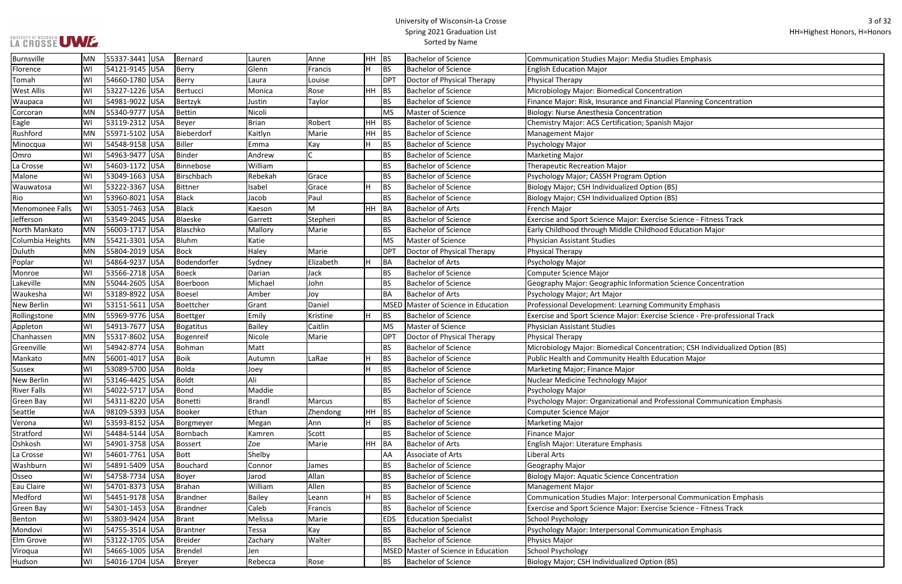| Burnsville | MN | 55337-3441 | USA | Bernard | Lauren | Anne | HH | BS | Bachelor of Science | Communication Studies Major: Media Studies Emphasis |
|---|---|---|---|---|---|---|---|---|---|---|
| Florence | WI | 54121-9145 | USA | Berry | Glenn | Francis | H | BS | Bachelor of Science | English Education Major |
| Tomah | WI | 54660-1780 | USA | Berry | Laura | Louise | | DPT | Doctor of Physical Therapy | Physical Therapy |
| West Allis | WI | 53227-1226 | USA | Bertucci | Monica | Rose | HH | BS | Bachelor of Science | Microbiology Major: Biomedical Concentration |
| Waupaca | WI | 54981-9022 | USA | Bertzyk | Justin | Taylor | | BS | Bachelor of Science | Finance Major: Risk, Insurance and Financial Planning Concentration |
| Corcoran | MN | 55340-9777 | USA | Bettin | Nicoli | | | MS | Master of Science | Biology: Nurse Anesthesia Concentration |
| Eagle | WI | 53119-2312 | USA | Beyer | Brian | Robert | HH | BS | Bachelor of Science | Chemistry Major: ACS Certification; Spanish Major |
| Rushford | MN | 55971-5102 | USA | Bieberdorf | Kaitlyn | Marie | HH | BS | Bachelor of Science | Management Major |
| Minocqua | WI | 54548-9158 | USA | Biller | Emma | Kay | H | BS | Bachelor of Science | Psychology Major |
| Omro | WI | 54963-9477 | USA | Binder | Andrew | C | | BS | Bachelor of Science | Marketing Major |
| La Crosse | WI | 54603-1172 | USA | Binnebose | William | | | BS | Bachelor of Science | Therapeutic Recreation Major |
| Malone | WI | 53049-1663 | USA | Birschbach | Rebekah | Grace | | BS | Bachelor of Science | Psychology Major; CASSH Program Option |
| Wauwatosa | WI | 53222-3367 | USA | Bittner | Isabel | Grace | H | BS | Bachelor of Science | Biology Major; CSH Individualized Option (BS) |
| Rio | WI | 53960-8021 | USA | Black | Jacob | Paul | | BS | Bachelor of Science | Biology Major; CSH Individualized Option (BS) |
| Menomonee Falls | WI | 53051-7463 | USA | Black | Kaeson | M | HH | BA | Bachelor of Arts | French Major |
| Jefferson | WI | 53549-2045 | USA | Blaeske | Garrett | Stephen | | BS | Bachelor of Science | Exercise and Sport Science Major: Exercise Science - Fitness Track |
| North Mankato | MN | 56003-1717 | USA | Blaschko | Mallory | Marie | | BS | Bachelor of Science | Early Childhood through Middle Childhood Education Major |
| Columbia Heights | MN | 55421-3301 | USA | Bluhm | Katie | | | MS | Master of Science | Physician Assistant Studies |
| Duluth | MN | 55804-2019 | USA | Bock | Haley | Marie | | DPT | Doctor of Physical Therapy | Physical Therapy |
| Poplar | WI | 54864-9237 | USA | Bodendorfer | Sydney | Elizabeth | H | BA | Bachelor of Arts | Psychology Major |
| Monroe | WI | 53566-2718 | USA | Boeck | Darian | Jack | | BS | Bachelor of Science | Computer Science Major |
| Lakeville | MN | 55044-2605 | USA | Boerboon | Michael | John | | BS | Bachelor of Science | Geography Major: Geographic Information Science Concentration |
| Waukesha | WI | 53189-8922 | USA | Boesel | Amber | Joy | | BA | Bachelor of Arts | Psychology Major; Art Major |
| New Berlin | WI | 53151-5611 | USA | Boettcher | Grant | Daniel | | MSED | Master of Science in Education | Professional Development: Learning Community Emphasis |
| Rollingstone | MN | 55969-9776 | USA | Boettger | Emily | Kristine | H | BS | Bachelor of Science | Exercise and Sport Science Major: Exercise Science - Pre-professional Track |
| Appleton | WI | 54913-7677 | USA | Bogatitus | Bailey | Caitlin | | MS | Master of Science | Physician Assistant Studies |
| Chanhassen | MN | 55317-8602 | USA | Bogenreif | Nicole | Marie | | DPT | Doctor of Physical Therapy | Physical Therapy |
| Greenville | WI | 54942-8774 | USA | Bohman | Matt | | | BS | Bachelor of Science | Microbiology Major: Biomedical Concentration; CSH Individualized Option (BS) |
| Mankato | MN | 56001-4017 | USA | Boik | Autumn | LaRae | H | BS | Bachelor of Science | Public Health and Community Health Education Major |
| Sussex | WI | 53089-5700 | USA | Bolda | Joey | | H | BS | Bachelor of Science | Marketing Major; Finance Major |
| New Berlin | WI | 53146-4425 | USA | Boldt | Ali | | | BS | Bachelor of Science | Nuclear Medicine Technology Major |
| River Falls | WI | 54022-5717 | USA | Bond | Maddie | | | BS | Bachelor of Science | Psychology Major |
| Green Bay | WI | 54311-8220 | USA | Bonetti | Brandl | Marcus | | BS | Bachelor of Science | Psychology Major: Organizational and Professional Communication Emphasis |
| Seattle | WA | 98109-5393 | USA | Booker | Ethan | Zhendong | HH | BS | Bachelor of Science | Computer Science Major |
| Verona | WI | 53593-8152 | USA | Borgmeyer | Megan | Ann | H | BS | Bachelor of Science | Marketing Major |
| Stratford | WI | 54484-5144 | USA | Bornbach | Kamren | Scott | | BS | Bachelor of Science | Finance Major |
| Oshkosh | WI | 54901-3758 | USA | Bossert | Zoe | Marie | HH | BA | Bachelor of Arts | English Major: Literature Emphasis |
| La Crosse | WI | 54601-7761 | USA | Bott | Shelby | | | AA | Associate of Arts | Liberal Arts |
| Washburn | WI | 54891-5409 | USA | Bouchard | Connor | James | | BS | Bachelor of Science | Geography Major |
| Osseo | WI | 54758-7734 | USA | Boyer | Jarod | Allan | | BS | Bachelor of Science | Biology Major: Aquatic Science Concentration |
| Eau Claire | WI | 54701-8373 | USA | Brahan | William | Allen | | BS | Bachelor of Science | Management Major |
| Medford | WI | 54451-9178 | USA | Brandner | Bailey | Leann | H | BS | Bachelor of Science | Communication Studies Major: Interpersonal Communication Emphasis |
| Green Bay | WI | 54301-1453 | USA | Brandner | Caleb | Francis | | BS | Bachelor of Science | Exercise and Sport Science Major: Exercise Science - Fitness Track |
| Benton | WI | 53803-9424 | USA | Brant | Melissa | Marie | | EDS | Education Specialist | School Psychology |
| Mondovi | WI | 54755-3514 | USA | Brantner | Tessa | Kay | | BS | Bachelor of Science | Psychology Major: Interpersonal Communication Emphasis |
| Elm Grove | WI | 53122-1705 | USA | Breider | Zachary | Walter | | BS | Bachelor of Science | Physics Major |
| Viroqua | WI | 54665-1005 | USA | Brendel | Jen | | | MSED | Master of Science in Education | School Psychology |
| Hudson | WI | 54016-1704 | USA | Breyer | Rebecca | Rose | | BS | Bachelor of Science | Biology Major; CSH Individualized Option (BS) |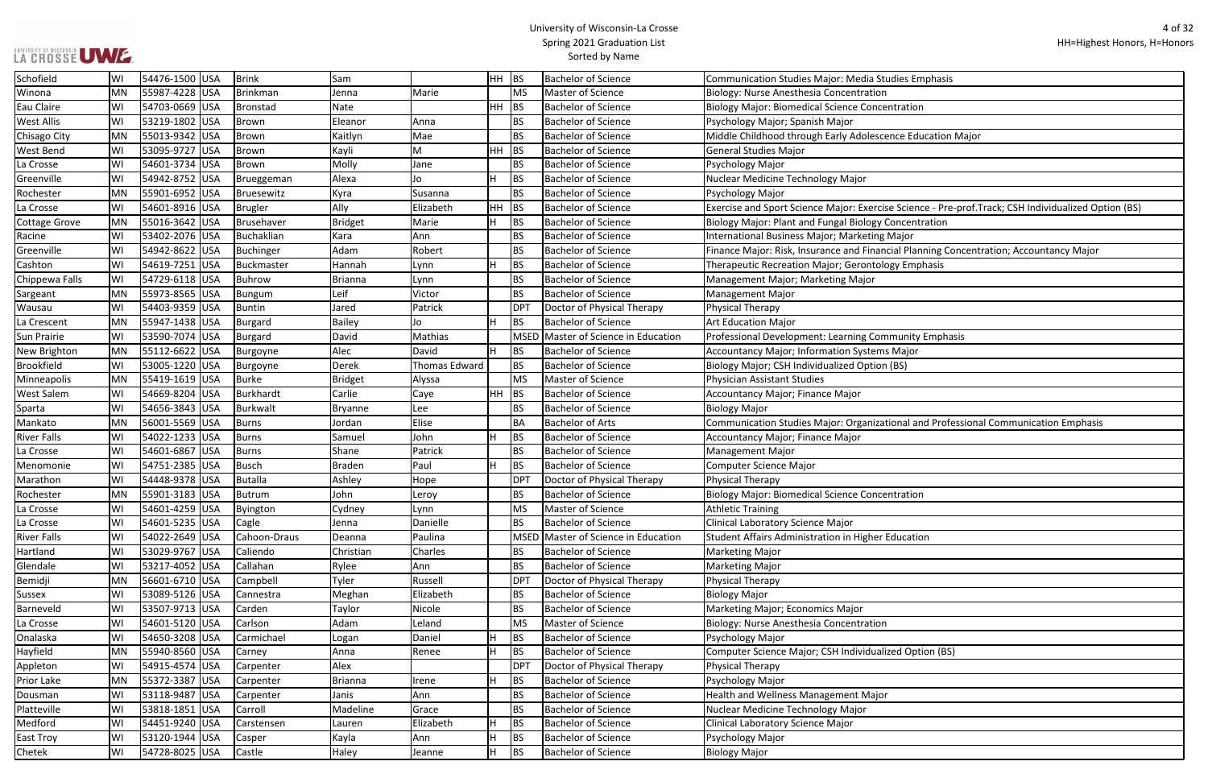# University of Wisconsin-La Crosse
## Spring 2021 Graduation List
### Sorted by Name

HH=Highest Honors, H=Honors

| City | State | Zip | Country | Last Name | First Name | Middle Name | Honors | Degree | Degree Name | Major/Program |
|---|---|---|---|---|---|---|---|---|---|---|
| Schofield | WI | 54476-1500 | USA | Brink | Sam | | HH | BS | Bachelor of Science | Communication Studies Major: Media Studies Emphasis |
| Winona | MN | 55987-4228 | USA | Brinkman | Jenna | Marie | | MS | Master of Science | Biology: Nurse Anesthesia Concentration |
| Eau Claire | WI | 54703-0669 | USA | Bronstad | Nate | | HH | BS | Bachelor of Science | Biology Major: Biomedical Science Concentration |
| West Allis | WI | 53219-1802 | USA | Brown | Eleanor | Anna | | BS | Bachelor of Science | Psychology Major; Spanish Major |
| Chisago City | MN | 55013-9342 | USA | Brown | Kaitlyn | Mae | | BS | Bachelor of Science | Middle Childhood through Early Adolescence Education Major |
| West Bend | WI | 53095-9727 | USA | Brown | Kayli | M | HH | BS | Bachelor of Science | General Studies Major |
| La Crosse | WI | 54601-3734 | USA | Brown | Molly | Jane | | BS | Bachelor of Science | Psychology Major |
| Greenville | WI | 54942-8752 | USA | Brueggeman | Alexa | Jo | H | BS | Bachelor of Science | Nuclear Medicine Technology Major |
| Rochester | MN | 55901-6952 | USA | Bruesewitz | Kyra | Susanna | | BS | Bachelor of Science | Psychology Major |
| La Crosse | WI | 54601-8916 | USA | Brugler | Ally | Elizabeth | HH | BS | Bachelor of Science | Exercise and Sport Science Major: Exercise Science - Pre-prof.Track; CSH Individualized Option (BS) |
| Cottage Grove | MN | 55016-3642 | USA | Brusehaver | Bridget | Marie | H | BS | Bachelor of Science | Biology Major: Plant and Fungal Biology Concentration |
| Racine | WI | 53402-2076 | USA | Buchaklian | Kara | Ann | | BS | Bachelor of Science | International Business Major; Marketing Major |
| Greenville | WI | 54942-8622 | USA | Buchinger | Adam | Robert | | BS | Bachelor of Science | Finance Major: Risk, Insurance and Financial Planning Concentration; Accountancy Major |
| Cashton | WI | 54619-7251 | USA | Buckmaster | Hannah | Lynn | H | BS | Bachelor of Science | Therapeutic Recreation Major; Gerontology Emphasis |
| Chippewa Falls | WI | 54729-6118 | USA | Buhrow | Brianna | Lynn | | BS | Bachelor of Science | Management Major; Marketing Major |
| Sargeant | MN | 55973-8565 | USA | Bungum | Leif | Victor | | BS | Bachelor of Science | Management Major |
| Wausau | WI | 54403-9359 | USA | Buntin | Jared | Patrick | | DPT | Doctor of Physical Therapy | Physical Therapy |
| La Crescent | MN | 55947-1438 | USA | Burgard | Bailey | Jo | H | BS | Bachelor of Science | Art Education Major |
| Sun Prairie | WI | 53590-7074 | USA | Burgard | David | Mathias | | MSED | Master of Science in Education | Professional Development: Learning Community Emphasis |
| New Brighton | MN | 55112-6622 | USA | Burgoyne | Alec | David | H | BS | Bachelor of Science | Accountancy Major; Information Systems Major |
| Brookfield | WI | 53005-1220 | USA | Burgoyne | Derek | Thomas Edward | | BS | Bachelor of Science | Biology Major; CSH Individualized Option (BS) |
| Minneapolis | MN | 55419-1619 | USA | Burke | Bridget | Alyssa | | MS | Master of Science | Physician Assistant Studies |
| West Salem | WI | 54669-8204 | USA | Burkhardt | Carlie | Caye | HH | BS | Bachelor of Science | Accountancy Major; Finance Major |
| Sparta | WI | 54656-3843 | USA | Burkwalt | Bryanne | Lee | | BS | Bachelor of Science | Biology Major |
| Mankato | MN | 56001-5569 | USA | Burns | Jordan | Elise | | BA | Bachelor of Arts | Communication Studies Major: Organizational and Professional Communication Emphasis |
| River Falls | WI | 54022-1233 | USA | Burns | Samuel | John | H | BS | Bachelor of Science | Accountancy Major; Finance Major |
| La Crosse | WI | 54601-6867 | USA | Burns | Shane | Patrick | | BS | Bachelor of Science | Management Major |
| Menomonie | WI | 54751-2385 | USA | Busch | Braden | Paul | H | BS | Bachelor of Science | Computer Science Major |
| Marathon | WI | 54448-9378 | USA | Butalla | Ashley | Hope | | DPT | Doctor of Physical Therapy | Physical Therapy |
| Rochester | MN | 55901-3183 | USA | Butrum | John | Leroy | | BS | Bachelor of Science | Biology Major: Biomedical Science Concentration |
| La Crosse | WI | 54601-4259 | USA | Byington | Cydney | Lynn | | MS | Master of Science | Athletic Training |
| La Crosse | WI | 54601-5235 | USA | Cagle | Jenna | Danielle | | BS | Bachelor of Science | Clinical Laboratory Science Major |
| River Falls | WI | 54022-2649 | USA | Cahoon-Draus | Deanna | Paulina | | MSED | Master of Science in Education | Student Affairs Administration in Higher Education |
| Hartland | WI | 53029-9767 | USA | Caliendo | Christian | Charles | | BS | Bachelor of Science | Marketing Major |
| Glendale | WI | 53217-4052 | USA | Callahan | Rylee | Ann | | BS | Bachelor of Science | Marketing Major |
| Bemidji | MN | 56601-6710 | USA | Campbell | Tyler | Russell | | DPT | Doctor of Physical Therapy | Physical Therapy |
| Sussex | WI | 53089-5126 | USA | Cannestra | Meghan | Elizabeth | | BS | Bachelor of Science | Biology Major |
| Barneveld | WI | 53507-9713 | USA | Carden | Taylor | Nicole | | BS | Bachelor of Science | Marketing Major; Economics Major |
| La Crosse | WI | 54601-5120 | USA | Carlson | Adam | Leland | | MS | Master of Science | Biology: Nurse Anesthesia Concentration |
| Onalaska | WI | 54650-3208 | USA | Carmichael | Logan | Daniel | H | BS | Bachelor of Science | Psychology Major |
| Hayfield | MN | 55940-8560 | USA | Carney | Anna | Renee | H | BS | Bachelor of Science | Computer Science Major; CSH Individualized Option (BS) |
| Appleton | WI | 54915-4574 | USA | Carpenter | Alex | | | DPT | Doctor of Physical Therapy | Physical Therapy |
| Prior Lake | MN | 55372-3387 | USA | Carpenter | Brianna | Irene | H | BS | Bachelor of Science | Psychology Major |
| Dousman | WI | 53118-9487 | USA | Carpenter | Janis | Ann | | BS | Bachelor of Science | Health and Wellness Management Major |
| Platteville | WI | 53818-1851 | USA | Carroll | Madeline | Grace | | BS | Bachelor of Science | Nuclear Medicine Technology Major |
| Medford | WI | 54451-9240 | USA | Carstensen | Lauren | Elizabeth | H | BS | Bachelor of Science | Clinical Laboratory Science Major |
| East Troy | WI | 53120-1944 | USA | Casper | Kayla | Ann | H | BS | Bachelor of Science | Psychology Major |
| Chetek | WI | 54728-8025 | USA | Castle | Haley | Jeanne | H | BS | Bachelor of Science | Biology Major |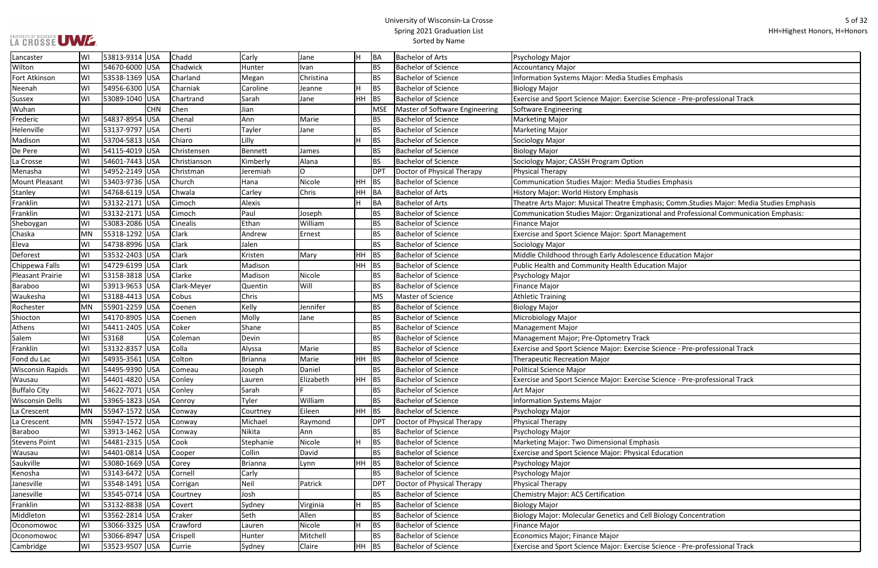# University of Wisconsin-La Crosse
## Spring 2021 Graduation List
### Sorted by Name

HH=Highest Honors, H=Honors

| | | | | | | | | | | |
|---|---|---|---|---|---|---|---|---|---|---|
| Lancaster | WI | 53813-9314 | USA | Chadd | Carly | Jane | H | BA | Bachelor of Arts | Psychology Major |
| Wilton | WI | 54670-6000 | USA | Chadwick | Hunter | Ivan | | BS | Bachelor of Science | Accountancy Major |
| Fort Atkinson | WI | 53538-1369 | USA | Charland | Megan | Christina | | BS | Bachelor of Science | Information Systems Major: Media Studies Emphasis |
| Neenah | WI | 54956-6300 | USA | Charniak | Caroline | Jeanne | H | BS | Bachelor of Science | Biology Major |
| Sussex | WI | 53089-1040 | USA | Chartrand | Sarah | Jane | HH | BS | Bachelor of Science | Exercise and Sport Science Major: Exercise Science - Pre-professional Track |
| Wuhan | | | CHN | Chen | Jian | | | MSE | Master of Software Engineering | Software Engineering |
| Frederic | WI | 54837-8954 | USA | Chenal | Ann | Marie | | BS | Bachelor of Science | Marketing Major |
| Helenville | WI | 53137-9797 | USA | Cherti | Tayler | Jane | | BS | Bachelor of Science | Marketing Major |
| Madison | WI | 53704-5813 | USA | Chiaro | Lilly | | H | BS | Bachelor of Science | Sociology Major |
| De Pere | WI | 54115-4019 | USA | Christensen | Bennett | James | | BS | Bachelor of Science | Biology Major |
| La Crosse | WI | 54601-7443 | USA | Christianson | Kimberly | Alana | | BS | Bachelor of Science | Sociology Major; CASSH Program Option |
| Menasha | WI | 54952-2149 | USA | Christman | Jeremiah | O | | DPT | Doctor of Physical Therapy | Physical Therapy |
| Mount Pleasant | WI | 53403-9736 | USA | Church | Hana | Nicole | HH | BS | Bachelor of Science | Communication Studies Major: Media Studies Emphasis |
| Stanley | WI | 54768-6119 | USA | Chwala | Carley | Chris | HH | BA | Bachelor of Arts | History Major: World History Emphasis |
| Franklin | WI | 53132-2171 | USA | Cimoch | Alexis | | H | BA | Bachelor of Arts | Theatre Arts Major: Musical Theatre Emphasis; Comm.Studies Major: Media Studies Emphasis |
| Franklin | WI | 53132-2171 | USA | Cimoch | Paul | Joseph | | BS | Bachelor of Science | Communication Studies Major: Organizational and Professional Communication Emphasis: |
| Sheboygan | WI | 53083-2086 | USA | Cinealis | Ethan | William | | BS | Bachelor of Science | Finance Major |
| Chaska | MN | 55318-1292 | USA | Clark | Andrew | Ernest | | BS | Bachelor of Science | Exercise and Sport Science Major: Sport Management |
| Eleva | WI | 54738-8996 | USA | Clark | Jalen | | | BS | Bachelor of Science | Sociology Major |
| Deforest | WI | 53532-2403 | USA | Clark | Kristen | Mary | HH | BS | Bachelor of Science | Middle Childhood through Early Adolescence Education Major |
| Chippewa Falls | WI | 54729-6199 | USA | Clark | Madison | | HH | BS | Bachelor of Science | Public Health and Community Health Education Major |
| Pleasant Prairie | WI | 53158-3818 | USA | Clarke | Madison | Nicole | | BS | Bachelor of Science | Psychology Major |
| Baraboo | WI | 53913-9653 | USA | Clark-Meyer | Quentin | Will | | BS | Bachelor of Science | Finance Major |
| Waukesha | WI | 53188-4413 | USA | Cobus | Chris | | | MS | Master of Science | Athletic Training |
| Rochester | MN | 55901-2259 | USA | Coenen | Kelly | Jennifer | | BS | Bachelor of Science | Biology Major |
| Shiocton | WI | 54170-8905 | USA | Coenen | Molly | Jane | | BS | Bachelor of Science | Microbiology Major |
| Athens | WI | 54411-2405 | USA | Coker | Shane | | | BS | Bachelor of Science | Management Major |
| Salem | WI | 53168 | USA | Coleman | Devin | | | BS | Bachelor of Science | Management Major; Pre-Optometry Track |
| Franklin | WI | 53132-8357 | USA | Colla | Alyssa | Marie | | BS | Bachelor of Science | Exercise and Sport Science Major: Exercise Science - Pre-professional Track |
| Fond du Lac | WI | 54935-3561 | USA | Colton | Brianna | Marie | HH | BS | Bachelor of Science | Therapeutic Recreation Major |
| Wisconsin Rapids | WI | 54495-9390 | USA | Comeau | Joseph | Daniel | | BS | Bachelor of Science | Political Science Major |
| Wausau | WI | 54401-4820 | USA | Conley | Lauren | Elizabeth | HH | BS | Bachelor of Science | Exercise and Sport Science Major: Exercise Science - Pre-professional Track |
| Buffalo City | WI | 54622-7071 | USA | Conley | Sarah | F | | BS | Bachelor of Science | Art Major |
| Wisconsin Dells | WI | 53965-1823 | USA | Conroy | Tyler | William | | BS | Bachelor of Science | Information Systems Major |
| La Crescent | MN | 55947-1572 | USA | Conway | Courtney | Eileen | HH | BS | Bachelor of Science | Psychology Major |
| La Crescent | MN | 55947-1572 | USA | Conway | Michael | Raymond | | DPT | Doctor of Physical Therapy | Physical Therapy |
| Baraboo | WI | 53913-1462 | USA | Conway | Nikita | Ann | | BS | Bachelor of Science | Psychology Major |
| Stevens Point | WI | 54481-2315 | USA | Cook | Stephanie | Nicole | H | BS | Bachelor of Science | Marketing Major: Two Dimensional Emphasis |
| Wausau | WI | 54401-0814 | USA | Cooper | Collin | David | | BS | Bachelor of Science | Exercise and Sport Science Major: Physical Education |
| Saukville | WI | 53080-1669 | USA | Corey | Brianna | Lynn | HH | BS | Bachelor of Science | Psychology Major |
| Kenosha | WI | 53143-6472 | USA | Cornell | Carly | | | BS | Bachelor of Science | Psychology Major |
| Janesville | WI | 53548-1491 | USA | Corrigan | Neil | Patrick | | DPT | Doctor of Physical Therapy | Physical Therapy |
| Janesville | WI | 53545-0714 | USA | Courtney | Josh | | | BS | Bachelor of Science | Chemistry Major: ACS Certification |
| Franklin | WI | 53132-8838 | USA | Covert | Sydney | Virginia | H | BS | Bachelor of Science | Biology Major |
| Middleton | WI | 53562-2814 | USA | Craker | Seth | Allen | | BS | Bachelor of Science | Biology Major: Molecular Genetics and Cell Biology Concentration |
| Oconomowoc | WI | 53066-3325 | USA | Crawford | Lauren | Nicole | H | BS | Bachelor of Science | Finance Major |
| Oconomowoc | WI | 53066-8947 | USA | Crispell | Hunter | Mitchell | | BS | Bachelor of Science | Economics Major; Finance Major |
| Cambridge | WI | 53523-9507 | USA | Currie | Sydney | Claire | HH | BS | Bachelor of Science | Exercise and Sport Science Major: Exercise Science - Pre-professional Track |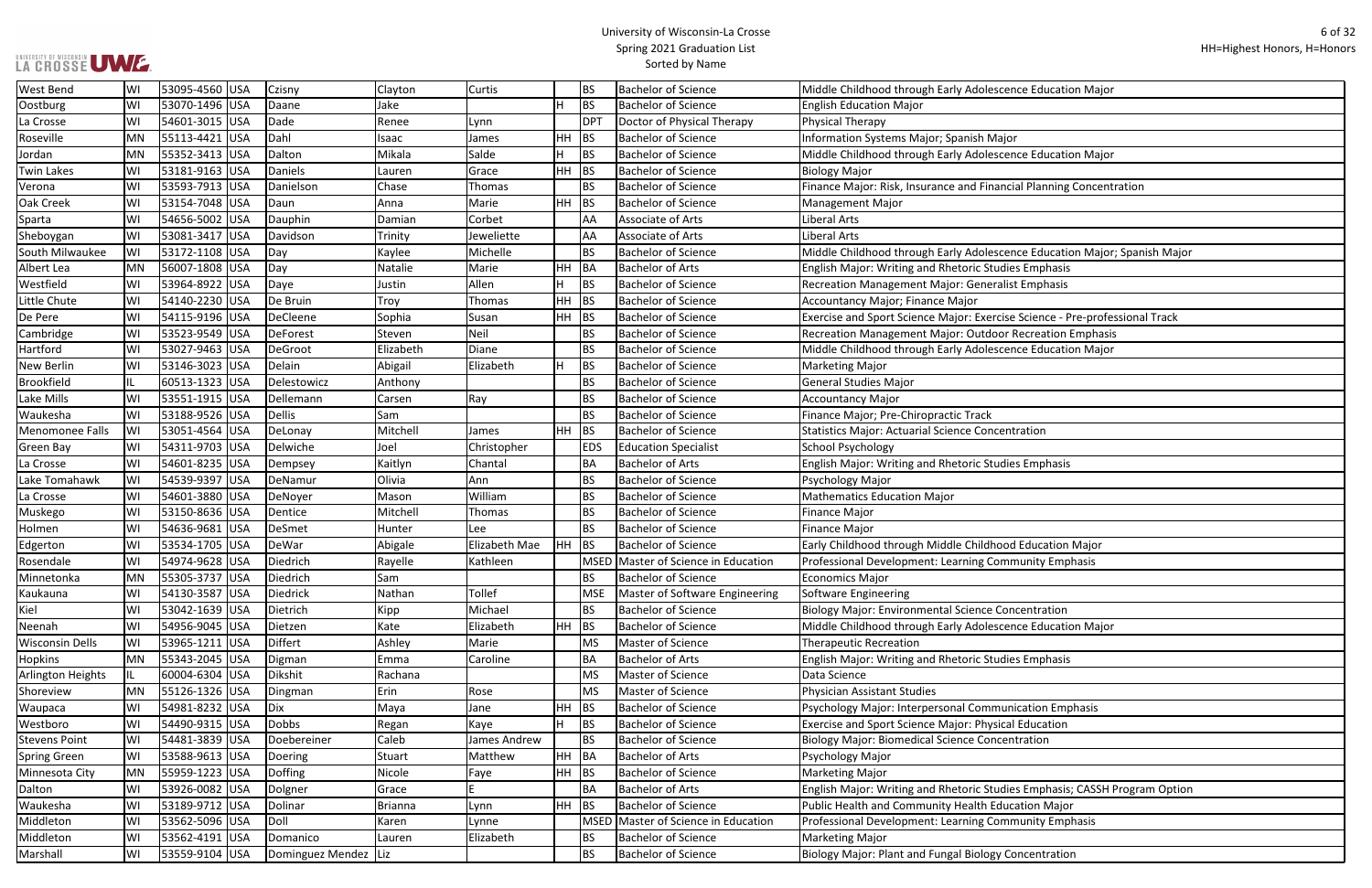# University of Wisconsin-La Crosse
## Spring 2021 Graduation List
### Sorted by Name

HH=Highest Honors, H=Honors

| City | State | Zip | Country | Last Name | First Name | Middle Name | Honors | Degree | Degree Name | Major |
|---|---|---|---|---|---|---|---|---|---|---|
| West Bend | WI | 53095-4560 | USA | Czisny | Clayton | Curtis | | BS | Bachelor of Science | Middle Childhood through Early Adolescence Education Major |
| Oostburg | WI | 53070-1496 | USA | Daane | Jake | | H | BS | Bachelor of Science | English Education Major |
| La Crosse | WI | 54601-3015 | USA | Dade | Renee | Lynn | | DPT | Doctor of Physical Therapy | Physical Therapy |
| Roseville | MN | 55113-4421 | USA | Dahl | Isaac | James | HH | BS | Bachelor of Science | Information Systems Major; Spanish Major |
| Jordan | MN | 55352-3413 | USA | Dalton | Mikala | Salde | H | BS | Bachelor of Science | Middle Childhood through Early Adolescence Education Major |
| Twin Lakes | WI | 53181-9163 | USA | Daniels | Lauren | Grace | HH | BS | Bachelor of Science | Biology Major |
| Verona | WI | 53593-7913 | USA | Danielson | Chase | Thomas | | BS | Bachelor of Science | Finance Major: Risk, Insurance and Financial Planning Concentration |
| Oak Creek | WI | 53154-7048 | USA | Daun | Anna | Marie | HH | BS | Bachelor of Science | Management Major |
| Sparta | WI | 54656-5002 | USA | Dauphin | Damian | Corbet | | AA | Associate of Arts | Liberal Arts |
| Sheboygan | WI | 53081-3417 | USA | Davidson | Trinity | Jeweliette | | AA | Associate of Arts | Liberal Arts |
| South Milwaukee | WI | 53172-1108 | USA | Day | Kaylee | Michelle | | BS | Bachelor of Science | Middle Childhood through Early Adolescence Education Major; Spanish Major |
| Albert Lea | MN | 56007-1808 | USA | Day | Natalie | Marie | HH | BA | Bachelor of Arts | English Major: Writing and Rhetoric Studies Emphasis |
| Westfield | WI | 53964-8922 | USA | Daye | Justin | Allen | H | BS | Bachelor of Science | Recreation Management Major: Generalist Emphasis |
| Little Chute | WI | 54140-2230 | USA | De Bruin | Troy | Thomas | HH | BS | Bachelor of Science | Accountancy Major; Finance Major |
| De Pere | WI | 54115-9196 | USA | DeCleene | Sophia | Susan | HH | BS | Bachelor of Science | Exercise and Sport Science Major: Exercise Science - Pre-professional Track |
| Cambridge | WI | 53523-9549 | USA | DeForest | Steven | Neil | | BS | Bachelor of Science | Recreation Management Major: Outdoor Recreation Emphasis |
| Hartford | WI | 53027-9463 | USA | DeGroot | Elizabeth | Diane | | BS | Bachelor of Science | Middle Childhood through Early Adolescence Education Major |
| New Berlin | WI | 53146-3023 | USA | Delain | Abigail | Elizabeth | H | BS | Bachelor of Science | Marketing Major |
| Brookfield | IL | 60513-1323 | USA | Delestowicz | Anthony | | | BS | Bachelor of Science | General Studies Major |
| Lake Mills | WI | 53551-1915 | USA | Dellemann | Carsen | Ray | | BS | Bachelor of Science | Accountancy Major |
| Waukesha | WI | 53188-9526 | USA | Dellis | Sam | | | BS | Bachelor of Science | Finance Major; Pre-Chiropractic Track |
| Menomonee Falls | WI | 53051-4564 | USA | DeLonay | Mitchell | James | HH | BS | Bachelor of Science | Statistics Major: Actuarial Science Concentration |
| Green Bay | WI | 54311-9703 | USA | Delwiche | Joel | Christopher | | EDS | Education Specialist | School Psychology |
| La Crosse | WI | 54601-8235 | USA | Dempsey | Kaitlyn | Chantal | | BA | Bachelor of Arts | English Major: Writing and Rhetoric Studies Emphasis |
| Lake Tomahawk | WI | 54539-9397 | USA | DeNamur | Olivia | Ann | | BS | Bachelor of Science | Psychology Major |
| La Crosse | WI | 54601-3880 | USA | DeNoyer | Mason | William | | BS | Bachelor of Science | Mathematics Education Major |
| Muskego | WI | 53150-8636 | USA | Dentice | Mitchell | Thomas | | BS | Bachelor of Science | Finance Major |
| Holmen | WI | 54636-9681 | USA | DeSmet | Hunter | Lee | | BS | Bachelor of Science | Finance Major |
| Edgerton | WI | 53534-1705 | USA | DeWar | Abigale | Elizabeth Mae | HH | BS | Bachelor of Science | Early Childhood through Middle Childhood Education Major |
| Rosendale | WI | 54974-9628 | USA | Diedrich | Rayelle | Kathleen | | MSED | Master of Science in Education | Professional Development: Learning Community Emphasis |
| Minnetonka | MN | 55305-3737 | USA | Diedrich | Sam | | | BS | Bachelor of Science | Economics Major |
| Kaukauna | WI | 54130-3587 | USA | Diedrick | Nathan | Tollef | | MSE | Master of Software Engineering | Software Engineering |
| Kiel | WI | 53042-1639 | USA | Dietrich | Kipp | Michael | | BS | Bachelor of Science | Biology Major: Environmental Science Concentration |
| Neenah | WI | 54956-9045 | USA | Dietzen | Kate | Elizabeth | HH | BS | Bachelor of Science | Middle Childhood through Early Adolescence Education Major |
| Wisconsin Dells | WI | 53965-1211 | USA | Differt | Ashley | Marie | | MS | Master of Science | Therapeutic Recreation |
| Hopkins | MN | 55343-2045 | USA | Digman | Emma | Caroline | | BA | Bachelor of Arts | English Major: Writing and Rhetoric Studies Emphasis |
| Arlington Heights | IL | 60004-6304 | USA | Dikshit | Rachana | | | MS | Master of Science | Data Science |
| Shoreview | MN | 55126-1326 | USA | Dingman | Erin | Rose | | MS | Master of Science | Physician Assistant Studies |
| Waupaca | WI | 54981-8232 | USA | Dix | Maya | Jane | HH | BS | Bachelor of Science | Psychology Major: Interpersonal Communication Emphasis |
| Westboro | WI | 54490-9315 | USA | Dobbs | Regan | Kaye | H | BS | Bachelor of Science | Exercise and Sport Science Major: Physical Education |
| Stevens Point | WI | 54481-3839 | USA | Doebereiner | Caleb | James Andrew | | BS | Bachelor of Science | Biology Major: Biomedical Science Concentration |
| Spring Green | WI | 53588-9613 | USA | Doering | Stuart | Matthew | HH | BA | Bachelor of Arts | Psychology Major |
| Minnesota City | MN | 55959-1223 | USA | Doffing | Nicole | Faye | HH | BS | Bachelor of Science | Marketing Major |
| Dalton | WI | 53926-0082 | USA | Dolgner | Grace | E | | BA | Bachelor of Arts | English Major: Writing and Rhetoric Studies Emphasis; CASSH Program Option |
| Waukesha | WI | 53189-9712 | USA | Dolinar | Brianna | Lynn | HH | BS | Bachelor of Science | Public Health and Community Health Education Major |
| Middleton | WI | 53562-5096 | USA | Doll | Karen | Lynne | | MSED | Master of Science in Education | Professional Development: Learning Community Emphasis |
| Middleton | WI | 53562-4191 | USA | Domanico | Lauren | Elizabeth | | BS | Bachelor of Science | Marketing Major |
| Marshall | WI | 53559-9104 | USA | Dominguez Mendez | Liz | | | BS | Bachelor of Science | Biology Major: Plant and Fungal Biology Concentration |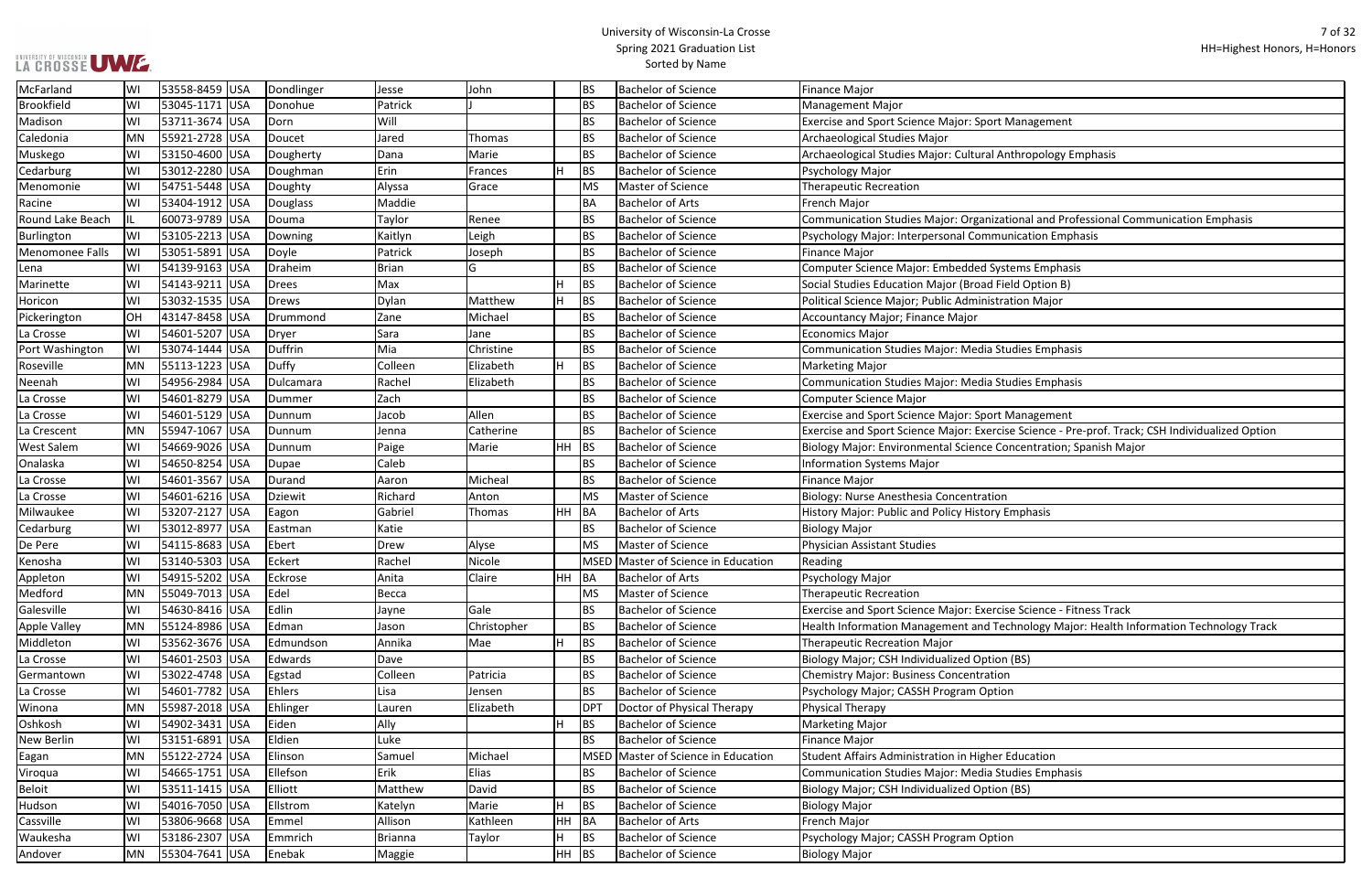| McFarland | WI | 53558-8459 | USA | Dondlinger | Jesse | John | | BS | Bachelor of Science | Finance Major |
|---|---|---|---|---|---|---|---|---|---|---|
| Brookfield | WI | 53045-1171 | USA | Donohue | Patrick | J | | BS | Bachelor of Science | Management Major |
| Madison | WI | 53711-3674 | USA | Dorn | Will | | | BS | Bachelor of Science | Exercise and Sport Science Major: Sport Management |
| Caledonia | MN | 55921-2728 | USA | Doucet | Jared | Thomas | | BS | Bachelor of Science | Archaeological Studies Major |
| Muskego | WI | 53150-4600 | USA | Dougherty | Dana | Marie | | BS | Bachelor of Science | Archaeological Studies Major: Cultural Anthropology Emphasis |
| Cedarburg | WI | 53012-2280 | USA | Doughman | Erin | Frances | H | BS | Bachelor of Science | Psychology Major |
| Menomonie | WI | 54751-5448 | USA | Doughty | Alyssa | Grace | | MS | Master of Science | Therapeutic Recreation |
| Racine | WI | 53404-1912 | USA | Douglass | Maddie | | | BA | Bachelor of Arts | French Major |
| Round Lake Beach | IL | 60073-9789 | USA | Douma | Taylor | Renee | | BS | Bachelor of Science | Communication Studies Major: Organizational and Professional Communication Emphasis |
| Burlington | WI | 53105-2213 | USA | Downing | Kaitlyn | Leigh | | BS | Bachelor of Science | Psychology Major: Interpersonal Communication Emphasis |
| Menomonee Falls | WI | 53051-5891 | USA | Doyle | Patrick | Joseph | | BS | Bachelor of Science | Finance Major |
| Lena | WI | 54139-9163 | USA | Draheim | Brian | G | | BS | Bachelor of Science | Computer Science Major: Embedded Systems Emphasis |
| Marinette | WI | 54143-9211 | USA | Drees | Max | | H | BS | Bachelor of Science | Social Studies Education Major (Broad Field Option B) |
| Horicon | WI | 53032-1535 | USA | Drews | Dylan | Matthew | H | BS | Bachelor of Science | Political Science Major; Public Administration Major |
| Pickerington | OH | 43147-8458 | USA | Drummond | Zane | Michael | | BS | Bachelor of Science | Accountancy Major; Finance Major |
| La Crosse | WI | 54601-5207 | USA | Dryer | Sara | Jane | | BS | Bachelor of Science | Economics Major |
| Port Washington | WI | 53074-1444 | USA | Duffrin | Mia | Christine | | BS | Bachelor of Science | Communication Studies Major: Media Studies Emphasis |
| Roseville | MN | 55113-1223 | USA | Duffy | Colleen | Elizabeth | H | BS | Bachelor of Science | Marketing Major |
| Neenah | WI | 54956-2984 | USA | Dulcamara | Rachel | Elizabeth | | BS | Bachelor of Science | Communication Studies Major: Media Studies Emphasis |
| La Crosse | WI | 54601-8279 | USA | Dummer | Zach | | | BS | Bachelor of Science | Computer Science Major |
| La Crosse | WI | 54601-5129 | USA | Dunnum | Jacob | Allen | | BS | Bachelor of Science | Exercise and Sport Science Major: Sport Management |
| La Crescent | MN | 55947-1067 | USA | Dunnum | Jenna | Catherine | | BS | Bachelor of Science | Exercise and Sport Science Major: Exercise Science - Pre-prof. Track; CSH Individualized Option |
| West Salem | WI | 54669-9026 | USA | Dunnum | Paige | Marie | HH | BS | Bachelor of Science | Biology Major: Environmental Science Concentration; Spanish Major |
| Onalaska | WI | 54650-8254 | USA | Dupae | Caleb | | | BS | Bachelor of Science | Information Systems Major |
| La Crosse | WI | 54601-3567 | USA | Durand | Aaron | Micheal | | BS | Bachelor of Science | Finance Major |
| La Crosse | WI | 54601-6216 | USA | Dziewit | Richard | Anton | | MS | Master of Science | Biology: Nurse Anesthesia Concentration |
| Milwaukee | WI | 53207-2127 | USA | Eagon | Gabriel | Thomas | HH | BA | Bachelor of Arts | History Major: Public and Policy History Emphasis |
| Cedarburg | WI | 53012-8977 | USA | Eastman | Katie | | | BS | Bachelor of Science | Biology Major |
| De Pere | WI | 54115-8683 | USA | Ebert | Drew | Alyse | | MS | Master of Science | Physician Assistant Studies |
| Kenosha | WI | 53140-5303 | USA | Eckert | Rachel | Nicole | | MSED | Master of Science in Education | Reading |
| Appleton | WI | 54915-5202 | USA | Eckrose | Anita | Claire | HH | BA | Bachelor of Arts | Psychology Major |
| Medford | MN | 55049-7013 | USA | Edel | Becca | | | MS | Master of Science | Therapeutic Recreation |
| Galesville | WI | 54630-8416 | USA | Edlin | Jayne | Gale | | BS | Bachelor of Science | Exercise and Sport Science Major: Exercise Science - Fitness Track |
| Apple Valley | MN | 55124-8986 | USA | Edman | Jason | Christopher | | BS | Bachelor of Science | Health Information Management and Technology Major: Health Information Technology Track |
| Middleton | WI | 53562-3676 | USA | Edmundson | Annika | Mae | H | BS | Bachelor of Science | Therapeutic Recreation Major |
| La Crosse | WI | 54601-2503 | USA | Edwards | Dave | | | BS | Bachelor of Science | Biology Major; CSH Individualized Option (BS) |
| Germantown | WI | 53022-4748 | USA | Egstad | Colleen | Patricia | | BS | Bachelor of Science | Chemistry Major: Business Concentration |
| La Crosse | WI | 54601-7782 | USA | Ehlers | Lisa | Jensen | | BS | Bachelor of Science | Psychology Major; CASSH Program Option |
| Winona | MN | 55987-2018 | USA | Ehlinger | Lauren | Elizabeth | | DPT | Doctor of Physical Therapy | Physical Therapy |
| Oshkosh | WI | 54902-3431 | USA | Eiden | Ally | | H | BS | Bachelor of Science | Marketing Major |
| New Berlin | WI | 53151-6891 | USA | Eldien | Luke | | | BS | Bachelor of Science | Finance Major |
| Eagan | MN | 55122-2724 | USA | Elinson | Samuel | Michael | | MSED | Master of Science in Education | Student Affairs Administration in Higher Education |
| Viroqua | WI | 54665-1751 | USA | Ellefson | Erik | Elias | | BS | Bachelor of Science | Communication Studies Major: Media Studies Emphasis |
| Beloit | WI | 53511-1415 | USA | Elliott | Matthew | David | | BS | Bachelor of Science | Biology Major; CSH Individualized Option (BS) |
| Hudson | WI | 54016-7050 | USA | Ellstrom | Katelyn | Marie | H | BS | Bachelor of Science | Biology Major |
| Cassville | WI | 53806-9668 | USA | Emmel | Allison | Kathleen | HH | BA | Bachelor of Arts | French Major |
| Waukesha | WI | 53186-2307 | USA | Emmrich | Brianna | Taylor | H | BS | Bachelor of Science | Psychology Major; CASSH Program Option |
| Andover | MN | 55304-7641 | USA | Enebak | Maggie | | HH | BS | Bachelor of Science | Biology Major |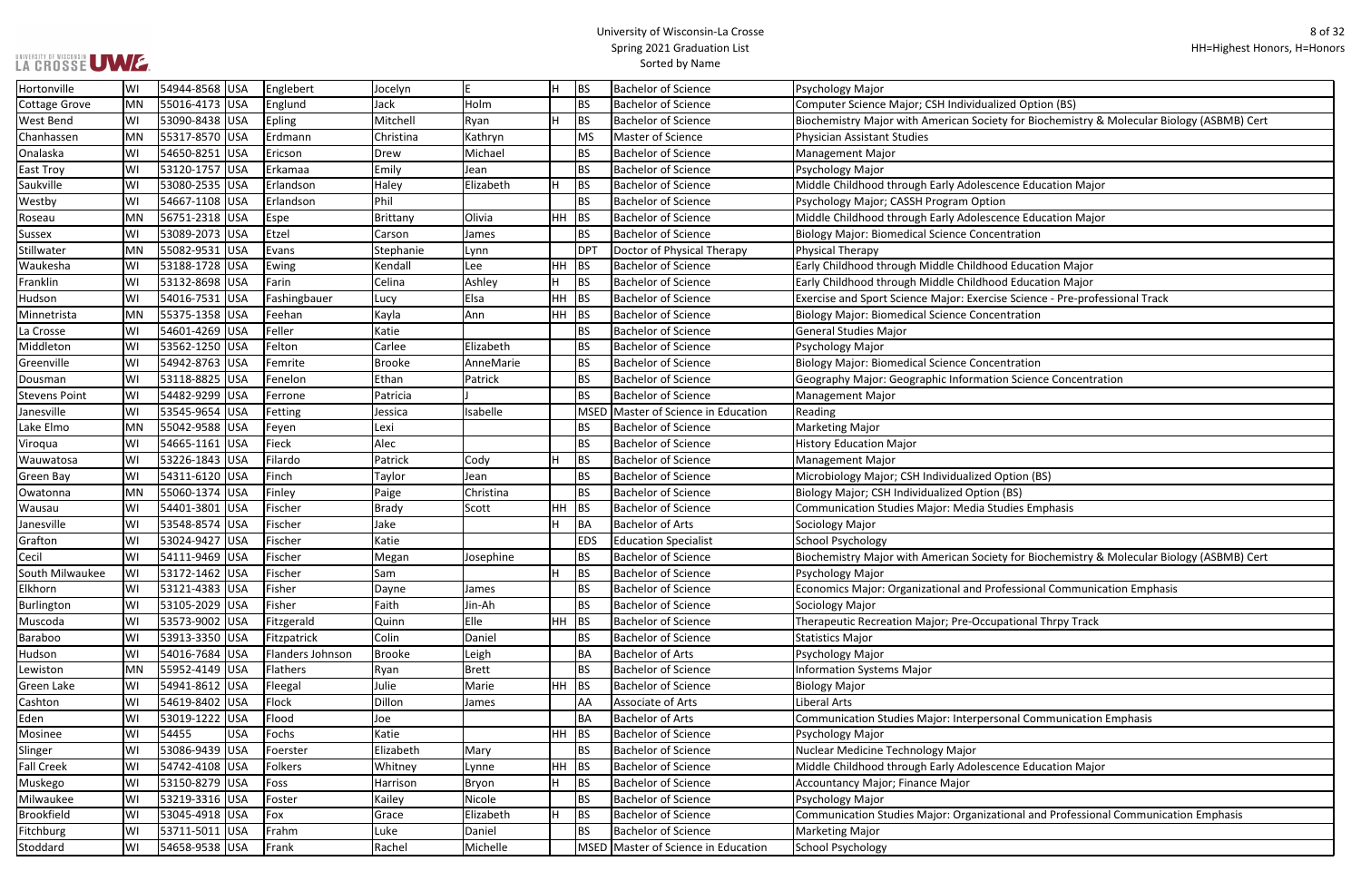| City | State | Zip | Country | Last Name | First Name | Middle Name | Honors | Degree | Degree Description | Major/Program |
|---|---|---|---|---|---|---|---|---|---|---|
| Hortonville | WI | 54944-8568 | USA | Englebert | Jocelyn | E | H | BS | Bachelor of Science | Psychology Major |
| Cottage Grove | MN | 55016-4173 | USA | Englund | Jack | Holm | | BS | Bachelor of Science | Computer Science Major; CSH Individualized Option (BS) |
| West Bend | WI | 53090-8438 | USA | Epling | Mitchell | Ryan | H | BS | Bachelor of Science | Biochemistry Major with American Society for Biochemistry & Molecular Biology (ASBMB) Cert |
| Chanhassen | MN | 55317-8570 | USA | Erdmann | Christina | Kathryn | | MS | Master of Science | Physician Assistant Studies |
| Onalaska | WI | 54650-8251 | USA | Ericson | Drew | Michael | | BS | Bachelor of Science | Management Major |
| East Troy | WI | 53120-1757 | USA | Erkamaa | Emily | Jean | | BS | Bachelor of Science | Psychology Major |
| Saukville | WI | 53080-2535 | USA | Erlandson | Haley | Elizabeth | H | BS | Bachelor of Science | Middle Childhood through Early Adolescence Education Major |
| Westby | WI | 54667-1108 | USA | Erlandson | Phil | | | BS | Bachelor of Science | Psychology Major; CASSH Program Option |
| Roseau | MN | 56751-2318 | USA | Espe | Brittany | Olivia | HH | BS | Bachelor of Science | Middle Childhood through Early Adolescence Education Major |
| Sussex | WI | 53089-2073 | USA | Etzel | Carson | James | | BS | Bachelor of Science | Biology Major: Biomedical Science Concentration |
| Stillwater | MN | 55082-9531 | USA | Evans | Stephanie | Lynn | | DPT | Doctor of Physical Therapy | Physical Therapy |
| Waukesha | WI | 53188-1728 | USA | Ewing | Kendall | Lee | HH | BS | Bachelor of Science | Early Childhood through Middle Childhood Education Major |
| Franklin | WI | 53132-8698 | USA | Farin | Celina | Ashley | H | BS | Bachelor of Science | Early Childhood through Middle Childhood Education Major |
| Hudson | WI | 54016-7531 | USA | Fashingbauer | Lucy | Elsa | HH | BS | Bachelor of Science | Exercise and Sport Science Major: Exercise Science - Pre-professional Track |
| Minnetrista | MN | 55375-1358 | USA | Feehan | Kayla | Ann | HH | BS | Bachelor of Science | Biology Major: Biomedical Science Concentration |
| La Crosse | WI | 54601-4269 | USA | Feller | Katie | | | BS | Bachelor of Science | General Studies Major |
| Middleton | WI | 53562-1250 | USA | Felton | Carlee | Elizabeth | | BS | Bachelor of Science | Psychology Major |
| Greenville | WI | 54942-8763 | USA | Femrite | Brooke | AnneMarie | | BS | Bachelor of Science | Biology Major: Biomedical Science Concentration |
| Dousman | WI | 53118-8825 | USA | Fenelon | Ethan | Patrick | | BS | Bachelor of Science | Geography Major: Geographic Information Science Concentration |
| Stevens Point | WI | 54482-9299 | USA | Ferrone | Patricia | J | | BS | Bachelor of Science | Management Major |
| Janesville | WI | 53545-9654 | USA | Fetting | Jessica | Isabelle | | MSED | Master of Science in Education | Reading |
| Lake Elmo | MN | 55042-9588 | USA | Feyen | Lexi | | | BS | Bachelor of Science | Marketing Major |
| Viroqua | WI | 54665-1161 | USA | Fieck | Alec | | | BS | Bachelor of Science | History Education Major |
| Wauwatosa | WI | 53226-1843 | USA | Filardo | Patrick | Cody | H | BS | Bachelor of Science | Management Major |
| Green Bay | WI | 54311-6120 | USA | Finch | Taylor | Jean | | BS | Bachelor of Science | Microbiology Major; CSH Individualized Option (BS) |
| Owatonna | MN | 55060-1374 | USA | Finley | Paige | Christina | | BS | Bachelor of Science | Biology Major; CSH Individualized Option (BS) |
| Wausau | WI | 54401-3801 | USA | Fischer | Brady | Scott | HH | BS | Bachelor of Science | Communication Studies Major: Media Studies Emphasis |
| Janesville | WI | 53548-8574 | USA | Fischer | Jake | | H | BA | Bachelor of Arts | Sociology Major |
| Grafton | WI | 53024-9427 | USA | Fischer | Katie | | | EDS | Education Specialist | School Psychology |
| Cecil | WI | 54111-9469 | USA | Fischer | Megan | Josephine | | BS | Bachelor of Science | Biochemistry Major with American Society for Biochemistry & Molecular Biology (ASBMB) Cert |
| South Milwaukee | WI | 53172-1462 | USA | Fischer | Sam | | H | BS | Bachelor of Science | Psychology Major |
| Elkhorn | WI | 53121-4383 | USA | Fisher | Dayne | James | | BS | Bachelor of Science | Economics Major: Organizational and Professional Communication Emphasis |
| Burlington | WI | 53105-2029 | USA | Fisher | Faith | Jin-Ah | | BS | Bachelor of Science | Sociology Major |
| Muscoda | WI | 53573-9002 | USA | Fitzgerald | Quinn | Elle | HH | BS | Bachelor of Science | Therapeutic Recreation Major; Pre-Occupational Thrpy Track |
| Baraboo | WI | 53913-3350 | USA | Fitzpatrick | Colin | Daniel | | BS | Bachelor of Science | Statistics Major |
| Hudson | WI | 54016-7684 | USA | Flanders Johnson | Brooke | Leigh | | BA | Bachelor of Arts | Psychology Major |
| Lewiston | MN | 55952-4149 | USA | Flathers | Ryan | Brett | | BS | Bachelor of Science | Information Systems Major |
| Green Lake | WI | 54941-8612 | USA | Fleegal | Julie | Marie | HH | BS | Bachelor of Science | Biology Major |
| Cashton | WI | 54619-8402 | USA | Flock | Dillon | James | | AA | Associate of Arts | Liberal Arts |
| Eden | WI | 53019-1222 | USA | Flood | Joe | | | BA | Bachelor of Arts | Communication Studies Major: Interpersonal Communication Emphasis |
| Mosinee | WI | 54455 | USA | Fochs | Katie | | HH | BS | Bachelor of Science | Psychology Major |
| Slinger | WI | 53086-9439 | USA | Foerster | Elizabeth | Mary | | BS | Bachelor of Science | Nuclear Medicine Technology Major |
| Fall Creek | WI | 54742-4108 | USA | Folkers | Whitney | Lynne | HH | BS | Bachelor of Science | Middle Childhood through Early Adolescence Education Major |
| Muskego | WI | 53150-8279 | USA | Foss | Harrison | Bryon | H | BS | Bachelor of Science | Accountancy Major; Finance Major |
| Milwaukee | WI | 53219-3316 | USA | Foster | Kailey | Nicole | | BS | Bachelor of Science | Psychology Major |
| Brookfield | WI | 53045-4918 | USA | Fox | Grace | Elizabeth | H | BS | Bachelor of Science | Communication Studies Major: Organizational and Professional Communication Emphasis |
| Fitchburg | WI | 53711-5011 | USA | Frahm | Luke | Daniel | | BS | Bachelor of Science | Marketing Major |
| Stoddard | WI | 54658-9538 | USA | Frank | Rachel | Michelle | | MSED | Master of Science in Education | School Psychology |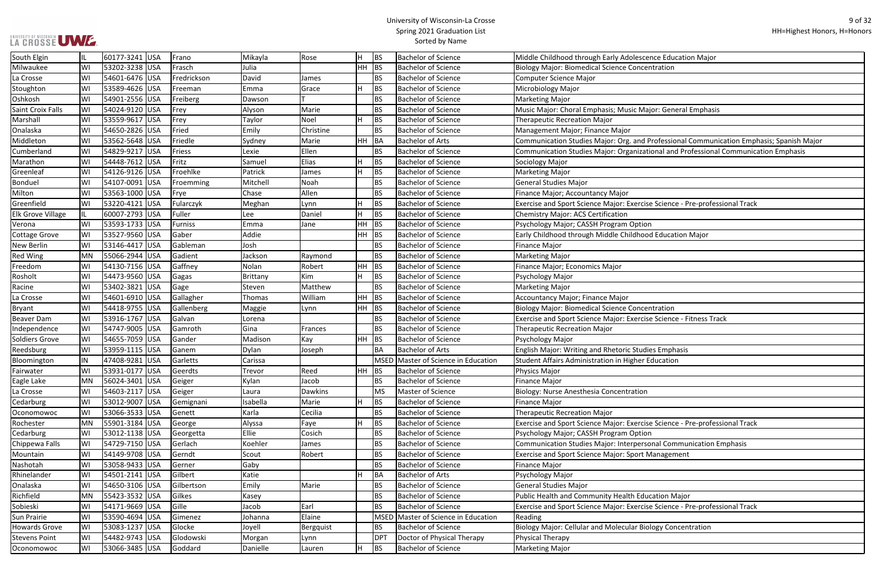# University of Wisconsin-La Crosse
## Spring 2021 Graduation List
### Sorted by Name

HH=Highest Honors, H=Honors

| City | State | Zip | Country | Last Name | First Name | Middle Name | Honors | Degree | Degree Name | Major |
|---|---|---|---|---|---|---|---|---|---|---|
| South Elgin | IL | 60177-3241 | USA | Frano | Mikayla | Rose | H | BS | Bachelor of Science | Middle Childhood through Early Adolescence Education Major |
| Milwaukee | WI | 53202-3238 | USA | Frasch | Julia | | HH | BS | Bachelor of Science | Biology Major: Biomedical Science Concentration |
| La Crosse | WI | 54601-6476 | USA | Fredrickson | David | James | | BS | Bachelor of Science | Computer Science Major |
| Stoughton | WI | 53589-4626 | USA | Freeman | Emma | Grace | H | BS | Bachelor of Science | Microbiology Major |
| Oshkosh | WI | 54901-2556 | USA | Freiberg | Dawson | T | | BS | Bachelor of Science | Marketing Major |
| Saint Croix Falls | WI | 54024-9120 | USA | Frey | Alyson | Marie | | BS | Bachelor of Science | Music Major: Choral Emphasis; Music Major: General Emphasis |
| Marshall | WI | 53559-9617 | USA | Frey | Taylor | Noel | H | BS | Bachelor of Science | Therapeutic Recreation Major |
| Onalaska | WI | 54650-2826 | USA | Fried | Emily | Christine | | BS | Bachelor of Science | Management Major; Finance Major |
| Middleton | WI | 53562-5648 | USA | Friedle | Sydney | Marie | HH | BA | Bachelor of Arts | Communication Studies Major: Org. and Professional Communication Emphasis; Spanish Major |
| Cumberland | WI | 54829-9217 | USA | Friess | Lexie | Ellen | | BS | Bachelor of Science | Communication Studies Major: Organizational and Professional Communication Emphasis |
| Marathon | WI | 54448-7612 | USA | Fritz | Samuel | Elias | H | BS | Bachelor of Science | Sociology Major |
| Greenleaf | WI | 54126-9126 | USA | Froehlke | Patrick | James | H | BS | Bachelor of Science | Marketing Major |
| Bonduel | WI | 54107-0091 | USA | Froemming | Mitchell | Noah | | BS | Bachelor of Science | General Studies Major |
| Milton | WI | 53563-1000 | USA | Frye | Chase | Allen | | BS | Bachelor of Science | Finance Major; Accountancy Major |
| Greenfield | WI | 53220-4121 | USA | Fularczyk | Meghan | Lynn | H | BS | Bachelor of Science | Exercise and Sport Science Major: Exercise Science - Pre-professional Track |
| Elk Grove Village | IL | 60007-2793 | USA | Fuller | Lee | Daniel | H | BS | Bachelor of Science | Chemistry Major: ACS Certification |
| Verona | WI | 53593-1733 | USA | Furniss | Emma | Jane | HH | BS | Bachelor of Science | Psychology Major; CASSH Program Option |
| Cottage Grove | WI | 53527-9560 | USA | Gaber | Addie | | HH | BS | Bachelor of Science | Early Childhood through Middle Childhood Education Major |
| New Berlin | WI | 53146-4417 | USA | Gableman | Josh | | | BS | Bachelor of Science | Finance Major |
| Red Wing | MN | 55066-2944 | USA | Gadient | Jackson | Raymond | | BS | Bachelor of Science | Marketing Major |
| Freedom | WI | 54130-7156 | USA | Gaffney | Nolan | Robert | HH | BS | Bachelor of Science | Finance Major; Economics Major |
| Rosholt | WI | 54473-9560 | USA | Gagas | Brittany | Kim | H | BS | Bachelor of Science | Psychology Major |
| Racine | WI | 53402-3821 | USA | Gage | Steven | Matthew | | BS | Bachelor of Science | Marketing Major |
| La Crosse | WI | 54601-6910 | USA | Gallagher | Thomas | William | HH | BS | Bachelor of Science | Accountancy Major; Finance Major |
| Bryant | WI | 54418-9755 | USA | Gallenberg | Maggie | Lynn | HH | BS | Bachelor of Science | Biology Major: Biomedical Science Concentration |
| Beaver Dam | WI | 53916-1767 | USA | Galvan | Lorena | | | BS | Bachelor of Science | Exercise and Sport Science Major: Exercise Science - Fitness Track |
| Independence | WI | 54747-9005 | USA | Gamroth | Gina | Frances | | BS | Bachelor of Science | Therapeutic Recreation Major |
| Soldiers Grove | WI | 54655-7059 | USA | Gander | Madison | Kay | HH | BS | Bachelor of Science | Psychology Major |
| Reedsburg | WI | 53959-1115 | USA | Ganem | Dylan | Joseph | | BA | Bachelor of Arts | English Major: Writing and Rhetoric Studies Emphasis |
| Bloomington | IN | 47408-9281 | USA | Garletts | Carissa | | | MSED | Master of Science in Education | Student Affairs Administration in Higher Education |
| Fairwater | WI | 53931-0177 | USA | Geerdts | Trevor | Reed | HH | BS | Bachelor of Science | Physics Major |
| Eagle Lake | MN | 56024-3401 | USA | Geiger | Kylan | Jacob | | BS | Bachelor of Science | Finance Major |
| La Crosse | WI | 54603-2117 | USA | Geiger | Laura | Dawkins | | MS | Master of Science | Biology: Nurse Anesthesia Concentration |
| Cedarburg | WI | 53012-9007 | USA | Gemignani | Isabella | Marie | H | BS | Bachelor of Science | Finance Major |
| Oconomowoc | WI | 53066-3533 | USA | Genett | Karla | Cecilia | | BS | Bachelor of Science | Therapeutic Recreation Major |
| Rochester | MN | 55901-3184 | USA | George | Alyssa | Faye | H | BS | Bachelor of Science | Exercise and Sport Science Major: Exercise Science - Pre-professional Track |
| Cedarburg | WI | 53012-1138 | USA | Georgetta | Ellie | Cosich | | BS | Bachelor of Science | Psychology Major; CASSH Program Option |
| Chippewa Falls | WI | 54729-7150 | USA | Gerlach | Koehler | James | | BS | Bachelor of Science | Communication Studies Major: Interpersonal Communication Emphasis |
| Mountain | WI | 54149-9708 | USA | Gerndt | Scout | Robert | | BS | Bachelor of Science | Exercise and Sport Science Major: Sport Management |
| Nashotah | WI | 53058-9433 | USA | Gerner | Gaby | | | BS | Bachelor of Science | Finance Major |
| Rhinelander | WI | 54501-2141 | USA | Gilbert | Katie | | H | BA | Bachelor of Arts | Psychology Major |
| Onalaska | WI | 54650-3106 | USA | Gilbertson | Emily | Marie | | BS | Bachelor of Science | General Studies Major |
| Richfield | MN | 55423-3532 | USA | Gilkes | Kasey | | | BS | Bachelor of Science | Public Health and Community Health Education Major |
| Sobieski | WI | 54171-9669 | USA | Gille | Jacob | Earl | | BS | Bachelor of Science | Exercise and Sport Science Major: Exercise Science - Pre-professional Track |
| Sun Prairie | WI | 53590-4694 | USA | Gimenez | Johanna | Elaine | | MSED | Master of Science in Education | Reading |
| Howards Grove | WI | 53083-1237 | USA | Glocke | Joyell | Bergquist | | BS | Bachelor of Science | Biology Major: Cellular and Molecular Biology Concentration |
| Stevens Point | WI | 54482-9743 | USA | Glodowski | Morgan | Lynn | | DPT | Doctor of Physical Therapy | Physical Therapy |
| Oconomowoc | WI | 53066-3485 | USA | Goddard | Danielle | Lauren | H | BS | Bachelor of Science | Marketing Major |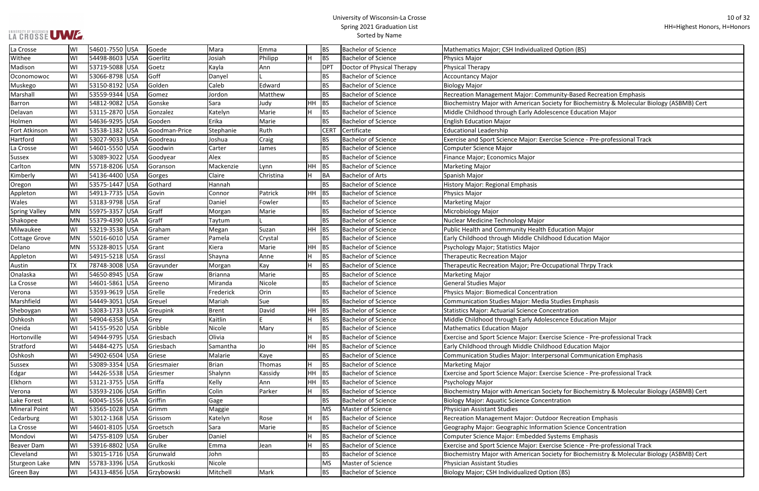University of Wisconsin-La Crosse
Spring 2021 Graduation List
Sorted by Name

HH=Highest Honors, H=Honors

| City | State | Zip | Country | Last Name | First Name | Middle Name | Honors | Degree | Degree Name | Major |
|---|---|---|---|---|---|---|---|---|---|---|
| La Crosse | WI | 54601-7550 | USA | Goede | Mara | Emma | | BS | Bachelor of Science | Mathematics Major; CSH Individualized Option (BS) |
| Withee | WI | 54498-8603 | USA | Goerlitz | Josiah | Philipp | H | BS | Bachelor of Science | Physics Major |
| Madison | WI | 53719-5088 | USA | Goetz | Kayla | Ann | | DPT | Doctor of Physical Therapy | Physical Therapy |
| Oconomowoc | WI | 53066-8798 | USA | Goff | Danyel | L | | BS | Bachelor of Science | Accountancy Major |
| Muskego | WI | 53150-8192 | USA | Golden | Caleb | Edward | | BS | Bachelor of Science | Biology Major |
| Marshall | WI | 53559-9344 | USA | Gomez | Jordon | Matthew | | BS | Bachelor of Science | Recreation Management Major: Community-Based Recreation Emphasis |
| Barron | WI | 54812-9082 | USA | Gonske | Sara | Judy | HH | BS | Bachelor of Science | Biochemistry Major with American Society for Biochemistry & Molecular Biology (ASBMB) Cert |
| Delavan | WI | 53115-2870 | USA | Gonzalez | Katelyn | Marie | H | BS | Bachelor of Science | Middle Childhood through Early Adolescence Education Major |
| Holmen | WI | 54636-9295 | USA | Gooden | Erika | Marie | | BS | Bachelor of Science | English Education Major |
| Fort Atkinson | WI | 53538-1382 | USA | Goodman-Price | Stephanie | Ruth | | CERT | Certificate | Educational Leadership |
| Hartford | WI | 53027-9033 | USA | Goodreau | Joshua | Craig | | BS | Bachelor of Science | Exercise and Sport Science Major: Exercise Science - Pre-professional Track |
| La Crosse | WI | 54601-5550 | USA | Goodwin | Carter | James | | BS | Bachelor of Science | Computer Science Major |
| Sussex | WI | 53089-3022 | USA | Goodyear | Alex | | | BS | Bachelor of Science | Finance Major; Economics Major |
| Carlton | MN | 55718-8206 | USA | Goranson | Mackenzie | Lynn | HH | BS | Bachelor of Science | Marketing Major |
| Kimberly | WI | 54136-4400 | USA | Gorges | Claire | Christina | H | BA | Bachelor of Arts | Spanish Major |
| Oregon | WI | 53575-1447 | USA | Gothard | Hannah | | | BS | Bachelor of Science | History Major: Regional Emphasis |
| Appleton | WI | 54913-7735 | USA | Govin | Connor | Patrick | HH | BS | Bachelor of Science | Physics Major |
| Wales | WI | 53183-9798 | USA | Graf | Daniel | Fowler | | BS | Bachelor of Science | Marketing Major |
| Spring Valley | MN | 55975-3357 | USA | Graff | Morgan | Marie | | BS | Bachelor of Science | Microbiology Major |
| Shakopee | MN | 55379-4390 | USA | Graff | Taytum | L | | BS | Bachelor of Science | Nuclear Medicine Technology Major |
| Milwaukee | WI | 53219-3538 | USA | Graham | Megan | Suzan | HH | BS | Bachelor of Science | Public Health and Community Health Education Major |
| Cottage Grove | MN | 55016-6010 | USA | Gramer | Pamela | Crystal | | BS | Bachelor of Science | Early Childhood through Middle Childhood Education Major |
| Delano | MN | 55328-8015 | USA | Grant | Kiera | Marie | HH | BS | Bachelor of Science | Psychology Major; Statistics Major |
| Appleton | WI | 54915-5218 | USA | Grassl | Shayna | Anne | H | BS | Bachelor of Science | Therapeutic Recreation Major |
| Austin | TX | 78748-3008 | USA | Gravunder | Morgan | Kay | H | BS | Bachelor of Science | Therapeutic Recreation Major; Pre-Occupational Thrpy Track |
| Onalaska | WI | 54650-8945 | USA | Graw | Brianna | Marie | | BS | Bachelor of Science | Marketing Major |
| La Crosse | WI | 54601-5861 | USA | Greeno | Miranda | Nicole | | BS | Bachelor of Science | General Studies Major |
| Verona | WI | 53593-9619 | USA | Grelle | Frederick | Orin | | BS | Bachelor of Science | Physics Major: Biomedical Concentration |
| Marshfield | WI | 54449-3051 | USA | Greuel | Mariah | Sue | | BS | Bachelor of Science | Communication Studies Major: Media Studies Emphasis |
| Sheboygan | WI | 53083-1733 | USA | Greupink | Brent | David | HH | BS | Bachelor of Science | Statistics Major: Actuarial Science Concentration |
| Oshkosh | WI | 54904-6358 | USA | Grey | Kaitlin | E | H | BS | Bachelor of Science | Middle Childhood through Early Adolescence Education Major |
| Oneida | WI | 54155-9520 | USA | Gribble | Nicole | Mary | | BS | Bachelor of Science | Mathematics Education Major |
| Hortonville | WI | 54944-9795 | USA | Griesbach | Olivia | | H | BS | Bachelor of Science | Exercise and Sport Science Major: Exercise Science - Pre-professional Track |
| Stratford | WI | 54484-4275 | USA | Griesbach | Samantha | Jo | HH | BS | Bachelor of Science | Early Childhood through Middle Childhood Education Major |
| Oshkosh | WI | 54902-6504 | USA | Griese | Malarie | Kaye | | BS | Bachelor of Science | Communication Studies Major: Interpersonal Communication Emphasis |
| Sussex | WI | 53089-3354 | USA | Griesmaier | Brian | Thomas | H | BS | Bachelor of Science | Marketing Major |
| Edgar | WI | 54426-5538 | USA | Griesmer | Shalynn | Kassidy | HH | BS | Bachelor of Science | Exercise and Sport Science Major: Exercise Science - Pre-professional Track |
| Elkhorn | WI | 53121-3755 | USA | Griffa | Kelly | Ann | HH | BS | Bachelor of Science | Psychology Major |
| Verona | WI | 53593-2106 | USA | Griffin | Colin | Parker | H | BS | Bachelor of Science | Biochemistry Major with American Society for Biochemistry & Molecular Biology (ASBMB) Cert |
| Lake Forest | IL | 60045-1556 | USA | Griffin | Gage | | | BS | Bachelor of Science | Biology Major: Aquatic Science Concentration |
| Mineral Point | WI | 53565-1028 | USA | Grimm | Maggie | | | MS | Master of Science | Physician Assistant Studies |
| Cedarburg | WI | 53012-1368 | USA | Grissom | Katelyn | Rose | H | BS | Bachelor of Science | Recreation Management Major: Outdoor Recreation Emphasis |
| La Crosse | WI | 54601-8105 | USA | Groetsch | Sara | Marie | | BS | Bachelor of Science | Geography Major: Geographic Information Science Concentration |
| Mondovi | WI | 54755-8109 | USA | Gruber | Daniel | | H | BS | Bachelor of Science | Computer Science Major: Embedded Systems Emphasis |
| Beaver Dam | WI | 53916-8802 | USA | Grulke | Emma | Jean | H | BS | Bachelor of Science | Exercise and Sport Science Major: Exercise Science - Pre-professional Track |
| Cleveland | WI | 53015-1716 | USA | Grunwald | John | | | BS | Bachelor of Science | Biochemistry Major with American Society for Biochemistry & Molecular Biology (ASBMB) Cert |
| Sturgeon Lake | MN | 55783-3396 | USA | Grutkoski | Nicole | | | MS | Master of Science | Physician Assistant Studies |
| Green Bay | WI | 54313-4856 | USA | Grzybowski | Mitchell | Mark | | BS | Bachelor of Science | Biology Major; CSH Individualized Option (BS) |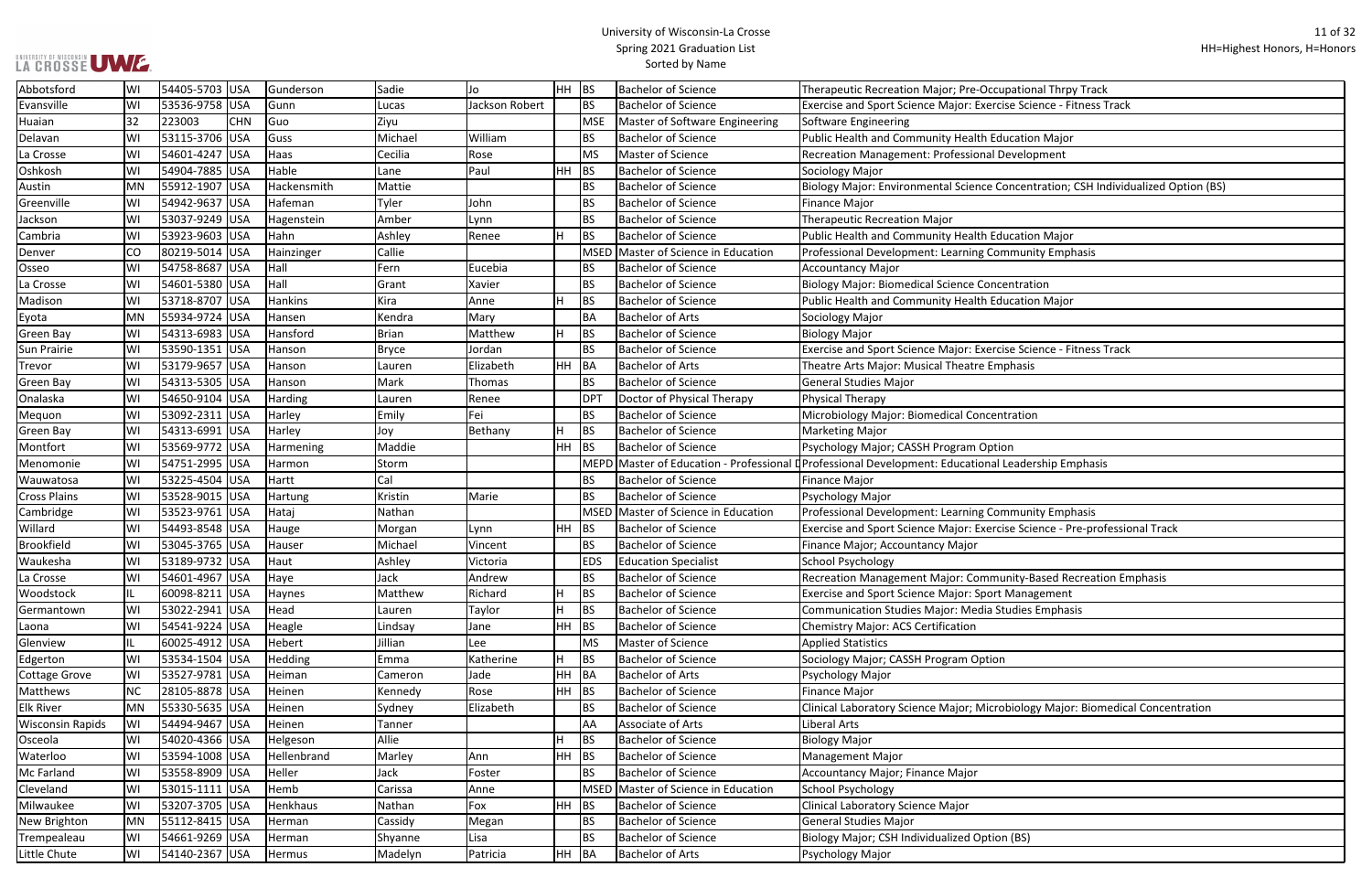# University of Wisconsin-La Crosse
## Spring 2021 Graduation List
### Sorted by Name

HH=Highest Honors, H=Honors

| City | State | Zip | Country | Last Name | First Name | Middle Name | Honors | Degree | Degree Description | Major |
|---|---|---|---|---|---|---|---|---|---|---|
| Abbotsford | WI | 54405-5703 | USA | Gunderson | Sadie | Jo | HH | BS | Bachelor of Science | Therapeutic Recreation Major; Pre-Occupational Thrpy Track |
| Evansville | WI | 53536-9758 | USA | Gunn | Lucas | Jackson Robert | | BS | Bachelor of Science | Exercise and Sport Science Major: Exercise Science - Fitness Track |
| Huaian | 32 | 223003 | CHN | Guo | Ziyu | | | MSE | Master of Software Engineering | Software Engineering |
| Delavan | WI | 53115-3706 | USA | Guss | Michael | William | | BS | Bachelor of Science | Public Health and Community Health Education Major |
| La Crosse | WI | 54601-4247 | USA | Haas | Cecilia | Rose | | MS | Master of Science | Recreation Management: Professional Development |
| Oshkosh | WI | 54904-7885 | USA | Hable | Lane | Paul | HH | BS | Bachelor of Science | Sociology Major |
| Austin | MN | 55912-1907 | USA | Hackensmith | Mattie | | | BS | Bachelor of Science | Biology Major: Environmental Science Concentration; CSH Individualized Option (BS) |
| Greenville | WI | 54942-9637 | USA | Hafeman | Tyler | John | | BS | Bachelor of Science | Finance Major |
| Jackson | WI | 53037-9249 | USA | Hagenstein | Amber | Lynn | | BS | Bachelor of Science | Therapeutic Recreation Major |
| Cambria | WI | 53923-9603 | USA | Hahn | Ashley | Renee | H | BS | Bachelor of Science | Public Health and Community Health Education Major |
| Denver | CO | 80219-5014 | USA | Hainzinger | Callie | | | MSED | Master of Science in Education | Professional Development: Learning Community Emphasis |
| Osseo | WI | 54758-8687 | USA | Hall | Fern | Eucebia | | BS | Bachelor of Science | Accountancy Major |
| La Crosse | WI | 54601-5380 | USA | Hall | Grant | Xavier | | BS | Bachelor of Science | Biology Major: Biomedical Science Concentration |
| Madison | WI | 53718-8707 | USA | Hankins | Kira | Anne | H | BS | Bachelor of Science | Public Health and Community Health Education Major |
| Eyota | MN | 55934-9724 | USA | Hansen | Kendra | Mary | | BA | Bachelor of Arts | Sociology Major |
| Green Bay | WI | 54313-6983 | USA | Hansford | Brian | Matthew | H | BS | Bachelor of Science | Biology Major |
| Sun Prairie | WI | 53590-1351 | USA | Hanson | Bryce | Jordan | | BS | Bachelor of Science | Exercise and Sport Science Major: Exercise Science - Fitness Track |
| Trevor | WI | 53179-9657 | USA | Hanson | Lauren | Elizabeth | HH | BA | Bachelor of Arts | Theatre Arts Major: Musical Theatre Emphasis |
| Green Bay | WI | 54313-5305 | USA | Hanson | Mark | Thomas | | BS | Bachelor of Science | General Studies Major |
| Onalaska | WI | 54650-9104 | USA | Harding | Lauren | Renee | | DPT | Doctor of Physical Therapy | Physical Therapy |
| Mequon | WI | 53092-2311 | USA | Harley | Emily | Fei | | BS | Bachelor of Science | Microbiology Major: Biomedical Concentration |
| Green Bay | WI | 54313-6991 | USA | Harley | Joy | Bethany | H | BS | Bachelor of Science | Marketing Major |
| Montfort | WI | 53569-9772 | USA | Harmening | Maddie | | HH | BS | Bachelor of Science | Psychology Major; CASSH Program Option |
| Menomonie | WI | 54751-2995 | USA | Harmon | Storm | | | MEPD | Master of Education - Professional D | Professional Development: Educational Leadership Emphasis |
| Wauwatosa | WI | 53225-4504 | USA | Hartt | Cal | | | BS | Bachelor of Science | Finance Major |
| Cross Plains | WI | 53528-9015 | USA | Hartung | Kristin | Marie | | BS | Bachelor of Science | Psychology Major |
| Cambridge | WI | 53523-9761 | USA | Hataj | Nathan | | | MSED | Master of Science in Education | Professional Development: Learning Community Emphasis |
| Willard | WI | 54493-8548 | USA | Hauge | Morgan | Lynn | HH | BS | Bachelor of Science | Exercise and Sport Science Major: Exercise Science - Pre-professional Track |
| Brookfield | WI | 53045-3765 | USA | Hauser | Michael | Vincent | | BS | Bachelor of Science | Finance Major; Accountancy Major |
| Waukesha | WI | 53189-9732 | USA | Haut | Ashley | Victoria | | EDS | Education Specialist | School Psychology |
| La Crosse | WI | 54601-4967 | USA | Haye | Jack | Andrew | | BS | Bachelor of Science | Recreation Management Major: Community-Based Recreation Emphasis |
| Woodstock | IL | 60098-8211 | USA | Haynes | Matthew | Richard | H | BS | Bachelor of Science | Exercise and Sport Science Major: Sport Management |
| Germantown | WI | 53022-2941 | USA | Head | Lauren | Taylor | H | BS | Bachelor of Science | Communication Studies Major: Media Studies Emphasis |
| Laona | WI | 54541-9224 | USA | Heagle | Lindsay | Jane | HH | BS | Bachelor of Science | Chemistry Major: ACS Certification |
| Glenview | IL | 60025-4912 | USA | Hebert | Jillian | Lee | | MS | Master of Science | Applied Statistics |
| Edgerton | WI | 53534-1504 | USA | Hedding | Emma | Katherine | H | BS | Bachelor of Science | Sociology Major; CASSH Program Option |
| Cottage Grove | WI | 53527-9781 | USA | Heiman | Cameron | Jade | HH | BA | Bachelor of Arts | Psychology Major |
| Matthews | NC | 28105-8878 | USA | Heinen | Kennedy | Rose | HH | BS | Bachelor of Science | Finance Major |
| Elk River | MN | 55330-5635 | USA | Heinen | Sydney | Elizabeth | | BS | Bachelor of Science | Clinical Laboratory Science Major; Microbiology Major: Biomedical Concentration |
| Wisconsin Rapids | WI | 54494-9467 | USA | Heinen | Tanner | | | AA | Associate of Arts | Liberal Arts |
| Osceola | WI | 54020-4366 | USA | Helgeson | Allie | | H | BS | Bachelor of Science | Biology Major |
| Waterloo | WI | 53594-1008 | USA | Hellenbrand | Marley | Ann | HH | BS | Bachelor of Science | Management Major |
| Mc Farland | WI | 53558-8909 | USA | Heller | Jack | Foster | | BS | Bachelor of Science | Accountancy Major; Finance Major |
| Cleveland | WI | 53015-1111 | USA | Hemb | Carissa | Anne | | MSED | Master of Science in Education | School Psychology |
| Milwaukee | WI | 53207-3705 | USA | Henkhaus | Nathan | Fox | HH | BS | Bachelor of Science | Clinical Laboratory Science Major |
| New Brighton | MN | 55112-8415 | USA | Herman | Cassidy | Megan | | BS | Bachelor of Science | General Studies Major |
| Trempealeau | WI | 54661-9269 | USA | Herman | Shyanne | Lisa | | BS | Bachelor of Science | Biology Major; CSH Individualized Option (BS) |
| Little Chute | WI | 54140-2367 | USA | Hermus | Madelyn | Patricia | HH | BA | Bachelor of Arts | Psychology Major |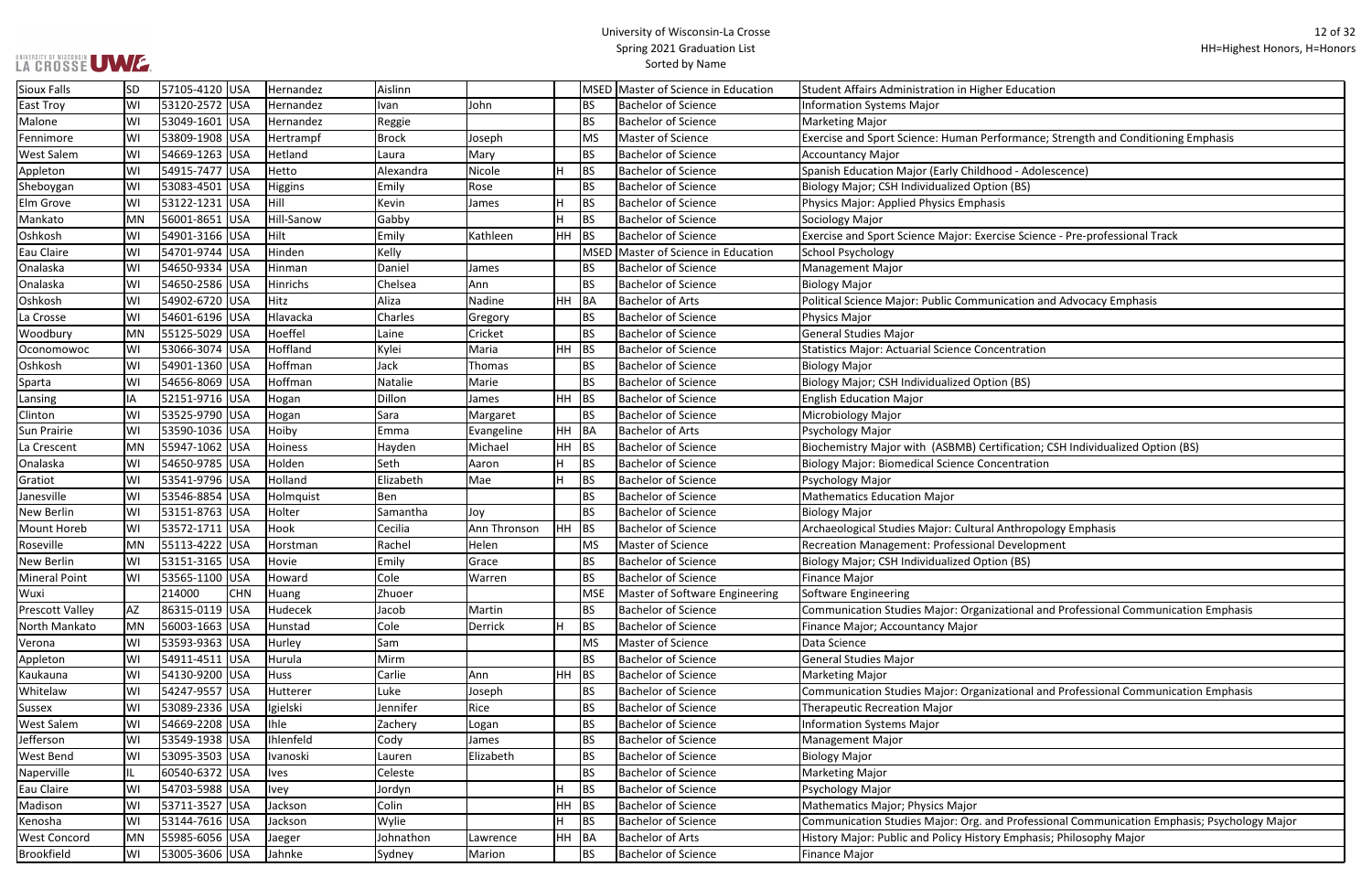| Sioux Falls | SD | 57105-4120 | USA | Hernandez | Aislinn | | | MSED | Master of Science in Education | Student Affairs Administration in Higher Education |
|---|---|---|---|---|---|---|---|---|---|---|
| East Troy | WI | 53120-2572 | USA | Hernandez | Ivan | John | | BS | Bachelor of Science | Information Systems Major |
| Malone | WI | 53049-1601 | USA | Hernandez | Reggie | | | BS | Bachelor of Science | Marketing Major |
| Fennimore | WI | 53809-1908 | USA | Hertrampf | Brock | Joseph | | MS | Master of Science | Exercise and Sport Science: Human Performance; Strength and Conditioning Emphasis |
| West Salem | WI | 54669-1263 | USA | Hetland | Laura | Mary | | BS | Bachelor of Science | Accountancy Major |
| Appleton | WI | 54915-7477 | USA | Hetto | Alexandra | Nicole | H | BS | Bachelor of Science | Spanish Education Major (Early Childhood - Adolescence) |
| Sheboygan | WI | 53083-4501 | USA | Higgins | Emily | Rose | | BS | Bachelor of Science | Biology Major; CSH Individualized Option (BS) |
| Elm Grove | WI | 53122-1231 | USA | Hill | Kevin | James | H | BS | Bachelor of Science | Physics Major: Applied Physics Emphasis |
| Mankato | MN | 56001-8651 | USA | Hill-Sanow | Gabby | | H | BS | Bachelor of Science | Sociology Major |
| Oshkosh | WI | 54901-3166 | USA | Hilt | Emily | Kathleen | HH | BS | Bachelor of Science | Exercise and Sport Science Major: Exercise Science - Pre-professional Track |
| Eau Claire | WI | 54701-9744 | USA | Hinden | Kelly | | | MSED | Master of Science in Education | School Psychology |
| Onalaska | WI | 54650-9334 | USA | Hinman | Daniel | James | | BS | Bachelor of Science | Management Major |
| Onalaska | WI | 54650-2586 | USA | Hinrichs | Chelsea | Ann | | BS | Bachelor of Science | Biology Major |
| Oshkosh | WI | 54902-6720 | USA | Hitz | Aliza | Nadine | HH | BA | Bachelor of Arts | Political Science Major: Public Communication and Advocacy Emphasis |
| La Crosse | WI | 54601-6196 | USA | Hlavacka | Charles | Gregory | | BS | Bachelor of Science | Physics Major |
| Woodbury | MN | 55125-5029 | USA | Hoeffel | Laine | Cricket | | BS | Bachelor of Science | General Studies Major |
| Oconomowoc | WI | 53066-3074 | USA | Hoffland | Kylei | Maria | HH | BS | Bachelor of Science | Statistics Major: Actuarial Science Concentration |
| Oshkosh | WI | 54901-1360 | USA | Hoffman | Jack | Thomas | | BS | Bachelor of Science | Biology Major |
| Sparta | WI | 54656-8069 | USA | Hoffman | Natalie | Marie | | BS | Bachelor of Science | Biology Major; CSH Individualized Option (BS) |
| Lansing | IA | 52151-9716 | USA | Hogan | Dillon | James | HH | BS | Bachelor of Science | English Education Major |
| Clinton | WI | 53525-9790 | USA | Hogan | Sara | Margaret | | BS | Bachelor of Science | Microbiology Major |
| Sun Prairie | WI | 53590-1036 | USA | Hoiby | Emma | Evangeline | HH | BA | Bachelor of Arts | Psychology Major |
| La Crescent | MN | 55947-1062 | USA | Hoiness | Hayden | Michael | HH | BS | Bachelor of Science | Biochemistry Major with (ASBMB) Certification; CSH Individualized Option (BS) |
| Onalaska | WI | 54650-9785 | USA | Holden | Seth | Aaron | H | BS | Bachelor of Science | Biology Major: Biomedical Science Concentration |
| Gratiot | WI | 53541-9796 | USA | Holland | Elizabeth | Mae | H | BS | Bachelor of Science | Psychology Major |
| Janesville | WI | 53546-8854 | USA | Holmquist | Ben | | | BS | Bachelor of Science | Mathematics Education Major |
| New Berlin | WI | 53151-8763 | USA | Holter | Samantha | Joy | | BS | Bachelor of Science | Biology Major |
| Mount Horeb | WI | 53572-1711 | USA | Hook | Cecilia | Ann Thronson | HH | BS | Bachelor of Science | Archaeological Studies Major: Cultural Anthropology Emphasis |
| Roseville | MN | 55113-4222 | USA | Horstman | Rachel | Helen | | MS | Master of Science | Recreation Management: Professional Development |
| New Berlin | WI | 53151-3165 | USA | Hovie | Emily | Grace | | BS | Bachelor of Science | Biology Major; CSH Individualized Option (BS) |
| Mineral Point | WI | 53565-1100 | USA | Howard | Cole | Warren | | BS | Bachelor of Science | Finance Major |
| Wuxi | | 214000 | CHN | Huang | Zhuoer | | | MSE | Master of Software Engineering | Software Engineering |
| Prescott Valley | AZ | 86315-0119 | USA | Hudecek | Jacob | Martin | | BS | Bachelor of Science | Communication Studies Major: Organizational and Professional Communication Emphasis |
| North Mankato | MN | 56003-1663 | USA | Hunstad | Cole | Derrick | H | BS | Bachelor of Science | Finance Major; Accountancy Major |
| Verona | WI | 53593-9363 | USA | Hurley | Sam | | | MS | Master of Science | Data Science |
| Appleton | WI | 54911-4511 | USA | Hurula | Mirm | | | BS | Bachelor of Science | General Studies Major |
| Kaukauna | WI | 54130-9200 | USA | Huss | Carlie | Ann | HH | BS | Bachelor of Science | Marketing Major |
| Whitelaw | WI | 54247-9557 | USA | Hutterer | Luke | Joseph | | BS | Bachelor of Science | Communication Studies Major: Organizational and Professional Communication Emphasis |
| Sussex | WI | 53089-2336 | USA | Igielski | Jennifer | Rice | | BS | Bachelor of Science | Therapeutic Recreation Major |
| West Salem | WI | 54669-2208 | USA | Ihle | Zachery | Logan | | BS | Bachelor of Science | Information Systems Major |
| Jefferson | WI | 53549-1938 | USA | Ihlenfeld | Cody | James | | BS | Bachelor of Science | Management Major |
| West Bend | WI | 53095-3503 | USA | Ivanoski | Lauren | Elizabeth | | BS | Bachelor of Science | Biology Major |
| Naperville | IL | 60540-6372 | USA | Ives | Celeste | | | BS | Bachelor of Science | Marketing Major |
| Eau Claire | WI | 54703-5988 | USA | Ivey | Jordyn | | H | BS | Bachelor of Science | Psychology Major |
| Madison | WI | 53711-3527 | USA | Jackson | Colin | | HH | BS | Bachelor of Science | Mathematics Major; Physics Major |
| Kenosha | WI | 53144-7616 | USA | Jackson | Wylie | | H | BS | Bachelor of Science | Communication Studies Major: Org. and Professional Communication Emphasis; Psychology Major |
| West Concord | MN | 55985-6056 | USA | Jaeger | Johnathon | Lawrence | HH | BA | Bachelor of Arts | History Major: Public and Policy History Emphasis; Philosophy Major |
| Brookfield | WI | 53005-3606 | USA | Jahnke | Sydney | Marion | | BS | Bachelor of Science | Finance Major |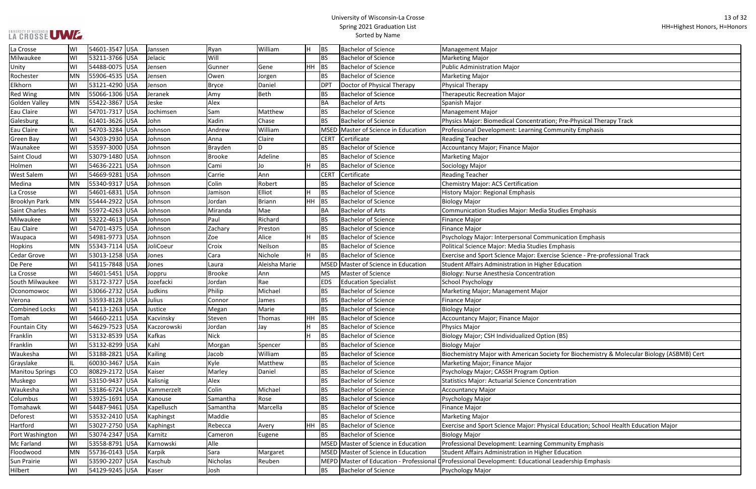# University of Wisconsin-La Crosse
## Spring 2021 Graduation List
### Sorted by Name

HH=Highest Honors, H=Honors

| City | State | Zip | Country | Last Name | First Name | Middle Name | Honors | Degree | Degree Description | Major |
|---|---|---|---|---|---|---|---|---|---|---|
| La Crosse | WI | 54601-3547 | USA | Janssen | Ryan | William | H | BS | Bachelor of Science | Management Major |
| Milwaukee | WI | 53211-3766 | USA | Jelacic | Will | | | BS | Bachelor of Science | Marketing Major |
| Unity | WI | 54488-0075 | USA | Jensen | Gunner | Gene | HH | BS | Bachelor of Science | Public Administration Major |
| Rochester | MN | 55906-4535 | USA | Jensen | Owen | Jorgen | | BS | Bachelor of Science | Marketing Major |
| Elkhorn | WI | 53121-4290 | USA | Jenson | Bryce | Daniel | | DPT | Doctor of Physical Therapy | Physical Therapy |
| Red Wing | MN | 55066-1306 | USA | Jeranek | Amy | Beth | | BS | Bachelor of Science | Therapeutic Recreation Major |
| Golden Valley | MN | 55422-3867 | USA | Jeske | Alex | | | BA | Bachelor of Arts | Spanish Major |
| Eau Claire | WI | 54701-7317 | USA | Jochimsen | Sam | Matthew | | BS | Bachelor of Science | Management Major |
| Galesburg | IL | 61401-3626 | USA | John | Kadin | Chase | | BS | Bachelor of Science | Physics Major: Biomedical Concentration; Pre-Physical Therapy Track |
| Eau Claire | WI | 54703-3284 | USA | Johnson | Andrew | William | | MSED | Master of Science in Education | Professional Development: Learning Community Emphasis |
| Green Bay | WI | 54303-2930 | USA | Johnson | Anna | Claire | | CERT | Certificate | Reading Teacher |
| Waunakee | WI | 53597-3000 | USA | Johnson | Brayden | D | | BS | Bachelor of Science | Accountancy Major; Finance Major |
| Saint Cloud | WI | 53079-1480 | USA | Johnson | Brooke | Adeline | | BS | Bachelor of Science | Marketing Major |
| Holmen | WI | 54636-2221 | USA | Johnson | Cami | Jo | H | BS | Bachelor of Science | Sociology Major |
| West Salem | WI | 54669-9281 | USA | Johnson | Carrie | Ann | | CERT | Certificate | Reading Teacher |
| Medina | MN | 55340-9317 | USA | Johnson | Colin | Robert | | BS | Bachelor of Science | Chemistry Major: ACS Certification |
| La Crosse | WI | 54601-6831 | USA | Johnson | Jamison | Elliot | H | BS | Bachelor of Science | History Major: Regional Emphasis |
| Brooklyn Park | MN | 55444-2922 | USA | Johnson | Jordan | Briann | HH | BS | Bachelor of Science | Biology Major |
| Saint Charles | MN | 55972-4263 | USA | Johnson | Miranda | Mae | | BA | Bachelor of Arts | Communication Studies Major: Media Studies Emphasis |
| Milwaukee | WI | 53222-4613 | USA | Johnson | Paul | Richard | | BS | Bachelor of Science | Finance Major |
| Eau Claire | WI | 54701-4375 | USA | Johnson | Zachary | Preston | | BS | Bachelor of Science | Finance Major |
| Waupaca | WI | 54981-9773 | USA | Johnson | Zoe | Alice | H | BS | Bachelor of Science | Psychology Major: Interpersonal Communication Emphasis |
| Hopkins | MN | 55343-7114 | USA | JoliCoeur | Croix | Neilson | | BS | Bachelor of Science | Political Science Major: Media Studies Emphasis |
| Cedar Grove | WI | 53013-1258 | USA | Jones | Cara | Nichole | H | BS | Bachelor of Science | Exercise and Sport Science Major: Exercise Science - Pre-professional Track |
| De Pere | WI | 54115-7848 | USA | Jones | Laura | Aleisha Marie | | MSED | Master of Science in Education | Student Affairs Administration in Higher Education |
| La Crosse | WI | 54601-5451 | USA | Joppru | Brooke | Ann | | MS | Master of Science | Biology: Nurse Anesthesia Concentration |
| South Milwaukee | WI | 53172-3727 | USA | Jozefacki | Jordan | Rae | | EDS | Education Specialist | School Psychology |
| Oconomowoc | WI | 53066-2732 | USA | Judkins | Philip | Michael | | BS | Bachelor of Science | Marketing Major; Management Major |
| Verona | WI | 53593-8128 | USA | Julius | Connor | James | | BS | Bachelor of Science | Finance Major |
| Combined Locks | WI | 54113-1263 | USA | Justice | Megan | Marie | | BS | Bachelor of Science | Biology Major |
| Tomah | WI | 54660-2211 | USA | Kacvinsky | Steven | Thomas | HH | BS | Bachelor of Science | Accountancy Major; Finance Major |
| Fountain City | WI | 54629-7523 | USA | Kaczorowski | Jordan | Jay | H | BS | Bachelor of Science | Physics Major |
| Franklin | WI | 53132-8539 | USA | Kafkas | Nick | | H | BS | Bachelor of Science | Biology Major; CSH Individualized Option (BS) |
| Franklin | WI | 53132-8299 | USA | Kahl | Morgan | Spencer | | BS | Bachelor of Science | Biology Major |
| Waukesha | WI | 53188-2821 | USA | Kailing | Jacob | William | | BS | Bachelor of Science | Biochemistry Major with American Society for Biochemistry & Molecular Biology (ASBMB) Cert |
| Grayslake | IL | 60030-3467 | USA | Kain | Kyle | Matthew | | BS | Bachelor of Science | Marketing Major; Finance Major |
| Manitou Springs | CO | 80829-2172 | USA | Kaiser | Marley | Daniel | | BS | Bachelor of Science | Psychology Major; CASSH Program Option |
| Muskego | WI | 53150-9437 | USA | Kalisnig | Alex | | | BS | Bachelor of Science | Statistics Major: Actuarial Science Concentration |
| Waukesha | WI | 53186-6724 | USA | Kammerzelt | Colin | Michael | | BS | Bachelor of Science | Accountancy Major |
| Columbus | WI | 53925-1691 | USA | Kanouse | Samantha | Rose | | BS | Bachelor of Science | Psychology Major |
| Tomahawk | WI | 54487-9461 | USA | Kapellusch | Samantha | Marcella | | BS | Bachelor of Science | Finance Major |
| Deforest | WI | 53532-2410 | USA | Kaphingst | Maddie | | | BS | Bachelor of Science | Marketing Major |
| Hartford | WI | 53027-2750 | USA | Kaphingst | Rebecca | Avery | HH | BS | Bachelor of Science | Exercise and Sport Science Major: Physical Education; School Health Education Major |
| Port Washington | WI | 53074-2347 | USA | Karnitz | Cameron | Eugene | | BS | Bachelor of Science | Biology Major |
| Mc Farland | WI | 53558-8791 | USA | Karnowski | Alle | | | MSED | Master of Science in Education | Professional Development: Learning Community Emphasis |
| Floodwood | MN | 55736-0143 | USA | Karpik | Sara | Margaret | | MSED | Master of Science in Education | Student Affairs Administration in Higher Education |
| Sun Prairie | WI | 53590-2207 | USA | Kaschub | Nicholas | Reuben | | MEPD | Master of Education - Professional D | Professional Development: Educational Leadership Emphasis |
| Hilbert | WI | 54129-9245 | USA | Kaser | Josh | | | BS | Bachelor of Science | Psychology Major |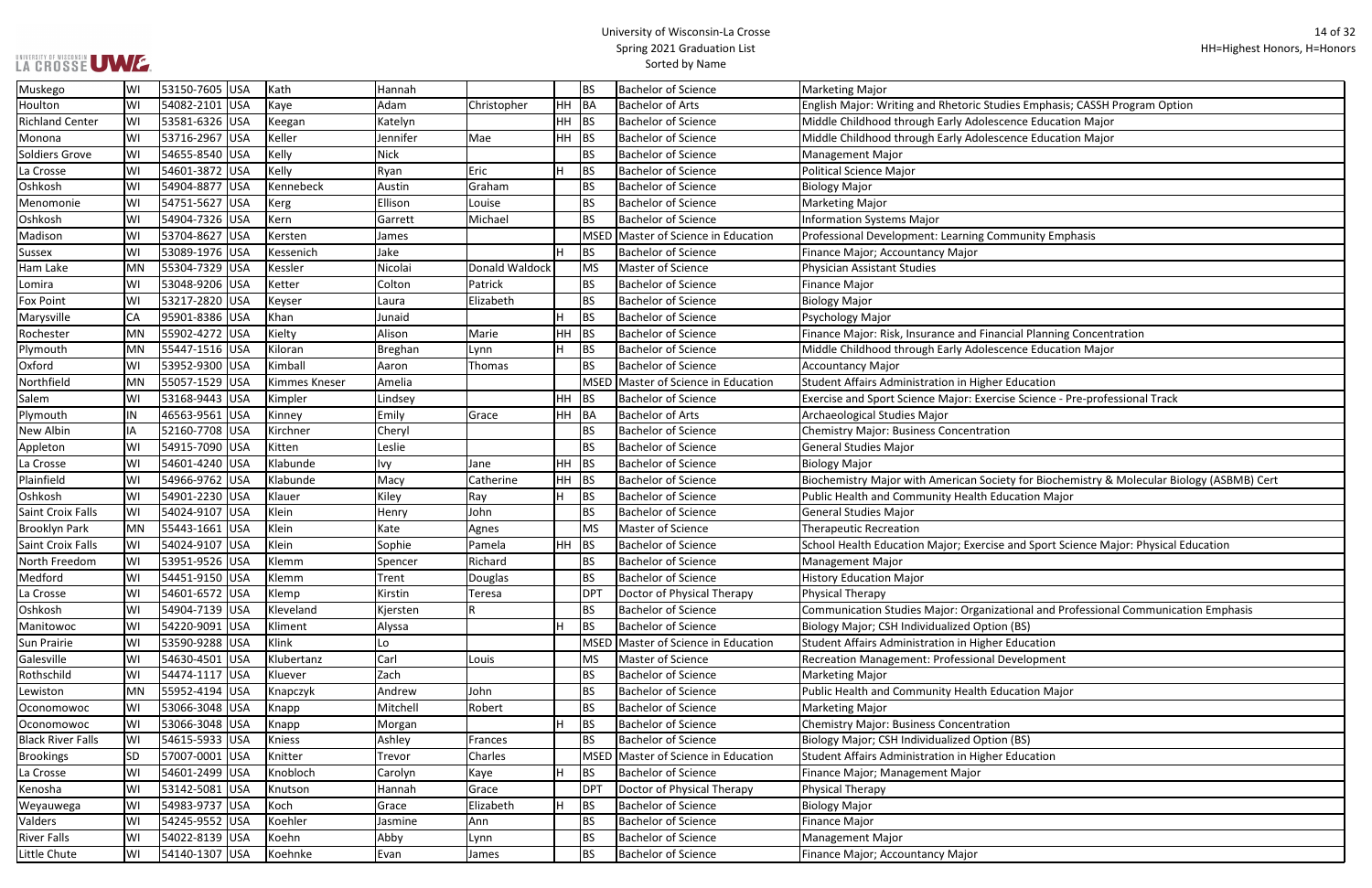# University of Wisconsin-La Crosse
## Spring 2021 Graduation List
### Sorted by Name

HH=Highest Honors, H=Honors

| City | State | Zip | Country | Last Name | First Name | Middle Name | Honors | Degree | Degree Name | Major |
|---|---|---|---|---|---|---|---|---|---|---|
| Muskego | WI | 53150-7605 | USA | Kath | Hannah | | | BS | Bachelor of Science | Marketing Major |
| Houlton | WI | 54082-2101 | USA | Kaye | Adam | Christopher | HH | BA | Bachelor of Arts | English Major: Writing and Rhetoric Studies Emphasis; CASSH Program Option |
| Richland Center | WI | 53581-6326 | USA | Keegan | Katelyn | | HH | BS | Bachelor of Science | Middle Childhood through Early Adolescence Education Major |
| Monona | WI | 53716-2967 | USA | Keller | Jennifer | Mae | HH | BS | Bachelor of Science | Middle Childhood through Early Adolescence Education Major |
| Soldiers Grove | WI | 54655-8540 | USA | Kelly | Nick | | | BS | Bachelor of Science | Management Major |
| La Crosse | WI | 54601-3872 | USA | Kelly | Ryan | Eric | H | BS | Bachelor of Science | Political Science Major |
| Oshkosh | WI | 54904-8877 | USA | Kennebeck | Austin | Graham | | BS | Bachelor of Science | Biology Major |
| Menomonie | WI | 54751-5627 | USA | Kerg | Ellison | Louise | | BS | Bachelor of Science | Marketing Major |
| Oshkosh | WI | 54904-7326 | USA | Kern | Garrett | Michael | | BS | Bachelor of Science | Information Systems Major |
| Madison | WI | 53704-8627 | USA | Kersten | James | | | MSED | Master of Science in Education | Professional Development: Learning Community Emphasis |
| Sussex | WI | 53089-1976 | USA | Kessenich | Jake | | H | BS | Bachelor of Science | Finance Major; Accountancy Major |
| Ham Lake | MN | 55304-7329 | USA | Kessler | Nicolai | Donald Waldock | | MS | Master of Science | Physician Assistant Studies |
| Lomira | WI | 53048-9206 | USA | Ketter | Colton | Patrick | | BS | Bachelor of Science | Finance Major |
| Fox Point | WI | 53217-2820 | USA | Keyser | Laura | Elizabeth | | BS | Bachelor of Science | Biology Major |
| Marysville | CA | 95901-8386 | USA | Khan | Junaid | | H | BS | Bachelor of Science | Psychology Major |
| Rochester | MN | 55902-4272 | USA | Kielty | Alison | Marie | HH | BS | Bachelor of Science | Finance Major: Risk, Insurance and Financial Planning Concentration |
| Plymouth | MN | 55447-1516 | USA | Kiloran | Breghan | Lynn | H | BS | Bachelor of Science | Middle Childhood through Early Adolescence Education Major |
| Oxford | WI | 53952-9300 | USA | Kimball | Aaron | Thomas | | BS | Bachelor of Science | Accountancy Major |
| Northfield | MN | 55057-1529 | USA | Kimmes Kneser | Amelia | | | MSED | Master of Science in Education | Student Affairs Administration in Higher Education |
| Salem | WI | 53168-9443 | USA | Kimpler | Lindsey | | HH | BS | Bachelor of Science | Exercise and Sport Science Major: Exercise Science - Pre-professional Track |
| Plymouth | IN | 46563-9561 | USA | Kinney | Emily | Grace | HH | BA | Bachelor of Arts | Archaeological Studies Major |
| New Albin | IA | 52160-7708 | USA | Kirchner | Cheryl | | | BS | Bachelor of Science | Chemistry Major: Business Concentration |
| Appleton | WI | 54915-7090 | USA | Kitten | Leslie | | | BS | Bachelor of Science | General Studies Major |
| La Crosse | WI | 54601-4240 | USA | Klabunde | Ivy | Jane | HH | BS | Bachelor of Science | Biology Major |
| Plainfield | WI | 54966-9762 | USA | Klabunde | Macy | Catherine | HH | BS | Bachelor of Science | Biochemistry Major with American Society for Biochemistry & Molecular Biology (ASBMB) Cert |
| Oshkosh | WI | 54901-2230 | USA | Klauer | Kiley | Ray | H | BS | Bachelor of Science | Public Health and Community Health Education Major |
| Saint Croix Falls | WI | 54024-9107 | USA | Klein | Henry | John | | BS | Bachelor of Science | General Studies Major |
| Brooklyn Park | MN | 55443-1661 | USA | Klein | Kate | Agnes | | MS | Master of Science | Therapeutic Recreation |
| Saint Croix Falls | WI | 54024-9107 | USA | Klein | Sophie | Pamela | HH | BS | Bachelor of Science | School Health Education Major; Exercise and Sport Science Major: Physical Education |
| North Freedom | WI | 53951-9526 | USA | Klemm | Spencer | Richard | | BS | Bachelor of Science | Management Major |
| Medford | WI | 54451-9150 | USA | Klemm | Trent | Douglas | | BS | Bachelor of Science | History Education Major |
| La Crosse | WI | 54601-6572 | USA | Klemp | Kirstin | Teresa | | DPT | Doctor of Physical Therapy | Physical Therapy |
| Oshkosh | WI | 54904-7139 | USA | Kleveland | Kjersten | R | | BS | Bachelor of Science | Communication Studies Major: Organizational and Professional Communication Emphasis |
| Manitowoc | WI | 54220-9091 | USA | Kliment | Alyssa | | H | BS | Bachelor of Science | Biology Major; CSH Individualized Option (BS) |
| Sun Prairie | WI | 53590-9288 | USA | Klink | Lo | | | MSED | Master of Science in Education | Student Affairs Administration in Higher Education |
| Galesville | WI | 54630-4501 | USA | Klubertanz | Carl | Louis | | MS | Master of Science | Recreation Management: Professional Development |
| Rothschild | WI | 54474-1117 | USA | Kluever | Zach | | | BS | Bachelor of Science | Marketing Major |
| Lewiston | MN | 55952-4194 | USA | Knapczyk | Andrew | John | | BS | Bachelor of Science | Public Health and Community Health Education Major |
| Oconomowoc | WI | 53066-3048 | USA | Knapp | Mitchell | Robert | | BS | Bachelor of Science | Marketing Major |
| Oconomowoc | WI | 53066-3048 | USA | Knapp | Morgan | | H | BS | Bachelor of Science | Chemistry Major: Business Concentration |
| Black River Falls | WI | 54615-5933 | USA | Kniess | Ashley | Frances | | BS | Bachelor of Science | Biology Major; CSH Individualized Option (BS) |
| Brookings | SD | 57007-0001 | USA | Knitter | Trevor | Charles | | MSED | Master of Science in Education | Student Affairs Administration in Higher Education |
| La Crosse | WI | 54601-2499 | USA | Knobloch | Carolyn | Kaye | H | BS | Bachelor of Science | Finance Major; Management Major |
| Kenosha | WI | 53142-5081 | USA | Knutson | Hannah | Grace | | DPT | Doctor of Physical Therapy | Physical Therapy |
| Weyauwega | WI | 54983-9737 | USA | Koch | Grace | Elizabeth | H | BS | Bachelor of Science | Biology Major |
| Valders | WI | 54245-9552 | USA | Koehler | Jasmine | Ann | | BS | Bachelor of Science | Finance Major |
| River Falls | WI | 54022-8139 | USA | Koehn | Abby | Lynn | | BS | Bachelor of Science | Management Major |
| Little Chute | WI | 54140-1307 | USA | Koehnke | Evan | James | | BS | Bachelor of Science | Finance Major; Accountancy Major |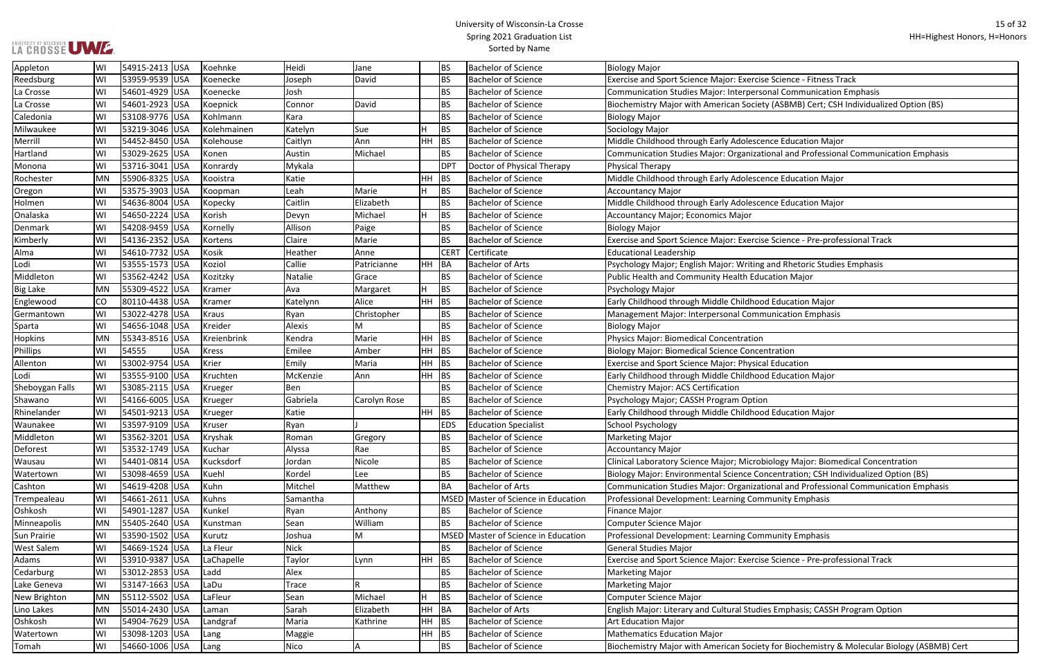# University of Wisconsin-La Crosse
## Spring 2021 Graduation List
### Sorted by Name

HH=Highest Honors, H=Honors

| City | State | Zip | Country | Last Name | First Name | Middle Name | Honors | Degree | Degree Name | Major |
|---|---|---|---|---|---|---|---|---|---|---|
| Appleton | WI | 54915-2413 | USA | Koehnke | Heidi | Jane | | BS | Bachelor of Science | Biology Major |
| Reedsburg | WI | 53959-9539 | USA | Koenecke | Joseph | David | | BS | Bachelor of Science | Exercise and Sport Science Major: Exercise Science - Fitness Track |
| La Crosse | WI | 54601-4929 | USA | Koenecke | Josh | | | BS | Bachelor of Science | Communication Studies Major: Interpersonal Communication Emphasis |
| La Crosse | WI | 54601-2923 | USA | Koepnick | Connor | David | | BS | Bachelor of Science | Biochemistry Major with American Society (ASBMB) Cert; CSH Individualized Option (BS) |
| Caledonia | WI | 53108-9776 | USA | Kohlmann | Kara | | | BS | Bachelor of Science | Biology Major |
| Milwaukee | WI | 53219-3046 | USA | Kolehmainen | Katelyn | Sue | H | BS | Bachelor of Science | Sociology Major |
| Merrill | WI | 54452-8450 | USA | Kolehouse | Caitlyn | Ann | HH | BS | Bachelor of Science | Middle Childhood through Early Adolescence Education Major |
| Hartland | WI | 53029-2625 | USA | Konen | Austin | Michael | | BS | Bachelor of Science | Communication Studies Major: Organizational and Professional Communication Emphasis |
| Monona | WI | 53716-3041 | USA | Konrardy | Mykala | | | DPT | Doctor of Physical Therapy | Physical Therapy |
| Rochester | MN | 55906-8325 | USA | Kooistra | Katie | | HH | BS | Bachelor of Science | Middle Childhood through Early Adolescence Education Major |
| Oregon | WI | 53575-3903 | USA | Koopman | Leah | Marie | H | BS | Bachelor of Science | Accountancy Major |
| Holmen | WI | 54636-8004 | USA | Kopecky | Caitlin | Elizabeth | | BS | Bachelor of Science | Middle Childhood through Early Adolescence Education Major |
| Onalaska | WI | 54650-2224 | USA | Korish | Devyn | Michael | H | BS | Bachelor of Science | Accountancy Major; Economics Major |
| Denmark | WI | 54208-9459 | USA | Kornelly | Allison | Paige | | BS | Bachelor of Science | Biology Major |
| Kimberly | WI | 54136-2352 | USA | Kortens | Claire | Marie | | BS | Bachelor of Science | Exercise and Sport Science Major: Exercise Science - Pre-professional Track |
| Alma | WI | 54610-7732 | USA | Kosik | Heather | Anne | | CERT | Certificate | Educational Leadership |
| Lodi | WI | 53555-1573 | USA | Koziol | Callie | Patricianne | HH | BA | Bachelor of Arts | Psychology Major; English Major: Writing and Rhetoric Studies Emphasis |
| Middleton | WI | 53562-4242 | USA | Kozitzky | Natalie | Grace | | BS | Bachelor of Science | Public Health and Community Health Education Major |
| Big Lake | MN | 55309-4522 | USA | Kramer | Ava | Margaret | H | BS | Bachelor of Science | Psychology Major |
| Englewood | CO | 80110-4438 | USA | Kramer | Katelynn | Alice | HH | BS | Bachelor of Science | Early Childhood through Middle Childhood Education Major |
| Germantown | WI | 53022-4278 | USA | Kraus | Ryan | Christopher | | BS | Bachelor of Science | Management Major: Interpersonal Communication Emphasis |
| Sparta | WI | 54656-1048 | USA | Kreider | Alexis | M | | BS | Bachelor of Science | Biology Major |
| Hopkins | MN | 55343-8516 | USA | Kreienbrink | Kendra | Marie | HH | BS | Bachelor of Science | Physics Major: Biomedical Concentration |
| Phillips | WI | 54555 | USA | Kress | Emilee | Amber | HH | BS | Bachelor of Science | Biology Major: Biomedical Science Concentration |
| Allenton | WI | 53002-9754 | USA | Krier | Emily | Maria | HH | BS | Bachelor of Science | Exercise and Sport Science Major: Physical Education |
| Lodi | WI | 53555-9100 | USA | Kruchten | McKenzie | Ann | HH | BS | Bachelor of Science | Early Childhood through Middle Childhood Education Major |
| Sheboygan Falls | WI | 53085-2115 | USA | Krueger | Ben | | | BS | Bachelor of Science | Chemistry Major: ACS Certification |
| Shawano | WI | 54166-6005 | USA | Krueger | Gabriela | Carolyn Rose | | BS | Bachelor of Science | Psychology Major; CASSH Program Option |
| Rhinelander | WI | 54501-9213 | USA | Krueger | Katie | | HH | BS | Bachelor of Science | Early Childhood through Middle Childhood Education Major |
| Waunakee | WI | 53597-9109 | USA | Kruser | Ryan | J | | EDS | Education Specialist | School Psychology |
| Middleton | WI | 53562-3201 | USA | Kryshak | Roman | Gregory | | BS | Bachelor of Science | Marketing Major |
| Deforest | WI | 53532-1749 | USA | Kuchar | Alyssa | Rae | | BS | Bachelor of Science | Accountancy Major |
| Wausau | WI | 54401-0814 | USA | Kucksdorf | Jordan | Nicole | | BS | Bachelor of Science | Clinical Laboratory Science Major; Microbiology Major: Biomedical Concentration |
| Watertown | WI | 53098-4659 | USA | Kuehl | Kordel | Lee | | BS | Bachelor of Science | Biology Major: Environmental Science Concentration; CSH Individualized Option (BS) |
| Cashton | WI | 54619-4208 | USA | Kuhn | Mitchel | Matthew | | BA | Bachelor of Arts | Communication Studies Major: Organizational and Professional Communication Emphasis |
| Trempealeau | WI | 54661-2611 | USA | Kuhns | Samantha | | | MSED | Master of Science in Education | Professional Development: Learning Community Emphasis |
| Oshkosh | WI | 54901-1287 | USA | Kunkel | Ryan | Anthony | | BS | Bachelor of Science | Finance Major |
| Minneapolis | MN | 55405-2640 | USA | Kunstman | Sean | William | | BS | Bachelor of Science | Computer Science Major |
| Sun Prairie | WI | 53590-1502 | USA | Kurutz | Joshua | M | | MSED | Master of Science in Education | Professional Development: Learning Community Emphasis |
| West Salem | WI | 54669-1524 | USA | La Fleur | Nick | | | BS | Bachelor of Science | General Studies Major |
| Adams | WI | 53910-9387 | USA | LaChapelle | Taylor | Lynn | HH | BS | Bachelor of Science | Exercise and Sport Science Major: Exercise Science - Pre-professional Track |
| Cedarburg | WI | 53012-2853 | USA | Ladd | Alex | | | BS | Bachelor of Science | Marketing Major |
| Lake Geneva | WI | 53147-1663 | USA | LaDu | Trace | R | | BS | Bachelor of Science | Marketing Major |
| New Brighton | MN | 55112-5502 | USA | LaFleur | Sean | Michael | H | BS | Bachelor of Science | Computer Science Major |
| Lino Lakes | MN | 55014-2430 | USA | Laman | Sarah | Elizabeth | HH | BA | Bachelor of Arts | English Major: Literary and Cultural Studies Emphasis; CASSH Program Option |
| Oshkosh | WI | 54904-7629 | USA | Landgraf | Maria | Kathrine | HH | BS | Bachelor of Science | Art Education Major |
| Watertown | WI | 53098-1203 | USA | Lang | Maggie | | HH | BS | Bachelor of Science | Mathematics Education Major |
| Tomah | WI | 54660-1006 | USA | Lang | Nico | A | | BS | Bachelor of Science | Biochemistry Major with American Society for Biochemistry & Molecular Biology (ASBMB) Cert |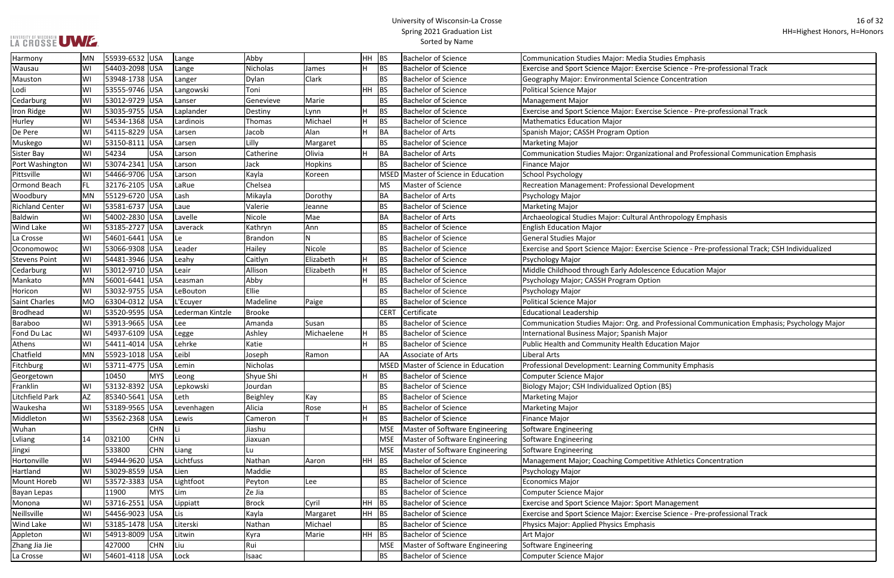| City | State | Zip | Country | Last Name | First Name | Middle Name | Honors | Degree | Degree Description | Major |
|---|---|---|---|---|---|---|---|---|---|---|
| Harmony | MN | 55939-6532 | USA | Lange | Abby | | HH | BS | Bachelor of Science | Communication Studies Major: Media Studies Emphasis |
| Wausau | WI | 54403-2098 | USA | Lange | Nicholas | James | H | BS | Bachelor of Science | Exercise and Sport Science Major: Exercise Science - Pre-professional Track |
| Mauston | WI | 53948-1738 | USA | Langer | Dylan | Clark | | BS | Bachelor of Science | Geography Major: Environmental Science Concentration |
| Lodi | WI | 53555-9746 | USA | Langowski | Toni | | HH | BS | Bachelor of Science | Political Science Major |
| Cedarburg | WI | 53012-9729 | USA | Lanser | Genevieve | Marie | | BS | Bachelor of Science | Management Major |
| Iron Ridge | WI | 53035-9755 | USA | Laplander | Destiny | Lynn | H | BS | Bachelor of Science | Exercise and Sport Science Major: Exercise Science - Pre-professional Track |
| Hurley | WI | 54534-1368 | USA | Lardinois | Thomas | Michael | H | BS | Bachelor of Science | Mathematics Education Major |
| De Pere | WI | 54115-8229 | USA | Larsen | Jacob | Alan | H | BA | Bachelor of Arts | Spanish Major; CASSH Program Option |
| Muskego | WI | 53150-8111 | USA | Larsen | Lilly | Margaret | | BS | Bachelor of Science | Marketing Major |
| Sister Bay | WI | 54234 | USA | Larson | Catherine | Olivia | H | BA | Bachelor of Arts | Communication Studies Major: Organizational and Professional Communication Emphasis |
| Port Washington | WI | 53074-2341 | USA | Larson | Jack | Hopkins | | BS | Bachelor of Science | Finance Major |
| Pittsville | WI | 54466-9706 | USA | Larson | Kayla | Koreen | | MSED | Master of Science in Education | School Psychology |
| Ormond Beach | FL | 32176-2105 | USA | LaRue | Chelsea | | | MS | Master of Science | Recreation Management: Professional Development |
| Woodbury | MN | 55129-6720 | USA | Lash | Mikayla | Dorothy | | BA | Bachelor of Arts | Psychology Major |
| Richland Center | WI | 53581-6737 | USA | Laue | Valerie | Jeanne | | BS | Bachelor of Science | Marketing Major |
| Baldwin | WI | 54002-2830 | USA | Lavelle | Nicole | Mae | | BA | Bachelor of Arts | Archaeological Studies Major: Cultural Anthropology Emphasis |
| Wind Lake | WI | 53185-2727 | USA | Laverack | Kathryn | Ann | | BS | Bachelor of Science | English Education Major |
| La Crosse | WI | 54601-6441 | USA | Le | Brandon | N | | BS | Bachelor of Science | General Studies Major |
| Oconomowoc | WI | 53066-9308 | USA | Leader | Hailey | Nicole | | BS | Bachelor of Science | Exercise and Sport Science Major: Exercise Science - Pre-professional Track; CSH Individualized |
| Stevens Point | WI | 54481-3946 | USA | Leahy | Caitlyn | Elizabeth | H | BS | Bachelor of Science | Psychology Major |
| Cedarburg | WI | 53012-9710 | USA | Leair | Allison | Elizabeth | H | BS | Bachelor of Science | Middle Childhood through Early Adolescence Education Major |
| Mankato | MN | 56001-6441 | USA | Leasman | Abby | | H | BS | Bachelor of Science | Psychology Major; CASSH Program Option |
| Horicon | WI | 53032-9755 | USA | LeBouton | Ellie | | | BS | Bachelor of Science | Psychology Major |
| Saint Charles | MO | 63304-0312 | USA | L'Ecuyer | Madeline | Paige | | BS | Bachelor of Science | Political Science Major |
| Brodhead | WI | 53520-9595 | USA | Lederman Kintzle | Brooke | | | CERT | Certificate | Educational Leadership |
| Baraboo | WI | 53913-9665 | USA | Lee | Amanda | Susan | | BS | Bachelor of Science | Communication Studies Major: Org. and Professional Communication Emphasis; Psychology Major |
| Fond Du Lac | WI | 54937-6109 | USA | Legge | Ashley | Michaelene | H | BS | Bachelor of Science | International Business Major; Spanish Major |
| Athens | WI | 54411-4014 | USA | Lehrke | Katie | | H | BS | Bachelor of Science | Public Health and Community Health Education Major |
| Chatfield | MN | 55923-1018 | USA | Leibl | Joseph | Ramon | | AA | Associate of Arts | Liberal Arts |
| Fitchburg | WI | 53711-4775 | USA | Lemin | Nicholas | | | MSED | Master of Science in Education | Professional Development: Learning Community Emphasis |
| Georgetown | | 10450 | MYS | Leong | Shyue Shi | | H | BS | Bachelor of Science | Computer Science Major |
| Franklin | WI | 53132-8392 | USA | Lepkowski | Jourdan | | | BS | Bachelor of Science | Biology Major; CSH Individualized Option (BS) |
| Litchfield Park | AZ | 85340-5641 | USA | Leth | Beighley | Kay | | BS | Bachelor of Science | Marketing Major |
| Waukesha | WI | 53189-9565 | USA | Levenhagen | Alicia | Rose | H | BS | Bachelor of Science | Marketing Major |
| Middleton | WI | 53562-2368 | USA | Lewis | Cameron | T | H | BS | Bachelor of Science | Finance Major |
| Wuhan | | | CHN | Li | Jiashu | | | MSE | Master of Software Engineering | Software Engineering |
| Lvliang | 14 | 032100 | CHN | Li | Jiaxuan | | | MSE | Master of Software Engineering | Software Engineering |
| Jingxi | | 533800 | CHN | Liang | Lu | | | MSE | Master of Software Engineering | Software Engineering |
| Hortonville | WI | 54944-9620 | USA | Lichtfuss | Nathan | Aaron | HH | BS | Bachelor of Science | Management Major; Coaching Competitive Athletics Concentration |
| Hartland | WI | 53029-8559 | USA | Lien | Maddie | | | BS | Bachelor of Science | Psychology Major |
| Mount Horeb | WI | 53572-3383 | USA | Lightfoot | Peyton | Lee | | BS | Bachelor of Science | Economics Major |
| Bayan Lepas | | 11900 | MYS | Lim | Ze Jia | | | BS | Bachelor of Science | Computer Science Major |
| Monona | WI | 53716-2551 | USA | Lippiatt | Brock | Cyril | HH | BS | Bachelor of Science | Exercise and Sport Science Major: Sport Management |
| Neillsville | WI | 54456-9023 | USA | Lis | Kayla | Margaret | HH | BS | Bachelor of Science | Exercise and Sport Science Major: Exercise Science - Pre-professional Track |
| Wind Lake | WI | 53185-1478 | USA | Literski | Nathan | Michael | | BS | Bachelor of Science | Physics Major: Applied Physics Emphasis |
| Appleton | WI | 54913-8009 | USA | Litwin | Kyra | Marie | HH | BS | Bachelor of Science | Art Major |
| Zhang Jia Jie | | 427000 | CHN | Liu | Rui | | | MSE | Master of Software Engineering | Software Engineering |
| La Crosse | WI | 54601-4118 | USA | Lock | Isaac | | | BS | Bachelor of Science | Computer Science Major |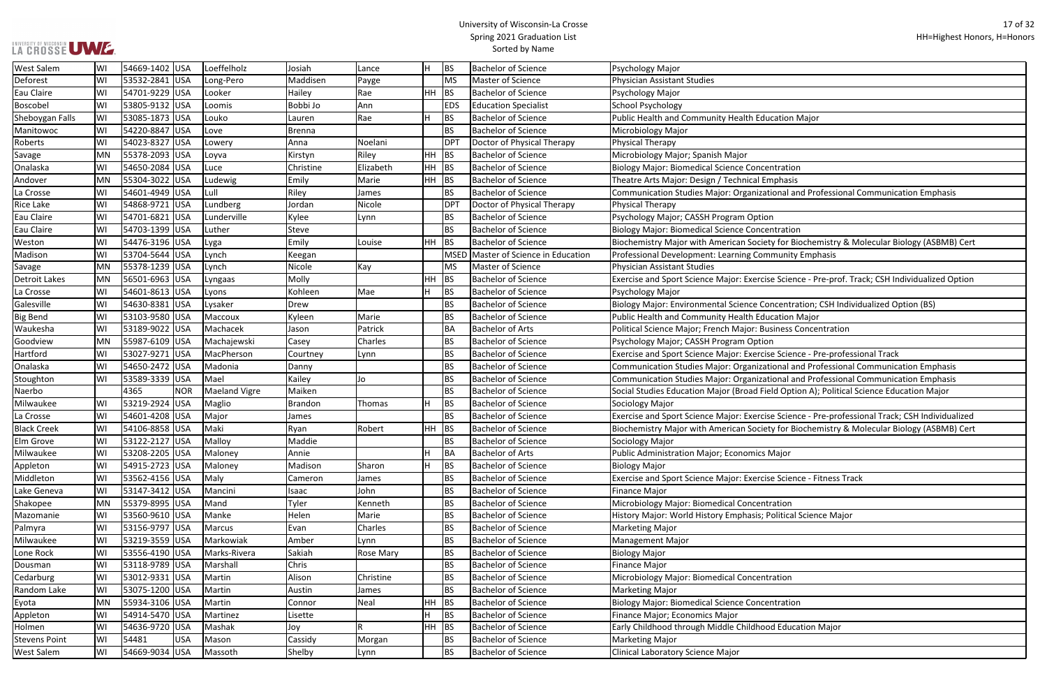University of Wisconsin-La Crosse
Spring 2021 Graduation List
Sorted by Name

HH=Highest Honors, H=Honors

| | | | | | | | | | | |
|---|---|---|---|---|---|---|---|---|---|---|
| West Salem | WI | 54669-1402 | USA | Loeffelholz | Josiah | Lance | H | BS | Bachelor of Science | Psychology Major |
| Deforest | WI | 53532-2841 | USA | Long-Pero | Maddisen | Payge | | MS | Master of Science | Physician Assistant Studies |
| Eau Claire | WI | 54701-9229 | USA | Looker | Hailey | Rae | HH | BS | Bachelor of Science | Psychology Major |
| Boscobel | WI | 53805-9132 | USA | Loomis | Bobbi Jo | Ann | | EDS | Education Specialist | School Psychology |
| Sheboygan Falls | WI | 53085-1873 | USA | Louko | Lauren | Rae | H | BS | Bachelor of Science | Public Health and Community Health Education Major |
| Manitowoc | WI | 54220-8847 | USA | Love | Brenna | | | BS | Bachelor of Science | Microbiology Major |
| Roberts | WI | 54023-8327 | USA | Lowery | Anna | Noelani | | DPT | Doctor of Physical Therapy | Physical Therapy |
| Savage | MN | 55378-2093 | USA | Loyva | Kirstyn | Riley | HH | BS | Bachelor of Science | Microbiology Major; Spanish Major |
| Onalaska | WI | 54650-2084 | USA | Luce | Christine | Elizabeth | HH | BS | Bachelor of Science | Biology Major: Biomedical Science Concentration |
| Andover | MN | 55304-3022 | USA | Ludewig | Emily | Marie | HH | BS | Bachelor of Science | Theatre Arts Major: Design / Technical Emphasis |
| La Crosse | WI | 54601-4949 | USA | Lull | Riley | James | | BS | Bachelor of Science | Communication Studies Major: Organizational and Professional Communication Emphasis |
| Rice Lake | WI | 54868-9721 | USA | Lundberg | Jordan | Nicole | | DPT | Doctor of Physical Therapy | Physical Therapy |
| Eau Claire | WI | 54701-6821 | USA | Lunderville | Kylee | Lynn | | BS | Bachelor of Science | Psychology Major; CASSH Program Option |
| Eau Claire | WI | 54703-1399 | USA | Luther | Steve | | | BS | Bachelor of Science | Biology Major: Biomedical Science Concentration |
| Weston | WI | 54476-3196 | USA | Lyga | Emily | Louise | HH | BS | Bachelor of Science | Biochemistry Major with American Society for Biochemistry & Molecular Biology (ASBMB) Cert |
| Madison | WI | 53704-5644 | USA | Lynch | Keegan | | | MSED | Master of Science in Education | Professional Development: Learning Community Emphasis |
| Savage | MN | 55378-1239 | USA | Lynch | Nicole | Kay | | MS | Master of Science | Physician Assistant Studies |
| Detroit Lakes | MN | 56501-6963 | USA | Lyngaas | Molly | | HH | BS | Bachelor of Science | Exercise and Sport Science Major: Exercise Science - Pre-prof. Track; CSH Individualized Option |
| La Crosse | WI | 54601-8613 | USA | Lyons | Kohleen | Mae | H | BS | Bachelor of Science | Psychology Major |
| Galesville | WI | 54630-8381 | USA | Lysaker | Drew | | | BS | Bachelor of Science | Biology Major: Environmental Science Concentration; CSH Individualized Option (BS) |
| Big Bend | WI | 53103-9580 | USA | Maccoux | Kyleen | Marie | | BS | Bachelor of Science | Public Health and Community Health Education Major |
| Waukesha | WI | 53189-9022 | USA | Machacek | Jason | Patrick | | BA | Bachelor of Arts | Political Science Major; French Major: Business Concentration |
| Goodview | MN | 55987-6109 | USA | Machajewski | Casey | Charles | | BS | Bachelor of Science | Psychology Major; CASSH Program Option |
| Hartford | WI | 53027-9271 | USA | MacPherson | Courtney | Lynn | | BS | Bachelor of Science | Exercise and Sport Science Major: Exercise Science - Pre-professional Track |
| Onalaska | WI | 54650-2472 | USA | Madonia | Danny | | | BS | Bachelor of Science | Communication Studies Major: Organizational and Professional Communication Emphasis |
| Stoughton | WI | 53589-3339 | USA | Mael | Kailey | Jo | | BS | Bachelor of Science | Communication Studies Major: Organizational and Professional Communication Emphasis |
| Naerbo | | 4365 | NOR | Maeland Vigre | Maiken | | | BS | Bachelor of Science | Social Studies Education Major (Broad Field Option A); Political Science Education Major |
| Milwaukee | WI | 53219-2924 | USA | Maglio | Brandon | Thomas | H | BS | Bachelor of Science | Sociology Major |
| La Crosse | WI | 54601-4208 | USA | Major | James | | | BS | Bachelor of Science | Exercise and Sport Science Major: Exercise Science - Pre-professional Track; CSH Individualized |
| Black Creek | WI | 54106-8858 | USA | Maki | Ryan | Robert | HH | BS | Bachelor of Science | Biochemistry Major with American Society for Biochemistry & Molecular Biology (ASBMB) Cert |
| Elm Grove | WI | 53122-2127 | USA | Malloy | Maddie | | | BS | Bachelor of Science | Sociology Major |
| Milwaukee | WI | 53208-2205 | USA | Maloney | Annie | | H | BA | Bachelor of Arts | Public Administration Major; Economics Major |
| Appleton | WI | 54915-2723 | USA | Maloney | Madison | Sharon | H | BS | Bachelor of Science | Biology Major |
| Middleton | WI | 53562-4156 | USA | Maly | Cameron | James | | BS | Bachelor of Science | Exercise and Sport Science Major: Exercise Science - Fitness Track |
| Lake Geneva | WI | 53147-3412 | USA | Mancini | Isaac | John | | BS | Bachelor of Science | Finance Major |
| Shakopee | MN | 55379-8995 | USA | Mand | Tyler | Kenneth | | BS | Bachelor of Science | Microbiology Major: Biomedical Concentration |
| Mazomanie | WI | 53560-9610 | USA | Manke | Helen | Marie | | BS | Bachelor of Science | History Major: World History Emphasis; Political Science Major |
| Palmyra | WI | 53156-9797 | USA | Marcus | Evan | Charles | | BS | Bachelor of Science | Marketing Major |
| Milwaukee | WI | 53219-3559 | USA | Markowiak | Amber | Lynn | | BS | Bachelor of Science | Management Major |
| Lone Rock | WI | 53556-4190 | USA | Marks-Rivera | Sakiah | Rose Mary | | BS | Bachelor of Science | Biology Major |
| Dousman | WI | 53118-9789 | USA | Marshall | Chris | | | BS | Bachelor of Science | Finance Major |
| Cedarburg | WI | 53012-9331 | USA | Martin | Alison | Christine | | BS | Bachelor of Science | Microbiology Major: Biomedical Concentration |
| Random Lake | WI | 53075-1200 | USA | Martin | Austin | James | | BS | Bachelor of Science | Marketing Major |
| Eyota | MN | 55934-3106 | USA | Martin | Connor | Neal | HH | BS | Bachelor of Science | Biology Major: Biomedical Science Concentration |
| Appleton | WI | 54914-5470 | USA | Martinez | Lisette | | H | BS | Bachelor of Science | Finance Major; Economics Major |
| Holmen | WI | 54636-9720 | USA | Mashak | Joy | R | HH | BS | Bachelor of Science | Early Childhood through Middle Childhood Education Major |
| Stevens Point | WI | 54481 | USA | Mason | Cassidy | Morgan | | BS | Bachelor of Science | Marketing Major |
| West Salem | WI | 54669-9034 | USA | Massoth | Shelby | Lynn | | BS | Bachelor of Science | Clinical Laboratory Science Major |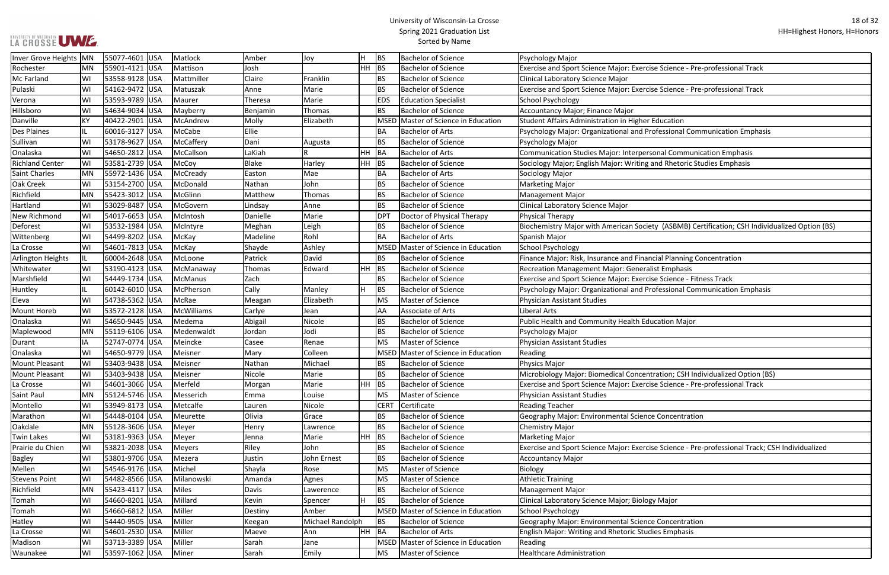| Inver Grove Heights | MN | 55077-4601 | USA | Matlock | Amber | Joy | H | BS | Bachelor of Science | Psychology Major |
|---|---|---|---|---|---|---|---|---|---|---|
| Rochester | MN | 55901-4121 | USA | Mattison | Josh | | HH | BS | Bachelor of Science | Exercise and Sport Science Major: Exercise Science - Pre-professional Track |
| Mc Farland | WI | 53558-9128 | USA | Mattmiller | Claire | Franklin | | BS | Bachelor of Science | Clinical Laboratory Science Major |
| Pulaski | WI | 54162-9472 | USA | Matuszak | Anne | Marie | | BS | Bachelor of Science | Exercise and Sport Science Major: Exercise Science - Pre-professional Track |
| Verona | WI | 53593-9789 | USA | Maurer | Theresa | Marie | | EDS | Education Specialist | School Psychology |
| Hillsboro | WI | 54634-9034 | USA | Mayberry | Benjamin | Thomas | | BS | Bachelor of Science | Accountancy Major; Finance Major |
| Danville | KY | 40422-2901 | USA | McAndrew | Molly | Elizabeth | | MSED | Master of Science in Education | Student Affairs Administration in Higher Education |
| Des Plaines | IL | 60016-3127 | USA | McCabe | Ellie | | | BA | Bachelor of Arts | Psychology Major: Organizational and Professional Communication Emphasis |
| Sullivan | WI | 53178-9627 | USA | McCaffery | Dani | Augusta | | BS | Bachelor of Science | Psychology Major |
| Onalaska | WI | 54650-2812 | USA | McCallson | LaKiah | R | HH | BA | Bachelor of Arts | Communication Studies Major: Interpersonal Communication Emphasis |
| Richland Center | WI | 53581-2739 | USA | McCoy | Blake | Harley | HH | BS | Bachelor of Science | Sociology Major; English Major: Writing and Rhetoric Studies Emphasis |
| Saint Charles | MN | 55972-1436 | USA | McCready | Easton | Mae | | BA | Bachelor of Arts | Sociology Major |
| Oak Creek | WI | 53154-2700 | USA | McDonald | Nathan | John | | BS | Bachelor of Science | Marketing Major |
| Richfield | MN | 55423-3012 | USA | McGlinn | Matthew | Thomas | | BS | Bachelor of Science | Management Major |
| Hartland | WI | 53029-8487 | USA | McGovern | Lindsay | Anne | | BS | Bachelor of Science | Clinical Laboratory Science Major |
| New Richmond | WI | 54017-6653 | USA | McIntosh | Danielle | Marie | | DPT | Doctor of Physical Therapy | Physical Therapy |
| Deforest | WI | 53532-1984 | USA | McIntyre | Meghan | Leigh | | BS | Bachelor of Science | Biochemistry Major with American Society (ASBMB) Certification; CSH Individualized Option (BS) |
| Wittenberg | WI | 54499-8202 | USA | McKay | Madeline | Rohl | | BA | Bachelor of Arts | Spanish Major |
| La Crosse | WI | 54601-7813 | USA | McKay | Shayde | Ashley | | MSED | Master of Science in Education | School Psychology |
| Arlington Heights | IL | 60004-2648 | USA | McLoone | Patrick | David | | BS | Bachelor of Science | Finance Major: Risk, Insurance and Financial Planning Concentration |
| Whitewater | WI | 53190-4123 | USA | McManaway | Thomas | Edward | HH | BS | Bachelor of Science | Recreation Management Major: Generalist Emphasis |
| Marshfield | WI | 54449-1734 | USA | McManus | Zach | | | BS | Bachelor of Science | Exercise and Sport Science Major: Exercise Science - Fitness Track |
| Huntley | IL | 60142-6010 | USA | McPherson | Cally | Manley | H | BS | Bachelor of Science | Psychology Major: Organizational and Professional Communication Emphasis |
| Eleva | WI | 54738-5362 | USA | McRae | Meagan | Elizabeth | | MS | Master of Science | Physician Assistant Studies |
| Mount Horeb | WI | 53572-2128 | USA | McWilliams | Carlye | Jean | | AA | Associate of Arts | Liberal Arts |
| Onalaska | WI | 54650-9445 | USA | Medema | Abigail | Nicole | | BS | Bachelor of Science | Public Health and Community Health Education Major |
| Maplewood | MN | 55119-6106 | USA | Medenwaldt | Jordan | Jodi | | BS | Bachelor of Science | Psychology Major |
| Durant | IA | 52747-0774 | USA | Meincke | Casee | Renae | | MS | Master of Science | Physician Assistant Studies |
| Onalaska | WI | 54650-9779 | USA | Meisner | Mary | Colleen | | MSED | Master of Science in Education | Reading |
| Mount Pleasant | WI | 53403-9438 | USA | Meisner | Nathan | Michael | | BS | Bachelor of Science | Physics Major |
| Mount Pleasant | WI | 53403-9438 | USA | Meisner | Nicole | Marie | | BS | Bachelor of Science | Microbiology Major: Biomedical Concentration; CSH Individualized Option (BS) |
| La Crosse | WI | 54601-3066 | USA | Merfeld | Morgan | Marie | HH | BS | Bachelor of Science | Exercise and Sport Science Major: Exercise Science - Pre-professional Track |
| Saint Paul | MN | 55124-5746 | USA | Messerich | Emma | Louise | | MS | Master of Science | Physician Assistant Studies |
| Montello | WI | 53949-8173 | USA | Metcalfe | Lauren | Nicole | | CERT | Certificate | Reading Teacher |
| Marathon | WI | 54448-0104 | USA | Meurette | Olivia | Grace | | BS | Bachelor of Science | Geography Major: Environmental Science Concentration |
| Oakdale | MN | 55128-3606 | USA | Meyer | Henry | Lawrence | | BS | Bachelor of Science | Chemistry Major |
| Twin Lakes | WI | 53181-9363 | USA | Meyer | Jenna | Marie | HH | BS | Bachelor of Science | Marketing Major |
| Prairie du Chien | WI | 53821-2038 | USA | Meyers | Riley | John | | BS | Bachelor of Science | Exercise and Sport Science Major: Exercise Science - Pre-professional Track; CSH Individualized |
| Bagley | WI | 53801-9706 | USA | Mezera | Justin | John Ernest | | BS | Bachelor of Science | Accountancy Major |
| Mellen | WI | 54546-9176 | USA | Michel | Shayla | Rose | | MS | Master of Science | Biology |
| Stevens Point | WI | 54482-8566 | USA | Milanowski | Amanda | Agnes | | MS | Master of Science | Athletic Training |
| Richfield | MN | 55423-4117 | USA | Miles | Davis | Lawerence | | BS | Bachelor of Science | Management Major |
| Tomah | WI | 54660-8201 | USA | Millard | Kevin | Spencer | H | BS | Bachelor of Science | Clinical Laboratory Science Major; Biology Major |
| Tomah | WI | 54660-6812 | USA | Miller | Destiny | Amber | | MSED | Master of Science in Education | School Psychology |
| Hatley | WI | 54440-9505 | USA | Miller | Keegan | Michael Randolph | | BS | Bachelor of Science | Geography Major: Environmental Science Concentration |
| La Crosse | WI | 54601-2530 | USA | Miller | Maeve | Ann | HH | BA | Bachelor of Arts | English Major: Writing and Rhetoric Studies Emphasis |
| Madison | WI | 53713-3389 | USA | Miller | Sarah | Jane | | MSED | Master of Science in Education | Reading |
| Waunakee | WI | 53597-1062 | USA | Miner | Sarah | Emily | | MS | Master of Science | Healthcare Administration |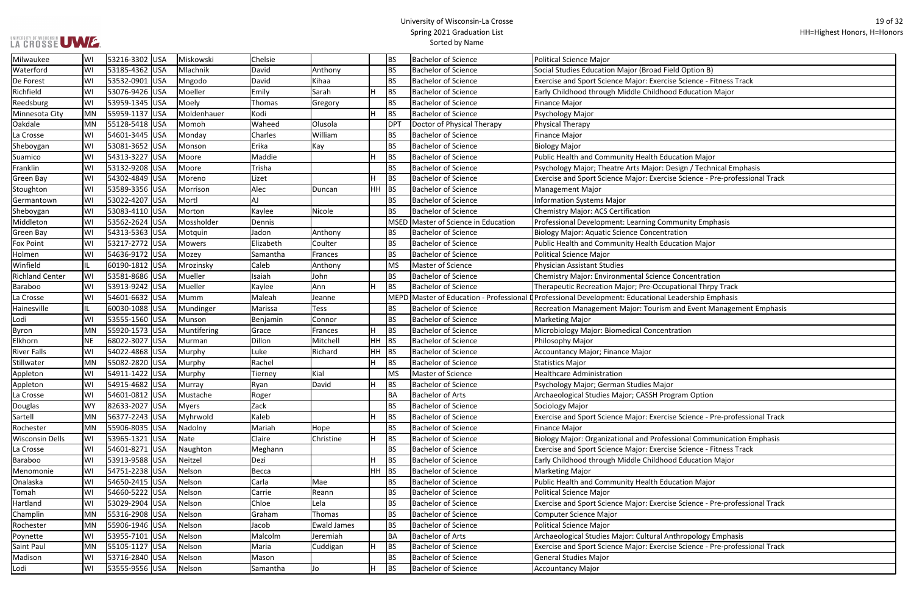| Milwaukee | WI | 53216-3302 | USA | Miskowski | Chelsie | | | BS | Bachelor of Science | Political Science Major |
|---|---|---|---|---|---|---|---|---|---|---|
| Waterford | WI | 53185-4362 | USA | Mlachnik | David | Anthony | | BS | Bachelor of Science | Social Studies Education Major (Broad Field Option B) |
| De Forest | WI | 53532-0901 | USA | Mngodo | David | Kihaa | | BS | Bachelor of Science | Exercise and Sport Science Major: Exercise Science - Fitness Track |
| Richfield | WI | 53076-9426 | USA | Moeller | Emily | Sarah | H | BS | Bachelor of Science | Early Childhood through Middle Childhood Education Major |
| Reedsburg | WI | 53959-1345 | USA | Moely | Thomas | Gregory | | BS | Bachelor of Science | Finance Major |
| Minnesota City | MN | 55959-1137 | USA | Moldenhauer | Kodi | | H | BS | Bachelor of Science | Psychology Major |
| Oakdale | MN | 55128-5418 | USA | Momoh | Waheed | Olusola | | DPT | Doctor of Physical Therapy | Physical Therapy |
| La Crosse | WI | 54601-3445 | USA | Monday | Charles | William | | BS | Bachelor of Science | Finance Major |
| Sheboygan | WI | 53081-3652 | USA | Monson | Erika | Kay | | BS | Bachelor of Science | Biology Major |
| Suamico | WI | 54313-3227 | USA | Moore | Maddie | | H | BS | Bachelor of Science | Public Health and Community Health Education Major |
| Franklin | WI | 53132-9208 | USA | Moore | Trisha | | | BS | Bachelor of Science | Psychology Major; Theatre Arts Major: Design / Technical Emphasis |
| Green Bay | WI | 54302-4849 | USA | Moreno | Lizet | | H | BS | Bachelor of Science | Exercise and Sport Science Major: Exercise Science - Pre-professional Track |
| Stoughton | WI | 53589-3356 | USA | Morrison | Alec | Duncan | HH | BS | Bachelor of Science | Management Major |
| Germantown | WI | 53022-4207 | USA | Mortl | AJ | | | BS | Bachelor of Science | Information Systems Major |
| Sheboygan | WI | 53083-4110 | USA | Morton | Kaylee | Nicole | | BS | Bachelor of Science | Chemistry Major: ACS Certification |
| Middleton | WI | 53562-2624 | USA | Mossholder | Dennis | | | MSED | Master of Science in Education | Professional Development: Learning Community Emphasis |
| Green Bay | WI | 54313-5363 | USA | Motquin | Jadon | Anthony | | BS | Bachelor of Science | Biology Major: Aquatic Science Concentration |
| Fox Point | WI | 53217-2772 | USA | Mowers | Elizabeth | Coulter | | BS | Bachelor of Science | Public Health and Community Health Education Major |
| Holmen | WI | 54636-9172 | USA | Mozey | Samantha | Frances | | BS | Bachelor of Science | Political Science Major |
| Winfield | IL | 60190-1812 | USA | Mrozinsky | Caleb | Anthony | | MS | Master of Science | Physician Assistant Studies |
| Richland Center | WI | 53581-8686 | USA | Mueller | Isaiah | John | | BS | Bachelor of Science | Chemistry Major: Environmental Science Concentration |
| Baraboo | WI | 53913-9242 | USA | Mueller | Kaylee | Ann | H | BS | Bachelor of Science | Therapeutic Recreation Major; Pre-Occupational Thrpy Track |
| La Crosse | WI | 54601-6632 | USA | Mumm | Maleah | Jeanne | | MEPD | Master of Education - Professional D | Professional Development: Educational Leadership Emphasis |
| Hainesville | IL | 60030-1088 | USA | Mundinger | Marissa | Tess | | BS | Bachelor of Science | Recreation Management Major: Tourism and Event Management Emphasis |
| Lodi | WI | 53555-1560 | USA | Munson | Benjamin | Connor | | BS | Bachelor of Science | Marketing Major |
| Byron | MN | 55920-1573 | USA | Muntifering | Grace | Frances | H | BS | Bachelor of Science | Microbiology Major: Biomedical Concentration |
| Elkhorn | NE | 68022-3027 | USA | Murman | Dillon | Mitchell | HH | BS | Bachelor of Science | Philosophy Major |
| River Falls | WI | 54022-4868 | USA | Murphy | Luke | Richard | HH | BS | Bachelor of Science | Accountancy Major; Finance Major |
| Stillwater | MN | 55082-2820 | USA | Murphy | Rachel | | H | BS | Bachelor of Science | Statistics Major |
| Appleton | WI | 54911-1422 | USA | Murphy | Tierney | Kial | | MS | Master of Science | Healthcare Administration |
| Appleton | WI | 54915-4682 | USA | Murray | Ryan | David | H | BS | Bachelor of Science | Psychology Major; German Studies Major |
| La Crosse | WI | 54601-0812 | USA | Mustache | Roger | | | BA | Bachelor of Arts | Archaeological Studies Major; CASSH Program Option |
| Douglas | WY | 82633-2027 | USA | Myers | Zack | | | BS | Bachelor of Science | Sociology Major |
| Sartell | MN | 56377-2243 | USA | Myhrwold | Kaleb | | H | BS | Bachelor of Science | Exercise and Sport Science Major: Exercise Science - Pre-professional Track |
| Rochester | MN | 55906-8035 | USA | Nadolny | Mariah | Hope | | BS | Bachelor of Science | Finance Major |
| Wisconsin Dells | WI | 53965-1321 | USA | Nate | Claire | Christine | H | BS | Bachelor of Science | Biology Major: Organizational and Professional Communication Emphasis |
| La Crosse | WI | 54601-8271 | USA | Naughton | Meghann | | | BS | Bachelor of Science | Exercise and Sport Science Major: Exercise Science - Fitness Track |
| Baraboo | WI | 53913-9588 | USA | Neitzel | Dezi | | H | BS | Bachelor of Science | Early Childhood through Middle Childhood Education Major |
| Menomonie | WI | 54751-2238 | USA | Nelson | Becca | | HH | BS | Bachelor of Science | Marketing Major |
| Onalaska | WI | 54650-2415 | USA | Nelson | Carla | Mae | | BS | Bachelor of Science | Public Health and Community Health Education Major |
| Tomah | WI | 54660-5222 | USA | Nelson | Carrie | Reann | | BS | Bachelor of Science | Political Science Major |
| Hartland | WI | 53029-2904 | USA | Nelson | Chloe | Lela | | BS | Bachelor of Science | Exercise and Sport Science Major: Exercise Science - Pre-professional Track |
| Champlin | MN | 55316-2908 | USA | Nelson | Graham | Thomas | | BS | Bachelor of Science | Computer Science Major |
| Rochester | MN | 55906-1946 | USA | Nelson | Jacob | Ewald James | | BS | Bachelor of Science | Political Science Major |
| Poynette | WI | 53955-7101 | USA | Nelson | Malcolm | Jeremiah | | BA | Bachelor of Arts | Archaeological Studies Major: Cultural Anthropology Emphasis |
| Saint Paul | MN | 55105-1127 | USA | Nelson | Maria | Cuddigan | H | BS | Bachelor of Science | Exercise and Sport Science Major: Exercise Science - Pre-professional Track |
| Madison | WI | 53716-2840 | USA | Nelson | Mason | | | BS | Bachelor of Science | General Studies Major |
| Lodi | WI | 53555-9556 | USA | Nelson | Samantha | Jo | H | BS | Bachelor of Science | Accountancy Major |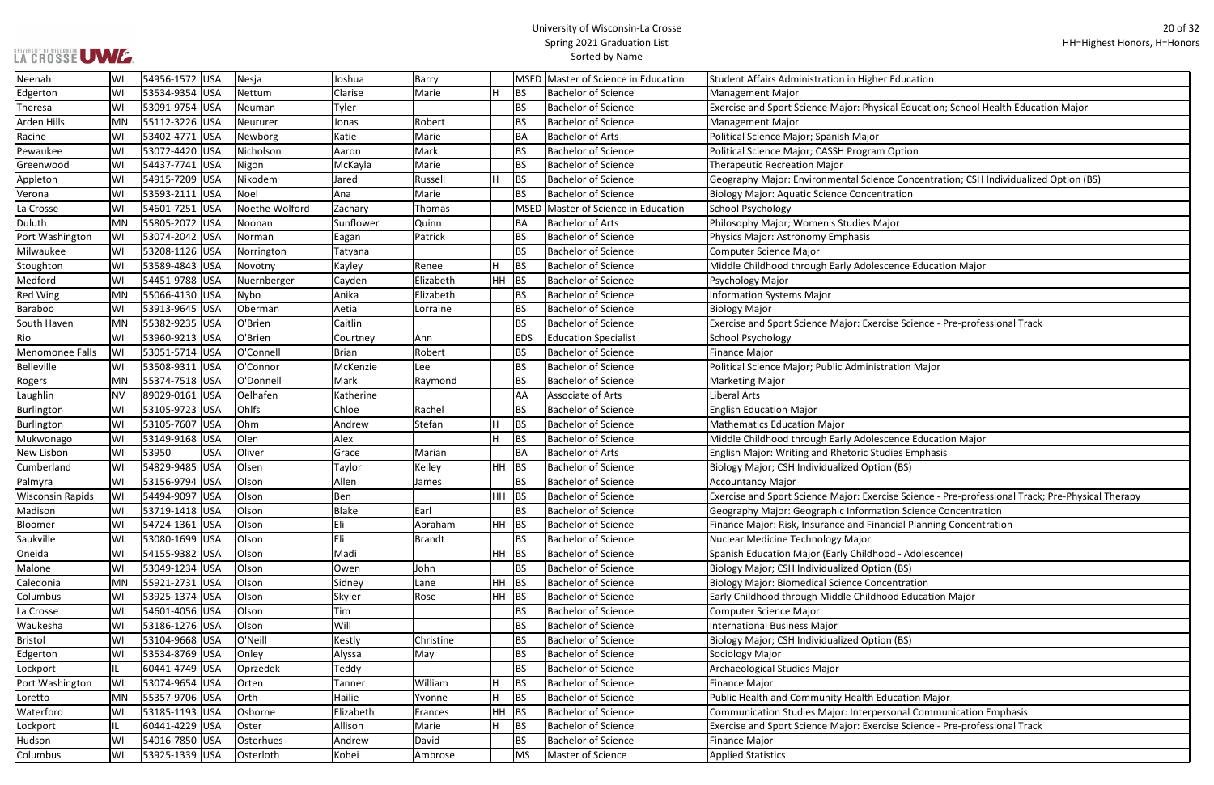# University of Wisconsin-La Crosse
## Spring 2021 Graduation List
### Sorted by Name

HH=Highest Honors, H=Honors

| City | State | Zip | Country | Last Name | First Name | Middle Name | Honors | Degree | Degree Name | Major |
|---|---|---|---|---|---|---|---|---|---|---|
| Neenah | WI | 54956-1572 | USA | Nesja | Joshua | Barry | | MSED | Master of Science in Education | Student Affairs Administration in Higher Education |
| Edgerton | WI | 53534-9354 | USA | Nettum | Clarise | Marie | H | BS | Bachelor of Science | Management Major |
| Theresa | WI | 53091-9754 | USA | Neuman | Tyler | | | BS | Bachelor of Science | Exercise and Sport Science Major: Physical Education; School Health Education Major |
| Arden Hills | MN | 55112-3226 | USA | Neururer | Jonas | Robert | | BS | Bachelor of Science | Management Major |
| Racine | WI | 53402-4771 | USA | Newborg | Katie | Marie | | BA | Bachelor of Arts | Political Science Major; Spanish Major |
| Pewaukee | WI | 53072-4420 | USA | Nicholson | Aaron | Mark | | BS | Bachelor of Science | Political Science Major; CASSH Program Option |
| Greenwood | WI | 54437-7741 | USA | Nigon | McKayla | Marie | | BS | Bachelor of Science | Therapeutic Recreation Major |
| Appleton | WI | 54915-7209 | USA | Nikodem | Jared | Russell | H | BS | Bachelor of Science | Geography Major: Environmental Science Concentration; CSH Individualized Option (BS) |
| Verona | WI | 53593-2111 | USA | Noel | Ana | Marie | | BS | Bachelor of Science | Biology Major: Aquatic Science Concentration |
| La Crosse | WI | 54601-7251 | USA | Noethe Wolford | Zachary | Thomas | | MSED | Master of Science in Education | School Psychology |
| Duluth | MN | 55805-2072 | USA | Noonan | Sunflower | Quinn | | BA | Bachelor of Arts | Philosophy Major; Women's Studies Major |
| Port Washington | WI | 53074-2042 | USA | Norman | Eagan | Patrick | | BS | Bachelor of Science | Physics Major: Astronomy Emphasis |
| Milwaukee | WI | 53208-1126 | USA | Norrington | Tatyana | | | BS | Bachelor of Science | Computer Science Major |
| Stoughton | WI | 53589-4843 | USA | Novotny | Kayley | Renee | H | BS | Bachelor of Science | Middle Childhood through Early Adolescence Education Major |
| Medford | WI | 54451-9788 | USA | Nuernberger | Cayden | Elizabeth | HH | BS | Bachelor of Science | Psychology Major |
| Red Wing | MN | 55066-4130 | USA | Nybo | Anika | Elizabeth | | BS | Bachelor of Science | Information Systems Major |
| Baraboo | WI | 53913-9645 | USA | Oberman | Aetia | Lorraine | | BS | Bachelor of Science | Biology Major |
| South Haven | MN | 55382-9235 | USA | O'Brien | Caitlin | | | BS | Bachelor of Science | Exercise and Sport Science Major: Exercise Science - Pre-professional Track |
| Rio | WI | 53960-9213 | USA | O'Brien | Courtney | Ann | | EDS | Education Specialist | School Psychology |
| Menomonee Falls | WI | 53051-5714 | USA | O'Connell | Brian | Robert | | BS | Bachelor of Science | Finance Major |
| Belleville | WI | 53508-9311 | USA | O'Connor | McKenzie | Lee | | BS | Bachelor of Science | Political Science Major; Public Administration Major |
| Rogers | MN | 55374-7518 | USA | O'Donnell | Mark | Raymond | | BS | Bachelor of Science | Marketing Major |
| Laughlin | NV | 89029-0161 | USA | Oelhafen | Katherine | | | AA | Associate of Arts | Liberal Arts |
| Burlington | WI | 53105-9723 | USA | Ohlfs | Chloe | Rachel | | BS | Bachelor of Science | English Education Major |
| Burlington | WI | 53105-7607 | USA | Ohm | Andrew | Stefan | H | BS | Bachelor of Science | Mathematics Education Major |
| Mukwonago | WI | 53149-9168 | USA | Olen | Alex | | H | BS | Bachelor of Science | Middle Childhood through Early Adolescence Education Major |
| New Lisbon | WI | 53950 | USA | Oliver | Grace | Marian | | BA | Bachelor of Arts | English Major: Writing and Rhetoric Studies Emphasis |
| Cumberland | WI | 54829-9485 | USA | Olsen | Taylor | Kelley | HH | BS | Bachelor of Science | Biology Major; CSH Individualized Option (BS) |
| Palmyra | WI | 53156-9794 | USA | Olson | Allen | James | | BS | Bachelor of Science | Accountancy Major |
| Wisconsin Rapids | WI | 54494-9097 | USA | Olson | Ben | | HH | BS | Bachelor of Science | Exercise and Sport Science Major: Exercise Science - Pre-professional Track; Pre-Physical Therapy |
| Madison | WI | 53719-1418 | USA | Olson | Blake | Earl | | BS | Bachelor of Science | Geography Major: Geographic Information Science Concentration |
| Bloomer | WI | 54724-1361 | USA | Olson | Eli | Abraham | HH | BS | Bachelor of Science | Finance Major: Risk, Insurance and Financial Planning Concentration |
| Saukville | WI | 53080-1699 | USA | Olson | Eli | Brandt | | BS | Bachelor of Science | Nuclear Medicine Technology Major |
| Oneida | WI | 54155-9382 | USA | Olson | Madi | | HH | BS | Bachelor of Science | Spanish Education Major (Early Childhood - Adolescence) |
| Malone | WI | 53049-1234 | USA | Olson | Owen | John | | BS | Bachelor of Science | Biology Major; CSH Individualized Option (BS) |
| Caledonia | MN | 55921-2731 | USA | Olson | Sidney | Lane | HH | BS | Bachelor of Science | Biology Major: Biomedical Science Concentration |
| Columbus | WI | 53925-1374 | USA | Olson | Skyler | Rose | HH | BS | Bachelor of Science | Early Childhood through Middle Childhood Education Major |
| La Crosse | WI | 54601-4056 | USA | Olson | Tim | | | BS | Bachelor of Science | Computer Science Major |
| Waukesha | WI | 53186-1276 | USA | Olson | Will | | | BS | Bachelor of Science | International Business Major |
| Bristol | WI | 53104-9668 | USA | O'Neill | Kestly | Christine | | BS | Bachelor of Science | Biology Major; CSH Individualized Option (BS) |
| Edgerton | WI | 53534-8769 | USA | Onley | Alyssa | May | | BS | Bachelor of Science | Sociology Major |
| Lockport | IL | 60441-4749 | USA | Oprzedek | Teddy | | | BS | Bachelor of Science | Archaeological Studies Major |
| Port Washington | WI | 53074-9654 | USA | Orten | Tanner | William | H | BS | Bachelor of Science | Finance Major |
| Loretto | MN | 55357-9706 | USA | Orth | Hailie | Yvonne | H | BS | Bachelor of Science | Public Health and Community Health Education Major |
| Waterford | WI | 53185-1193 | USA | Osborne | Elizabeth | Frances | HH | BS | Bachelor of Science | Communication Studies Major: Interpersonal Communication Emphasis |
| Lockport | IL | 60441-4229 | USA | Oster | Allison | Marie | H | BS | Bachelor of Science | Exercise and Sport Science Major: Exercise Science - Pre-professional Track |
| Hudson | WI | 54016-7850 | USA | Osterhues | Andrew | David | | BS | Bachelor of Science | Finance Major |
| Columbus | WI | 53925-1339 | USA | Osterloth | Kohei | Ambrose | | MS | Master of Science | Applied Statistics |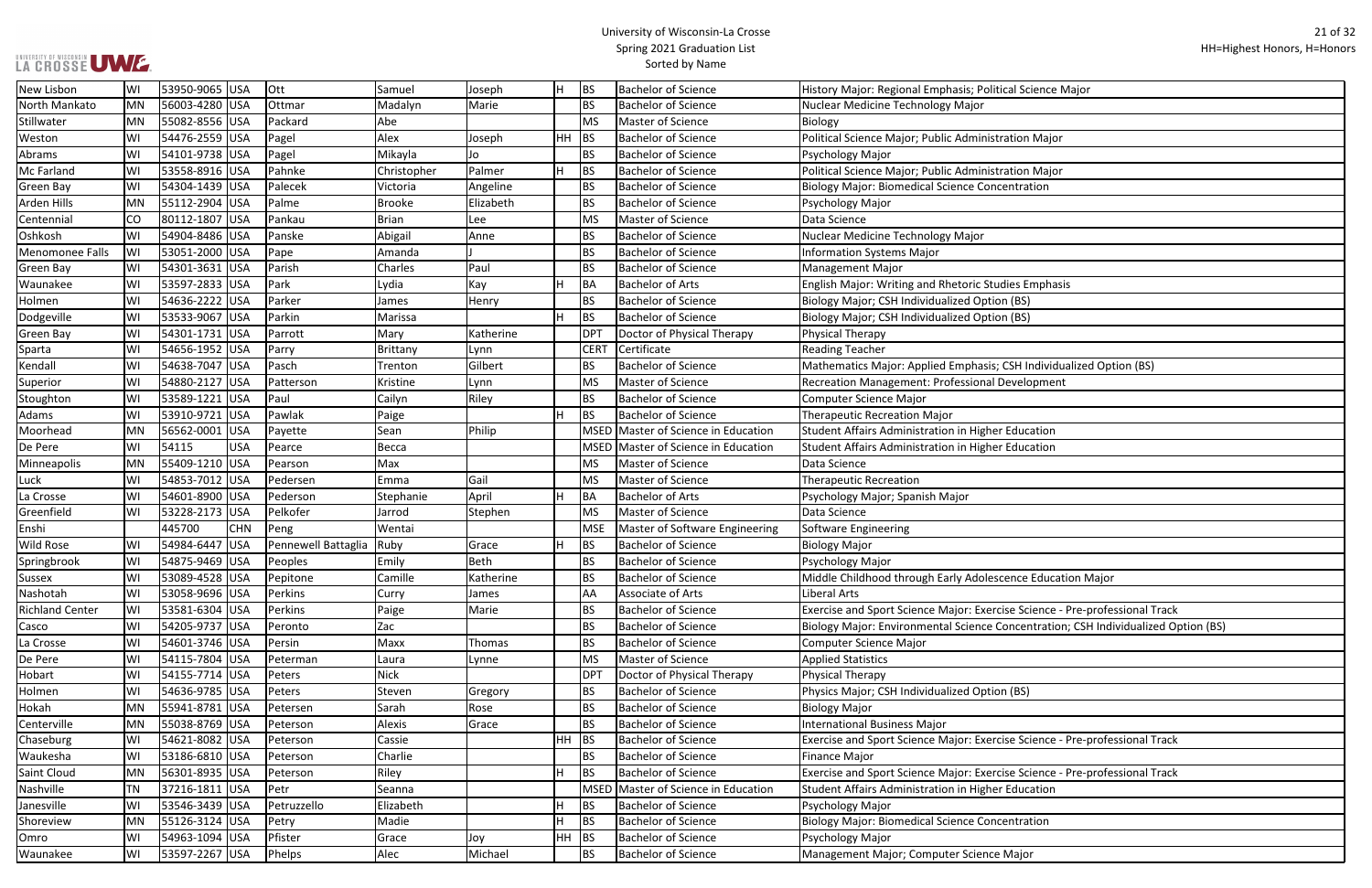| | | | | | | | | | | |
|---|---|---|---|---|---|---|---|---|---|---|
| New Lisbon | WI | 53950-9065 | USA | Ott | Samuel | Joseph | H | BS | Bachelor of Science | History Major: Regional Emphasis; Political Science Major |
| North Mankato | MN | 56003-4280 | USA | Ottmar | Madalyn | Marie | | BS | Bachelor of Science | Nuclear Medicine Technology Major |
| Stillwater | MN | 55082-8556 | USA | Packard | Abe | | | MS | Master of Science | Biology |
| Weston | WI | 54476-2559 | USA | Pagel | Alex | Joseph | HH | BS | Bachelor of Science | Political Science Major; Public Administration Major |
| Abrams | WI | 54101-9738 | USA | Pagel | Mikayla | Jo | | BS | Bachelor of Science | Psychology Major |
| Mc Farland | WI | 53558-8916 | USA | Pahnke | Christopher | Palmer | H | BS | Bachelor of Science | Political Science Major; Public Administration Major |
| Green Bay | WI | 54304-1439 | USA | Palecek | Victoria | Angeline | | BS | Bachelor of Science | Biology Major: Biomedical Science Concentration |
| Arden Hills | MN | 55112-2904 | USA | Palme | Brooke | Elizabeth | | BS | Bachelor of Science | Psychology Major |
| Centennial | CO | 80112-1807 | USA | Pankau | Brian | Lee | | MS | Master of Science | Data Science |
| Oshkosh | WI | 54904-8486 | USA | Panske | Abigail | Anne | | BS | Bachelor of Science | Nuclear Medicine Technology Major |
| Menomonee Falls | WI | 53051-2000 | USA | Pape | Amanda | J | | BS | Bachelor of Science | Information Systems Major |
| Green Bay | WI | 54301-3631 | USA | Parish | Charles | Paul | | BS | Bachelor of Science | Management Major |
| Waunakee | WI | 53597-2833 | USA | Park | Lydia | Kay | H | BA | Bachelor of Arts | English Major: Writing and Rhetoric Studies Emphasis |
| Holmen | WI | 54636-2222 | USA | Parker | James | Henry | | BS | Bachelor of Science | Biology Major; CSH Individualized Option (BS) |
| Dodgeville | WI | 53533-9067 | USA | Parkin | Marissa | | H | BS | Bachelor of Science | Biology Major; CSH Individualized Option (BS) |
| Green Bay | WI | 54301-1731 | USA | Parrott | Mary | Katherine | | DPT | Doctor of Physical Therapy | Physical Therapy |
| Sparta | WI | 54656-1952 | USA | Parry | Brittany | Lynn | | CERT | Certificate | Reading Teacher |
| Kendall | WI | 54638-7047 | USA | Pasch | Trenton | Gilbert | | BS | Bachelor of Science | Mathematics Major: Applied Emphasis; CSH Individualized Option (BS) |
| Superior | WI | 54880-2127 | USA | Patterson | Kristine | Lynn | | MS | Master of Science | Recreation Management: Professional Development |
| Stoughton | WI | 53589-1221 | USA | Paul | Cailyn | Riley | | BS | Bachelor of Science | Computer Science Major |
| Adams | WI | 53910-9721 | USA | Pawlak | Paige | | H | BS | Bachelor of Science | Therapeutic Recreation Major |
| Moorhead | MN | 56562-0001 | USA | Payette | Sean | Philip | | MSED | Master of Science in Education | Student Affairs Administration in Higher Education |
| De Pere | WI | 54115 | USA | Pearce | Becca | | | MSED | Master of Science in Education | Student Affairs Administration in Higher Education |
| Minneapolis | MN | 55409-1210 | USA | Pearson | Max | | | MS | Master of Science | Data Science |
| Luck | WI | 54853-7012 | USA | Pedersen | Emma | Gail | | MS | Master of Science | Therapeutic Recreation |
| La Crosse | WI | 54601-8900 | USA | Pederson | Stephanie | April | H | BA | Bachelor of Arts | Psychology Major; Spanish Major |
| Greenfield | WI | 53228-2173 | USA | Pelkofer | Jarrod | Stephen | | MS | Master of Science | Data Science |
| Enshi | | 445700 | CHN | Peng | Wentai | | | MSE | Master of Software Engineering | Software Engineering |
| Wild Rose | WI | 54984-6447 | USA | Pennewell Battaglia | Ruby | Grace | H | BS | Bachelor of Science | Biology Major |
| Springbrook | WI | 54875-9469 | USA | Peoples | Emily | Beth | | BS | Bachelor of Science | Psychology Major |
| Sussex | WI | 53089-4528 | USA | Pepitone | Camille | Katherine | | BS | Bachelor of Science | Middle Childhood through Early Adolescence Education Major |
| Nashotah | WI | 53058-9696 | USA | Perkins | Curry | James | | AA | Associate of Arts | Liberal Arts |
| Richland Center | WI | 53581-6304 | USA | Perkins | Paige | Marie | | BS | Bachelor of Science | Exercise and Sport Science Major: Exercise Science - Pre-professional Track |
| Casco | WI | 54205-9737 | USA | Peronto | Zac | | | BS | Bachelor of Science | Biology Major: Environmental Science Concentration; CSH Individualized Option (BS) |
| La Crosse | WI | 54601-3746 | USA | Persin | Maxx | Thomas | | BS | Bachelor of Science | Computer Science Major |
| De Pere | WI | 54115-7804 | USA | Peterman | Laura | Lynne | | MS | Master of Science | Applied Statistics |
| Hobart | WI | 54155-7714 | USA | Peters | Nick | | | DPT | Doctor of Physical Therapy | Physical Therapy |
| Holmen | WI | 54636-9785 | USA | Peters | Steven | Gregory | | BS | Bachelor of Science | Physics Major; CSH Individualized Option (BS) |
| Hokah | MN | 55941-8781 | USA | Petersen | Sarah | Rose | | BS | Bachelor of Science | Biology Major |
| Centerville | MN | 55038-8769 | USA | Peterson | Alexis | Grace | | BS | Bachelor of Science | International Business Major |
| Chaseburg | WI | 54621-8082 | USA | Peterson | Cassie | | HH | BS | Bachelor of Science | Exercise and Sport Science Major: Exercise Science - Pre-professional Track |
| Waukesha | WI | 53186-6810 | USA | Peterson | Charlie | | | BS | Bachelor of Science | Finance Major |
| Saint Cloud | MN | 56301-8935 | USA | Peterson | Riley | | H | BS | Bachelor of Science | Exercise and Sport Science Major: Exercise Science - Pre-professional Track |
| Nashville | TN | 37216-1811 | USA | Petr | Seanna | | | MSED | Master of Science in Education | Student Affairs Administration in Higher Education |
| Janesville | WI | 53546-3439 | USA | Petruzzello | Elizabeth | | H | BS | Bachelor of Science | Psychology Major |
| Shoreview | MN | 55126-3124 | USA | Petry | Madie | | H | BS | Bachelor of Science | Biology Major: Biomedical Science Concentration |
| Omro | WI | 54963-1094 | USA | Pfister | Grace | Joy | HH | BS | Bachelor of Science | Psychology Major |
| Waunakee | WI | 53597-2267 | USA | Phelps | Alec | Michael | | BS | Bachelor of Science | Management Major; Computer Science Major |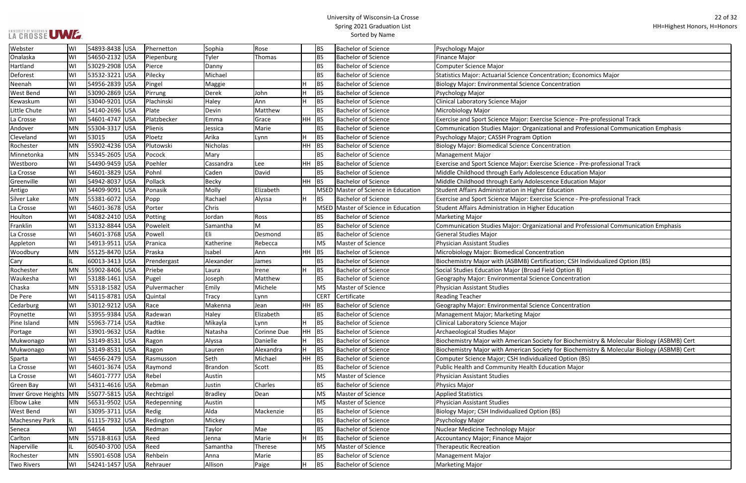# University of Wisconsin-La Crosse
## Spring 2021 Graduation List
### Sorted by Name

HH=Highest Honors, H=Honors

| City | State | Zip | Country | Last Name | First Name | Middle Name | Honors | Degree | Degree Description | Major |
|---|---|---|---|---|---|---|---|---|---|---|
| Webster | WI | 54893-8438 | USA | Phernetton | Sophia | Rose | | BS | Bachelor of Science | Psychology Major |
| Onalaska | WI | 54650-2132 | USA | Piepenburg | Tyler | Thomas | | BS | Bachelor of Science | Finance Major |
| Hartland | WI | 53029-2908 | USA | Pierce | Danny | | | BS | Bachelor of Science | Computer Science Major |
| Deforest | WI | 53532-3221 | USA | Pilecky | Michael | | | BS | Bachelor of Science | Statistics Major: Actuarial Science Concentration; Economics Major |
| Neenah | WI | 54956-2839 | USA | Pingel | Maggie | | H | BS | Bachelor of Science | Biology Major: Environmental Science Concentration |
| West Bend | WI | 53090-2869 | USA | Pirrung | Derek | John | H | BS | Bachelor of Science | Psychology Major |
| Kewaskum | WI | 53040-9201 | USA | Plachinski | Haley | Ann | H | BS | Bachelor of Science | Clinical Laboratory Science Major |
| Little Chute | WI | 54140-2696 | USA | Plate | Devin | Matthew | | BS | Bachelor of Science | Microbiology Major |
| La Crosse | WI | 54601-4747 | USA | Platzbecker | Emma | Grace | HH | BS | Bachelor of Science | Exercise and Sport Science Major: Exercise Science - Pre-professional Track |
| Andover | MN | 55304-3317 | USA | Plienis | Jessica | Marie | | BS | Bachelor of Science | Communication Studies Major: Organizational and Professional Communication Emphasis |
| Cleveland | WI | 53015 | USA | Ploetz | Arika | Lynn | H | BS | Bachelor of Science | Psychology Major; CASSH Program Option |
| Rochester | MN | 55902-4236 | USA | Plutowski | Nicholas | | HH | BS | Bachelor of Science | Biology Major: Biomedical Science Concentration |
| Minnetonka | MN | 55345-2605 | USA | Pocock | Mary | | | BS | Bachelor of Science | Management Major |
| Westboro | WI | 54490-9459 | USA | Poehler | Cassandra | Lee | HH | BS | Bachelor of Science | Exercise and Sport Science Major: Exercise Science - Pre-professional Track |
| La Crosse | WI | 54601-3829 | USA | Pohnl | Caden | David | | BS | Bachelor of Science | Middle Childhood through Early Adolescence Education Major |
| Greenville | WI | 54942-8037 | USA | Pollack | Becky | | HH | BS | Bachelor of Science | Middle Childhood through Early Adolescence Education Major |
| Antigo | WI | 54409-9091 | USA | Ponasik | Molly | Elizabeth | | MSED | Master of Science in Education | Student Affairs Administration in Higher Education |
| Silver Lake | MN | 55381-6072 | USA | Popp | Rachael | Alyssa | H | BS | Bachelor of Science | Exercise and Sport Science Major: Exercise Science - Pre-professional Track |
| La Crosse | WI | 54601-3678 | USA | Porter | Chris | | | MSED | Master of Science in Education | Student Affairs Administration in Higher Education |
| Houlton | WI | 54082-2410 | USA | Potting | Jordan | Ross | | BS | Bachelor of Science | Marketing Major |
| Franklin | WI | 53132-8844 | USA | Poweleit | Samantha | M | | BS | Bachelor of Science | Communication Studies Major: Organizational and Professional Communication Emphasis |
| La Crosse | WI | 54601-3768 | USA | Powell | Eli | Desmond | | BS | Bachelor of Science | General Studies Major |
| Appleton | WI | 54913-9511 | USA | Pranica | Katherine | Rebecca | | MS | Master of Science | Physician Assistant Studies |
| Woodbury | MN | 55125-8470 | USA | Praska | Isabel | Ann | HH | BS | Bachelor of Science | Microbiology Major: Biomedical Concentration |
| Cary | IL | 60013-3413 | USA | Prendergast | Alexander | James | | BS | Bachelor of Science | Biochemistry Major with (ASBMB) Certification; CSH Individualized Option (BS) |
| Rochester | MN | 55902-8406 | USA | Priebe | Laura | Irene | H | BS | Bachelor of Science | Social Studies Education Major (Broad Field Option B) |
| Waukesha | WI | 53188-1461 | USA | Pugel | Joseph | Matthew | | BS | Bachelor of Science | Geography Major: Environmental Science Concentration |
| Chaska | MN | 55318-1582 | USA | Pulvermacher | Emily | Michele | | MS | Master of Science | Physician Assistant Studies |
| De Pere | WI | 54115-8781 | USA | Quintal | Tracy | Lynn | | CERT | Certificate | Reading Teacher |
| Cedarburg | WI | 53012-9212 | USA | Race | Makenna | Jean | HH | BS | Bachelor of Science | Geography Major: Environmental Science Concentration |
| Poynette | WI | 53955-9384 | USA | Radewan | Haley | Elizabeth | | BS | Bachelor of Science | Management Major; Marketing Major |
| Pine Island | MN | 55963-7714 | USA | Radtke | Mikayla | Lynn | H | BS | Bachelor of Science | Clinical Laboratory Science Major |
| Portage | WI | 53901-9632 | USA | Radtke | Natasha | Corinne Due | HH | BS | Bachelor of Science | Archaeological Studies Major |
| Mukwonago | WI | 53149-8531 | USA | Ragon | Alyssa | Danielle | H | BS | Bachelor of Science | Biochemistry Major with American Society for Biochemistry & Molecular Biology (ASBMB) Cert |
| Mukwonago | WI | 53149-8531 | USA | Ragon | Lauren | Alexandra | H | BS | Bachelor of Science | Biochemistry Major with American Society for Biochemistry & Molecular Biology (ASBMB) Cert |
| Sparta | WI | 54656-2479 | USA | Rasmusson | Seth | Michael | HH | BS | Bachelor of Science | Computer Science Major; CSH Individualized Option (BS) |
| La Crosse | WI | 54601-3674 | USA | Raymond | Brandon | Scott | | BS | Bachelor of Science | Public Health and Community Health Education Major |
| La Crosse | WI | 54601-7777 | USA | Rebel | Austin | | | MS | Master of Science | Physician Assistant Studies |
| Green Bay | WI | 54311-4616 | USA | Rebman | Justin | Charles | | BS | Bachelor of Science | Physics Major |
| Inver Grove Heights | MN | 55077-5815 | USA | Rechtzigel | Bradley | Dean | | MS | Master of Science | Applied Statistics |
| Elbow Lake | MN | 56531-9502 | USA | Redepenning | Austin | | | MS | Master of Science | Physician Assistant Studies |
| West Bend | WI | 53095-3711 | USA | Redig | Alda | Mackenzie | | BS | Bachelor of Science | Biology Major; CSH Individualized Option (BS) |
| Machesney Park | IL | 61115-7932 | USA | Redington | Mickey | | | BS | Bachelor of Science | Psychology Major |
| Seneca | WI | 54654 | USA | Redman | Taylor | Mae | | BS | Bachelor of Science | Nuclear Medicine Technology Major |
| Carlton | MN | 55718-8163 | USA | Reed | Jenna | Marie | H | BS | Bachelor of Science | Accountancy Major; Finance Major |
| Naperville | IL | 60540-3700 | USA | Reed | Samantha | Therese | | MS | Master of Science | Therapeutic Recreation |
| Rochester | MN | 55901-6508 | USA | Rehbein | Anna | Marie | | BS | Bachelor of Science | Management Major |
| Two Rivers | WI | 54241-1457 | USA | Rehrauer | Allison | Paige | H | BS | Bachelor of Science | Marketing Major |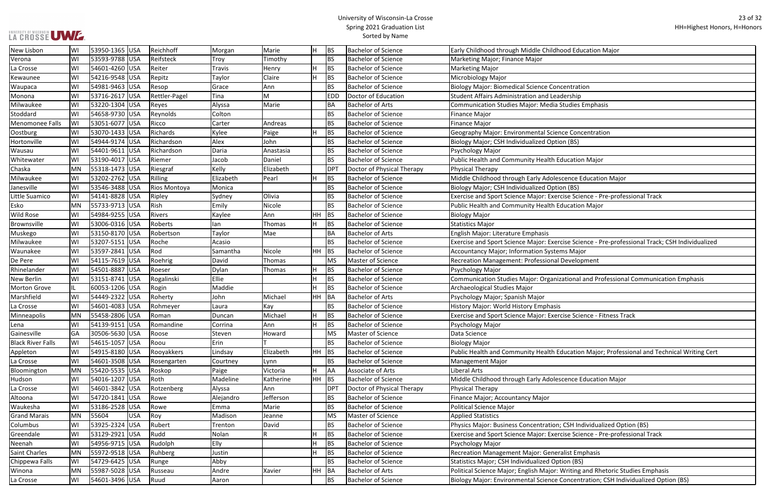| New Lisbon | WI | 53950-1365 | USA | Reichhoff | Morgan | Marie | H | BS | Bachelor of Science | Early Childhood through Middle Childhood Education Major |
|---|---|---|---|---|---|---|---|---|---|---|
| Verona | WI | 53593-9788 | USA | Reifsteck | Troy | Timothy | | BS | Bachelor of Science | Marketing Major; Finance Major |
| La Crosse | WI | 54601-4260 | USA | Reiter | Travis | Henry | H | BS | Bachelor of Science | Marketing Major |
| Kewaunee | WI | 54216-9548 | USA | Repitz | Taylor | Claire | H | BS | Bachelor of Science | Microbiology Major |
| Waupaca | WI | 54981-9463 | USA | Resop | Grace | Ann | | BS | Bachelor of Science | Biology Major: Biomedical Science Concentration |
| Monona | WI | 53716-2617 | USA | Rettler-Pagel | Tina | M | | EDD | Doctor of Education | Student Affairs Administration and Leadership |
| Milwaukee | WI | 53220-1304 | USA | Reyes | Alyssa | Marie | | BA | Bachelor of Arts | Communication Studies Major: Media Studies Emphasis |
| Stoddard | WI | 54658-9730 | USA | Reynolds | Colton | | | BS | Bachelor of Science | Finance Major |
| Menomonee Falls | WI | 53051-6077 | USA | Ricco | Carter | Andreas | | BS | Bachelor of Science | Finance Major |
| Oostburg | WI | 53070-1433 | USA | Richards | Kylee | Paige | H | BS | Bachelor of Science | Geography Major: Environmental Science Concentration |
| Hortonville | WI | 54944-9174 | USA | Richardson | Alex | John | | BS | Bachelor of Science | Biology Major; CSH Individualized Option (BS) |
| Wausau | WI | 54401-9611 | USA | Richardson | Daria | Anastasia | | BS | Bachelor of Science | Psychology Major |
| Whitewater | WI | 53190-4017 | USA | Riemer | Jacob | Daniel | | BS | Bachelor of Science | Public Health and Community Health Education Major |
| Chaska | MN | 55318-1473 | USA | Riesgraf | Kelly | Elizabeth | | DPT | Doctor of Physical Therapy | Physical Therapy |
| Milwaukee | WI | 53202-2762 | USA | Rilling | Elizabeth | Pearl | H | BS | Bachelor of Science | Middle Childhood through Early Adolescence Education Major |
| Janesville | WI | 53546-3488 | USA | Rios Montoya | Monica | | | BS | Bachelor of Science | Biology Major; CSH Individualized Option (BS) |
| Little Suamico | WI | 54141-8828 | USA | Ripley | Sydney | Olivia | | BS | Bachelor of Science | Exercise and Sport Science Major: Exercise Science - Pre-professional Track |
| Esko | MN | 55733-9713 | USA | Rish | Emily | Nicole | | BS | Bachelor of Science | Public Health and Community Health Education Major |
| Wild Rose | WI | 54984-9255 | USA | Rivers | Kaylee | Ann | HH | BS | Bachelor of Science | Biology Major |
| Brownsville | WI | 53006-0316 | USA | Roberts | Ian | Thomas | H | BS | Bachelor of Science | Statistics Major |
| Muskego | WI | 53150-8170 | USA | Robertson | Taylor | Mae | | BA | Bachelor of Arts | English Major: Literature Emphasis |
| Milwaukee | WI | 53207-5151 | USA | Roche | Acasio | | | BS | Bachelor of Science | Exercise and Sport Science Major: Exercise Science - Pre-professional Track; CSH Individualized |
| Waunakee | WI | 53597-2841 | USA | Rod | Samantha | Nicole | HH | BS | Bachelor of Science | Accountancy Major; Information Systems Major |
| De Pere | WI | 54115-7619 | USA | Roehrig | David | Thomas | | MS | Master of Science | Recreation Management: Professional Development |
| Rhinelander | WI | 54501-8887 | USA | Roeser | Dylan | Thomas | H | BS | Bachelor of Science | Psychology Major |
| New Berlin | WI | 53151-8741 | USA | Rogalinski | Ellie | | H | BS | Bachelor of Science | Communication Studies Major: Organizational and Professional Communication Emphasis |
| Morton Grove | IL | 60053-1206 | USA | Rogin | Maddie | | H | BS | Bachelor of Science | Archaeological Studies Major |
| Marshfield | WI | 54449-2322 | USA | Roherty | John | Michael | HH | BA | Bachelor of Arts | Psychology Major; Spanish Major |
| La Crosse | WI | 54601-4083 | USA | Rohmeyer | Laura | Kay | | BS | Bachelor of Science | History Major: World History Emphasis |
| Minneapolis | MN | 55458-2806 | USA | Roman | Duncan | Michael | H | BS | Bachelor of Science | Exercise and Sport Science Major: Exercise Science - Fitness Track |
| Lena | WI | 54139-9151 | USA | Romandine | Corrina | Ann | H | BS | Bachelor of Science | Psychology Major |
| Gainesville | GA | 30506-5630 | USA | Roose | Steven | Howard | | MS | Master of Science | Data Science |
| Black River Falls | WI | 54615-1057 | USA | Roou | Erin | T | | BS | Bachelor of Science | Biology Major |
| Appleton | WI | 54915-8180 | USA | Rooyakkers | Lindsay | Elizabeth | HH | BS | Bachelor of Science | Public Health and Community Health Education Major; Professional and Technical Writing Cert |
| La Crosse | WI | 54601-3508 | USA | Rosengarten | Courtney | Lynn | | BS | Bachelor of Science | Management Major |
| Bloomington | MN | 55420-5535 | USA | Roskop | Paige | Victoria | H | AA | Associate of Arts | Liberal Arts |
| Hudson | WI | 54016-1207 | USA | Roth | Madeline | Katherine | HH | BS | Bachelor of Science | Middle Childhood through Early Adolescence Education Major |
| La Crosse | WI | 54601-3842 | USA | Rotzenberg | Alyssa | Ann | | DPT | Doctor of Physical Therapy | Physical Therapy |
| Altoona | WI | 54720-1841 | USA | Rowe | Alejandro | Jefferson | | BS | Bachelor of Science | Finance Major; Accountancy Major |
| Waukesha | WI | 53186-2528 | USA | Rowe | Emma | Marie | | BS | Bachelor of Science | Political Science Major |
| Grand Marais | MN | 55604 | USA | Roy | Madison | Jeanne | | MS | Master of Science | Applied Statistics |
| Columbus | WI | 53925-2324 | USA | Rubert | Trenton | David | | BS | Bachelor of Science | Physics Major: Business Concentration; CSH Individualized Option (BS) |
| Greendale | WI | 53129-2921 | USA | Rudd | Nolan | R | H | BS | Bachelor of Science | Exercise and Sport Science Major: Exercise Science - Pre-professional Track |
| Neenah | WI | 54956-9715 | USA | Rudolph | Elly | | H | BS | Bachelor of Science | Psychology Major |
| Saint Charles | MN | 55972-9518 | USA | Ruhberg | Justin | | H | BS | Bachelor of Science | Recreation Management Major: Generalist Emphasis |
| Chippewa Falls | WI | 54729-6425 | USA | Runge | Abby | | | BS | Bachelor of Science | Statistics Major; CSH Individualized Option (BS) |
| Winona | MN | 55987-5028 | USA | Russeau | Andre | Xavier | HH | BA | Bachelor of Arts | Political Science Major; English Major: Writing and Rhetoric Studies Emphasis |
| La Crosse | WI | 54601-3496 | USA | Ruud | Aaron | | | BS | Bachelor of Science | Biology Major: Environmental Science Concentration; CSH Individualized Option (BS) |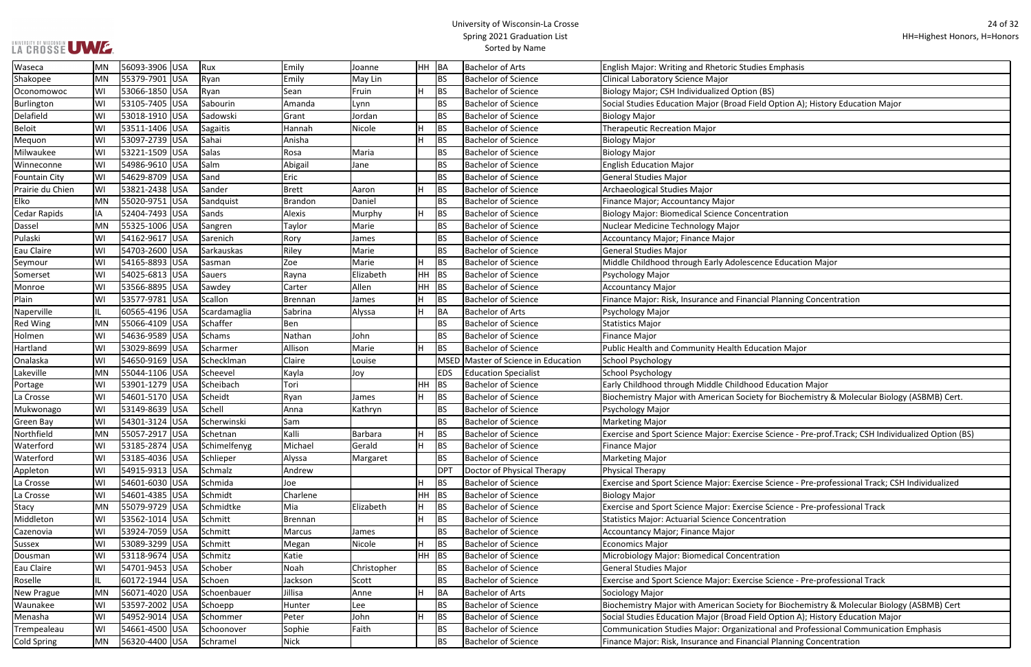# University of Wisconsin-La Crosse
## Spring 2021 Graduation List
Sorted by Name

HH=Highest Honors, H=Honors

| | | | | | | | | | | |
|---|---|---|---|---|---|---|---|---|---|---|
| Waseca | MN | 56093-3906 | USA | Rux | Emily | Joanne | HH | BA | Bachelor of Arts | English Major: Writing and Rhetoric Studies Emphasis |
| Shakopee | MN | 55379-7901 | USA | Ryan | Emily | May Lin | | BS | Bachelor of Science | Clinical Laboratory Science Major |
| Oconomowoc | WI | 53066-1850 | USA | Ryan | Sean | Fruin | H | BS | Bachelor of Science | Biology Major; CSH Individualized Option (BS) |
| Burlington | WI | 53105-7405 | USA | Sabourin | Amanda | Lynn | | BS | Bachelor of Science | Social Studies Education Major (Broad Field Option A); History Education Major |
| Delafield | WI | 53018-1910 | USA | Sadowski | Grant | Jordan | | BS | Bachelor of Science | Biology Major |
| Beloit | WI | 53511-1406 | USA | Sagaitis | Hannah | Nicole | H | BS | Bachelor of Science | Therapeutic Recreation Major |
| Mequon | WI | 53097-2739 | USA | Sahai | Anisha | | H | BS | Bachelor of Science | Biology Major |
| Milwaukee | WI | 53221-1509 | USA | Salas | Rosa | Maria | | BS | Bachelor of Science | Biology Major |
| Winneconne | WI | 54986-9610 | USA | Salm | Abigail | Jane | | BS | Bachelor of Science | English Education Major |
| Fountain City | WI | 54629-8709 | USA | Sand | Eric | | | BS | Bachelor of Science | General Studies Major |
| Prairie du Chien | WI | 53821-2438 | USA | Sander | Brett | Aaron | H | BS | Bachelor of Science | Archaeological Studies Major |
| Elko | MN | 55020-9751 | USA | Sandquist | Brandon | Daniel | | BS | Bachelor of Science | Finance Major; Accountancy Major |
| Cedar Rapids | IA | 52404-7493 | USA | Sands | Alexis | Murphy | H | BS | Bachelor of Science | Biology Major: Biomedical Science Concentration |
| Dassel | MN | 55325-1006 | USA | Sangren | Taylor | Marie | | BS | Bachelor of Science | Nuclear Medicine Technology Major |
| Pulaski | WI | 54162-9617 | USA | Sarenich | Rory | James | | BS | Bachelor of Science | Accountancy Major; Finance Major |
| Eau Claire | WI | 54703-2600 | USA | Sarkauskas | Riley | Marie | | BS | Bachelor of Science | General Studies Major |
| Seymour | WI | 54165-8893 | USA | Sasman | Zoe | Marie | H | BS | Bachelor of Science | Middle Childhood through Early Adolescence Education Major |
| Somerset | WI | 54025-6813 | USA | Sauers | Rayna | Elizabeth | HH | BS | Bachelor of Science | Psychology Major |
| Monroe | WI | 53566-8895 | USA | Sawdey | Carter | Allen | HH | BS | Bachelor of Science | Accountancy Major |
| Plain | WI | 53577-9781 | USA | Scallon | Brennan | James | H | BS | Bachelor of Science | Finance Major: Risk, Insurance and Financial Planning Concentration |
| Naperville | IL | 60565-4196 | USA | Scardamaglia | Sabrina | Alyssa | H | BA | Bachelor of Arts | Psychology Major |
| Red Wing | MN | 55066-4109 | USA | Schaffer | Ben | | | BS | Bachelor of Science | Statistics Major |
| Holmen | WI | 54636-9589 | USA | Schams | Nathan | John | | BS | Bachelor of Science | Finance Major |
| Hartland | WI | 53029-8699 | USA | Scharmer | Allison | Marie | H | BS | Bachelor of Science | Public Health and Community Health Education Major |
| Onalaska | WI | 54650-9169 | USA | Scheckelman | Claire | Louise | | MSED | Master of Science in Education | School Psychology |
| Lakeville | MN | 55044-1106 | USA | Scheevel | Kayla | Joy | | EDS | Education Specialist | School Psychology |
| Portage | WI | 53901-1279 | USA | Scheibach | Tori | | HH | BS | Bachelor of Science | Early Childhood through Middle Childhood Education Major |
| La Crosse | WI | 54601-5170 | USA | Scheidt | Ryan | James | H | BS | Bachelor of Science | Biochemistry Major with American Society for Biochemistry & Molecular Biology (ASBMB) Cert. |
| Mukwonago | WI | 53149-8639 | USA | Schell | Anna | Kathryn | | BS | Bachelor of Science | Psychology Major |
| Green Bay | WI | 54301-3124 | USA | Scherwinski | Sam | | | BS | Bachelor of Science | Marketing Major |
| Northfield | MN | 55057-2917 | USA | Schetnan | Kalli | Barbara | H | BS | Bachelor of Science | Exercise and Sport Science Major: Exercise Science - Pre-prof.Track; CSH Individualized Option (BS) |
| Waterford | WI | 53185-2874 | USA | Schimelfenyg | Michael | Gerald | H | BS | Bachelor of Science | Finance Major |
| Waterford | WI | 53185-4036 | USA | Schlieper | Alyssa | Margaret | | BS | Bachelor of Science | Marketing Major |
| Appleton | WI | 54915-9313 | USA | Schmalz | Andrew | | | DPT | Doctor of Physical Therapy | Physical Therapy |
| La Crosse | WI | 54601-6030 | USA | Schmida | Joe | | H | BS | Bachelor of Science | Exercise and Sport Science Major: Exercise Science - Pre-professional Track; CSH Individualized |
| La Crosse | WI | 54601-4385 | USA | Schmidt | Charlene | | HH | BS | Bachelor of Science | Biology Major |
| Stacy | MN | 55079-9729 | USA | Schmidtke | Mia | Elizabeth | H | BS | Bachelor of Science | Exercise and Sport Science Major: Exercise Science - Pre-professional Track |
| Middleton | WI | 53562-1014 | USA | Schmitt | Brennan | | H | BS | Bachelor of Science | Statistics Major: Actuarial Science Concentration |
| Cazenovia | WI | 53924-7059 | USA | Schmitt | Marcus | James | | BS | Bachelor of Science | Accountancy Major; Finance Major |
| Sussex | WI | 53089-3299 | USA | Schmitt | Megan | Nicole | H | BS | Bachelor of Science | Economics Major |
| Dousman | WI | 53118-9674 | USA | Schmitz | Katie | | HH | BS | Bachelor of Science | Microbiology Major: Biomedical Concentration |
| Eau Claire | WI | 54701-9453 | USA | Schober | Noah | Christopher | | BS | Bachelor of Science | General Studies Major |
| Roselle | IL | 60172-1944 | USA | Schoen | Jackson | Scott | | BS | Bachelor of Science | Exercise and Sport Science Major: Exercise Science - Pre-professional Track |
| New Prague | MN | 56071-4020 | USA | Schoenbauer | Jillisa | Anne | H | BA | Bachelor of Arts | Sociology Major |
| Waunakee | WI | 53597-2002 | USA | Schoepp | Hunter | Lee | | BS | Bachelor of Science | Biochemistry Major with American Society for Biochemistry & Molecular Biology (ASBMB) Cert |
| Menasha | WI | 54952-9014 | USA | Schommer | Peter | John | H | BS | Bachelor of Science | Social Studies Education Major (Broad Field Option A); History Education Major |
| Trempealeau | WI | 54661-4500 | USA | Schoonover | Sophie | Faith | | BS | Bachelor of Science | Communication Studies Major: Organizational and Professional Communication Emphasis |
| Cold Spring | MN | 56320-4400 | USA | Schramel | Nick | | | BS | Bachelor of Science | Finance Major: Risk, Insurance and Financial Planning Concentration |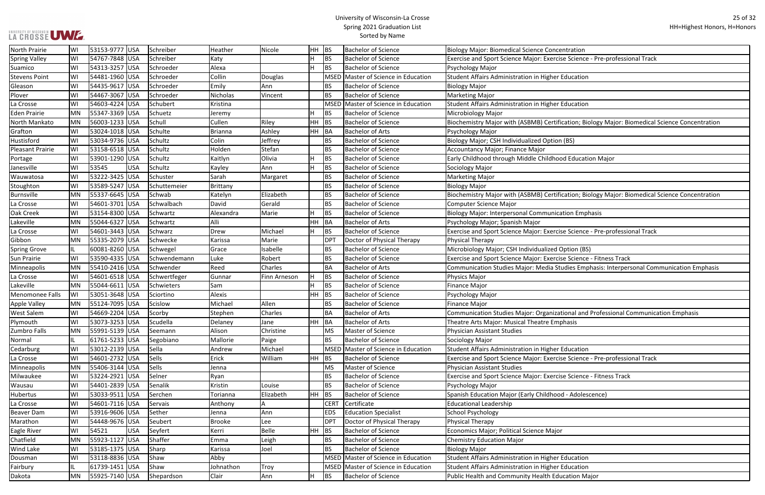# University of Wisconsin-La Crosse
## Spring 2021 Graduation List
### Sorted by Name

HH=Highest Honors, H=Honors

| City | State | Zip | Country | Last Name | First Name | Middle Name | Honors | Degree | Degree Name | Major |
|---|---|---|---|---|---|---|---|---|---|---|
| North Prairie | WI | 53153-9777 | USA | Schreiber | Heather | Nicole | HH | BS | Bachelor of Science | Biology Major: Biomedical Science Concentration |
| Spring Valley | WI | 54767-7848 | USA | Schreiber | Katy | | H | BS | Bachelor of Science | Exercise and Sport Science Major: Exercise Science - Pre-professional Track |
| Suamico | WI | 54313-3257 | USA | Schroeder | Alexa | | H | BS | Bachelor of Science | Psychology Major |
| Stevens Point | WI | 54481-1960 | USA | Schroeder | Collin | Douglas | | MSED | Master of Science in Education | Student Affairs Administration in Higher Education |
| Gleason | WI | 54435-9617 | USA | Schroeder | Emily | Ann | | BS | Bachelor of Science | Biology Major |
| Plover | WI | 54467-3067 | USA | Schroeder | Nicholas | Vincent | | BS | Bachelor of Science | Marketing Major |
| La Crosse | WI | 54603-4224 | USA | Schubert | Kristina | | | MSED | Master of Science in Education | Student Affairs Administration in Higher Education |
| Eden Prairie | MN | 55347-3369 | USA | Schuetz | Jeremy | | H | BS | Bachelor of Science | Microbiology Major |
| North Mankato | MN | 56003-1233 | USA | Schull | Cullen | Riley | HH | BS | Bachelor of Science | Biochemistry Major with (ASBMB) Certification; Biology Major: Biomedical Science Concentration |
| Grafton | WI | 53024-1018 | USA | Schulte | Brianna | Ashley | HH | BA | Bachelor of Arts | Psychology Major |
| Hustisford | WI | 53034-9736 | USA | Schultz | Colin | Jeffrey | | BS | Bachelor of Science | Biology Major; CSH Individualized Option (BS) |
| Pleasant Prairie | WI | 53158-6518 | USA | Schultz | Holden | Stefan | | BS | Bachelor of Science | Accountancy Major; Finance Major |
| Portage | WI | 53901-1290 | USA | Schultz | Kaitlyn | Olivia | H | BS | Bachelor of Science | Early Childhood through Middle Childhood Education Major |
| Janesville | WI | 53545 | USA | Schultz | Kayley | Ann | H | BS | Bachelor of Science | Sociology Major |
| Wauwatosa | WI | 53222-3425 | USA | Schuster | Sarah | Margaret | | BS | Bachelor of Science | Marketing Major |
| Stoughton | WI | 53589-5247 | USA | Schuttemeier | Brittany | | | BS | Bachelor of Science | Biology Major |
| Burnsville | MN | 55337-6645 | USA | Schwab | Katelyn | Elizabeth | | BS | Bachelor of Science | Biochemistry Major with (ASBMB) Certification; Biology Major: Biomedical Science Concentration |
| La Crosse | WI | 54601-3701 | USA | Schwalbach | David | Gerald | | BS | Bachelor of Science | Computer Science Major |
| Oak Creek | WI | 53154-8300 | USA | Schwartz | Alexandra | Marie | H | BS | Bachelor of Science | Biology Major: Interpersonal Communication Emphasis |
| Lakeville | MN | 55044-6327 | USA | Schwartz | Alli | | HH | BA | Bachelor of Arts | Psychology Major; Spanish Major |
| La Crosse | WI | 54601-3443 | USA | Schwarz | Drew | Michael | H | BS | Bachelor of Science | Exercise and Sport Science Major: Exercise Science - Pre-professional Track |
| Gibbon | MN | 55335-2079 | USA | Schwecke | Karissa | Marie | | DPT | Doctor of Physical Therapy | Physical Therapy |
| Spring Grove | IL | 60081-8260 | USA | Schwegel | Grace | Isabelle | | BS | Bachelor of Science | Microbiology Major; CSH Individualized Option (BS) |
| Sun Prairie | WI | 53590-4335 | USA | Schwendemann | Luke | Robert | | BS | Bachelor of Science | Exercise and Sport Science Major: Exercise Science - Fitness Track |
| Minneapolis | MN | 55410-2416 | USA | Schwender | Reed | Charles | | BA | Bachelor of Arts | Communication Studies Major: Media Studies Emphasis: Interpersonal Communication Emphasis |
| La Crosse | WI | 54601-6518 | USA | Schwertfeger | Gunnar | Finn Arneson | H | BS | Bachelor of Science | Physics Major |
| Lakeville | MN | 55044-6611 | USA | Schwieters | Sam | | H | BS | Bachelor of Science | Finance Major |
| Menomonee Falls | WI | 53051-3648 | USA | Sciortino | Alexis | | HH | BS | Bachelor of Science | Psychology Major |
| Apple Valley | MN | 55124-7095 | USA | Scislow | Michael | Allen | | BS | Bachelor of Science | Finance Major |
| West Salem | WI | 54669-2204 | USA | Scorby | Stephen | Charles | | BA | Bachelor of Arts | Communication Studies Major: Organizational and Professional Communication Emphasis |
| Plymouth | WI | 53073-3253 | USA | Scudella | Delaney | Jane | HH | BA | Bachelor of Arts | Theatre Arts Major: Musical Theatre Emphasis |
| Zumbro Falls | MN | 55991-5139 | USA | Seemann | Alison | Christine | | MS | Master of Science | Physician Assistant Studies |
| Normal | IL | 61761-5233 | USA | Segobiano | Mallorie | Paige | | BS | Bachelor of Science | Sociology Major |
| Cedarburg | WI | 53012-2139 | USA | Sella | Andrew | Michael | | MSED | Master of Science in Education | Student Affairs Administration in Higher Education |
| La Crosse | WI | 54601-2732 | USA | Sells | Erick | William | HH | BS | Bachelor of Science | Exercise and Sport Science Major: Exercise Science - Pre-professional Track |
| Minneapolis | MN | 55406-3144 | USA | Sells | Jenna | | | MS | Master of Science | Physician Assistant Studies |
| Milwaukee | WI | 53224-2921 | USA | Selner | Ryan | | | BS | Bachelor of Science | Exercise and Sport Science Major: Exercise Science - Fitness Track |
| Wausau | WI | 54401-2839 | USA | Senalik | Kristin | Louise | | BS | Bachelor of Science | Psychology Major |
| Hubertus | WI | 53033-9511 | USA | Serchen | Torianna | Elizabeth | HH | BS | Bachelor of Science | Spanish Education Major (Early Childhood - Adolescence) |
| La Crosse | WI | 54601-7116 | USA | Servais | Anthony | A | | CERT | Certificate | Educational Leadership |
| Beaver Dam | WI | 53916-9606 | USA | Sether | Jenna | Ann | | EDS | Education Specialist | School Psychology |
| Marathon | WI | 54448-9676 | USA | Seubert | Brooke | Lee | | DPT | Doctor of Physical Therapy | Physical Therapy |
| Eagle River | WI | 54521 | USA | Seyfert | Kerri | Belle | HH | BS | Bachelor of Science | Economics Major; Political Science Major |
| Chatfield | MN | 55923-1127 | USA | Shaffer | Emma | Leigh | | BS | Bachelor of Science | Chemistry Education Major |
| Wind Lake | WI | 53185-1375 | USA | Sharp | Karissa | Joel | | BS | Bachelor of Science | Biology Major |
| Dousman | WI | 53118-8836 | USA | Shaw | Abby | | | MSED | Master of Science in Education | Student Affairs Administration in Higher Education |
| Fairbury | IL | 61739-1451 | USA | Shaw | Johnathon | Troy | | MSED | Master of Science in Education | Student Affairs Administration in Higher Education |
| Dakota | MN | 55925-7140 | USA | Shepardson | Clair | Ann | H | BS | Bachelor of Science | Public Health and Community Health Education Major |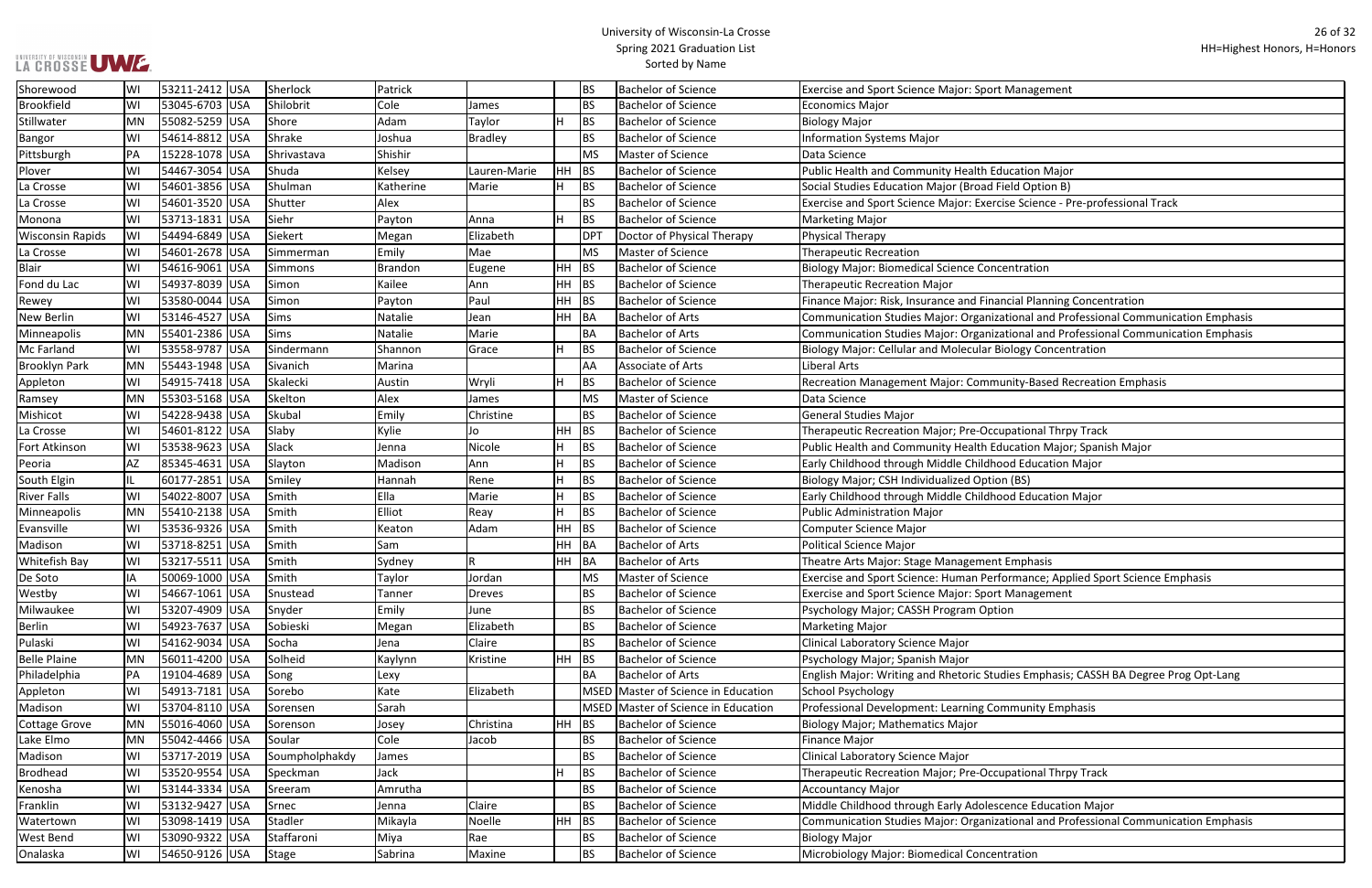| Shorewood | WI | 53211-2412 | USA | Sherlock | Patrick | | | BS | Bachelor of Science | Exercise and Sport Science Major: Sport Management |
|---|---|---|---|---|---|---|---|---|---|---|
| Brookfield | WI | 53045-6703 | USA | Shilobrit | Cole | James | | BS | Bachelor of Science | Economics Major |
| Stillwater | MN | 55082-5259 | USA | Shore | Adam | Taylor | H | BS | Bachelor of Science | Biology Major |
| Bangor | WI | 54614-8812 | USA | Shrake | Joshua | Bradley | | BS | Bachelor of Science | Information Systems Major |
| Pittsburgh | PA | 15228-1078 | USA | Shrivastava | Shishir | | | MS | Master of Science | Data Science |
| Plover | WI | 54467-3054 | USA | Shuda | Kelsey | Lauren-Marie | HH | BS | Bachelor of Science | Public Health and Community Health Education Major |
| La Crosse | WI | 54601-3856 | USA | Shulman | Katherine | Marie | H | BS | Bachelor of Science | Social Studies Education Major (Broad Field Option B) |
| La Crosse | WI | 54601-3520 | USA | Shutter | Alex | | | BS | Bachelor of Science | Exercise and Sport Science Major: Exercise Science - Pre-professional Track |
| Monona | WI | 53713-1831 | USA | Siehr | Payton | Anna | H | BS | Bachelor of Science | Marketing Major |
| Wisconsin Rapids | WI | 54494-6849 | USA | Siekert | Megan | Elizabeth | | DPT | Doctor of Physical Therapy | Physical Therapy |
| La Crosse | WI | 54601-2678 | USA | Simmerman | Emily | Mae | | MS | Master of Science | Therapeutic Recreation |
| Blair | WI | 54616-9061 | USA | Simmons | Brandon | Eugene | HH | BS | Bachelor of Science | Biology Major: Biomedical Science Concentration |
| Fond du Lac | WI | 54937-8039 | USA | Simon | Kailee | Ann | HH | BS | Bachelor of Science | Therapeutic Recreation Major |
| Rewey | WI | 53580-0044 | USA | Simon | Payton | Paul | HH | BS | Bachelor of Science | Finance Major: Risk, Insurance and Financial Planning Concentration |
| New Berlin | WI | 53146-4527 | USA | Sims | Natalie | Jean | HH | BA | Bachelor of Arts | Communication Studies Major: Organizational and Professional Communication Emphasis |
| Minneapolis | MN | 55401-2386 | USA | Sims | Natalie | Marie | | BA | Bachelor of Arts | Communication Studies Major: Organizational and Professional Communication Emphasis |
| Mc Farland | WI | 53558-9787 | USA | Sindermann | Shannon | Grace | H | BS | Bachelor of Science | Biology Major: Cellular and Molecular Biology Concentration |
| Brooklyn Park | MN | 55443-1948 | USA | Sivanich | Marina | | | AA | Associate of Arts | Liberal Arts |
| Appleton | WI | 54915-7418 | USA | Skalecki | Austin | Wryli | H | BS | Bachelor of Science | Recreation Management Major: Community-Based Recreation Emphasis |
| Ramsey | MN | 55303-5168 | USA | Skelton | Alex | James | | MS | Master of Science | Data Science |
| Mishicot | WI | 54228-9438 | USA | Skubal | Emily | Christine | | BS | Bachelor of Science | General Studies Major |
| La Crosse | WI | 54601-8122 | USA | Slaby | Kylie | Jo | HH | BS | Bachelor of Science | Therapeutic Recreation Major; Pre-Occupational Thrpy Track |
| Fort Atkinson | WI | 53538-9623 | USA | Slack | Jenna | Nicole | H | BS | Bachelor of Science | Public Health and Community Health Education Major; Spanish Major |
| Peoria | AZ | 85345-4631 | USA | Slayton | Madison | Ann | H | BS | Bachelor of Science | Early Childhood through Middle Childhood Education Major |
| South Elgin | IL | 60177-2851 | USA | Smiley | Hannah | Rene | H | BS | Bachelor of Science | Biology Major; CSH Individualized Option (BS) |
| River Falls | WI | 54022-8007 | USA | Smith | Ella | Marie | H | BS | Bachelor of Science | Early Childhood through Middle Childhood Education Major |
| Minneapolis | MN | 55410-2138 | USA | Smith | Elliot | Reay | H | BS | Bachelor of Science | Public Administration Major |
| Evansville | WI | 53536-9326 | USA | Smith | Keaton | Adam | HH | BS | Bachelor of Science | Computer Science Major |
| Madison | WI | 53718-8251 | USA | Smith | Sam | | HH | BA | Bachelor of Arts | Political Science Major |
| Whitefish Bay | WI | 53217-5511 | USA | Smith | Sydney | R | HH | BA | Bachelor of Arts | Theatre Arts Major: Stage Management Emphasis |
| De Soto | IA | 50069-1000 | USA | Smith | Taylor | Jordan | | MS | Master of Science | Exercise and Sport Science: Human Performance; Applied Sport Science Emphasis |
| Westby | WI | 54667-1061 | USA | Snustead | Tanner | Dreves | | BS | Bachelor of Science | Exercise and Sport Science Major: Sport Management |
| Milwaukee | WI | 53207-4909 | USA | Snyder | Emily | June | | BS | Bachelor of Science | Psychology Major; CASSH Program Option |
| Berlin | WI | 54923-7637 | USA | Sobieski | Megan | Elizabeth | | BS | Bachelor of Science | Marketing Major |
| Pulaski | WI | 54162-9034 | USA | Socha | Jena | Claire | | BS | Bachelor of Science | Clinical Laboratory Science Major |
| Belle Plaine | MN | 56011-4200 | USA | Solheid | Kaylynn | Kristine | HH | BS | Bachelor of Science | Psychology Major; Spanish Major |
| Philadelphia | PA | 19104-4689 | USA | Song | Lexy | | | BA | Bachelor of Arts | English Major: Writing and Rhetoric Studies Emphasis; CASSH BA Degree Prog Opt-Lang |
| Appleton | WI | 54913-7181 | USA | Sorebo | Kate | Elizabeth | | MSED | Master of Science in Education | School Psychology |
| Madison | WI | 53704-8110 | USA | Sorensen | Sarah | | | MSED | Master of Science in Education | Professional Development: Learning Community Emphasis |
| Cottage Grove | MN | 55016-4060 | USA | Sorenson | Josey | Christina | HH | BS | Bachelor of Science | Biology Major; Mathematics Major |
| Lake Elmo | MN | 55042-4466 | USA | Soular | Cole | Jacob | | BS | Bachelor of Science | Finance Major |
| Madison | WI | 53717-2019 | USA | Soumpholphakdy | James | | | BS | Bachelor of Science | Clinical Laboratory Science Major |
| Brodhead | WI | 53520-9554 | USA | Speckman | Jack | | H | BS | Bachelor of Science | Therapeutic Recreation Major; Pre-Occupational Thrpy Track |
| Kenosha | WI | 53144-3334 | USA | Sreeram | Amrutha | | | BS | Bachelor of Science | Accountancy Major |
| Franklin | WI | 53132-9427 | USA | Srnec | Jenna | Claire | | BS | Bachelor of Science | Middle Childhood through Early Adolescence Education Major |
| Watertown | WI | 53098-1419 | USA | Stadler | Mikayla | Noelle | HH | BS | Bachelor of Science | Communication Studies Major: Organizational and Professional Communication Emphasis |
| West Bend | WI | 53090-9322 | USA | Staffaroni | Miya | Rae | | BS | Bachelor of Science | Biology Major |
| Onalaska | WI | 54650-9126 | USA | Stage | Sabrina | Maxine | | BS | Bachelor of Science | Microbiology Major: Biomedical Concentration |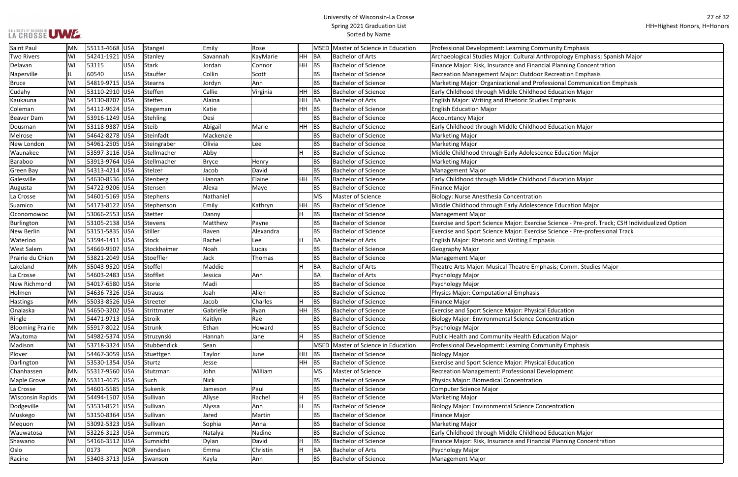# University of Wisconsin-La Crosse
## Spring 2021 Graduation List
### Sorted by Name

HH=Highest Honors, H=Honors

| City | State | Zip | Country | Last Name | First Name | Middle Name | Honors | Degree | Degree Name | Major/Program |
|---|---|---|---|---|---|---|---|---|---|---|
| Saint Paul | MN | 55113-4668 | USA | Stangel | Emily | Rose | | MSED | Master of Science in Education | Professional Development: Learning Community Emphasis |
| Two Rivers | WI | 54241-1921 | USA | Stanley | Savannah | KayMarie | HH | BA | Bachelor of Arts | Archaeological Studies Major: Cultural Anthropology Emphasis; Spanish Major |
| Delavan | WI | 53115 | USA | Stark | Jordan | Connor | HH | BS | Bachelor of Science | Finance Major: Risk, Insurance and Financial Planning Concentration |
| Naperville | IL | 60540 | USA | Stauffer | Collin | Scott | | BS | Bachelor of Science | Recreation Management Major: Outdoor Recreation Emphasis |
| Bruce | WI | 54819-9715 | USA | Stearns | Jordyn | Ann | | BS | Bachelor of Science | Marketing Major: Organizational and Professional Communication Emphasis |
| Cudahy | WI | 53110-2910 | USA | Steffen | Callie | Virginia | HH | BS | Bachelor of Science | Early Childhood through Middle Childhood Education Major |
| Kaukauna | WI | 54130-8707 | USA | Steffes | Alaina | | HH | BA | Bachelor of Arts | English Major: Writing and Rhetoric Studies Emphasis |
| Coleman | WI | 54112-9624 | USA | Stegeman | Katie | | HH | BS | Bachelor of Science | English Education Major |
| Beaver Dam | WI | 53916-1249 | USA | Stehling | Desi | | | BS | Bachelor of Science | Accountancy Major |
| Dousman | WI | 53118-9387 | USA | Steib | Abigail | Marie | HH | BS | Bachelor of Science | Early Childhood through Middle Childhood Education Major |
| Melrose | WI | 54642-8278 | USA | Steinfadt | Mackenzie | | | BS | Bachelor of Science | Marketing Major |
| New London | WI | 54961-2505 | USA | Steingraber | Olivia | Lee | | BS | Bachelor of Science | Marketing Major |
| Waunakee | WI | 53597-3116 | USA | Stellmacher | Abby | | H | BS | Bachelor of Science | Middle Childhood through Early Adolescence Education Major |
| Baraboo | WI | 53913-9764 | USA | Stellmacher | Bryce | Henry | | BS | Bachelor of Science | Marketing Major |
| Green Bay | WI | 54313-4214 | USA | Stelzer | Jacob | David | | BS | Bachelor of Science | Management Major |
| Galesville | WI | 54630-8536 | USA | Stenberg | Hannah | Elaine | HH | BS | Bachelor of Science | Early Childhood through Middle Childhood Education Major |
| Augusta | WI | 54722-9206 | USA | Stensen | Alexa | Maye | | BS | Bachelor of Science | Finance Major |
| La Crosse | WI | 54601-5169 | USA | Stephens | Nathaniel | | | MS | Master of Science | Biology: Nurse Anesthesia Concentration |
| Suamico | WI | 54173-8122 | USA | Stephenson | Emily | Kathryn | HH | BS | Bachelor of Science | Middle Childhood through Early Adolescence Education Major |
| Oconomowoc | WI | 53066-2553 | USA | Stetter | Danny | | H | BS | Bachelor of Science | Management Major |
| Burlington | WI | 53105-2138 | USA | Stevens | Matthew | Payne | | BS | Bachelor of Science | Exercise and Sport Science Major: Exercise Science - Pre-prof. Track; CSH Individualized Option |
| New Berlin | WI | 53151-5835 | USA | Stiller | Raven | Alexandra | | BS | Bachelor of Science | Exercise and Sport Science Major: Exercise Science - Pre-professional Track |
| Waterloo | WI | 53594-1411 | USA | Stock | Rachel | Lee | H | BA | Bachelor of Arts | English Major: Rhetoric and Writing Emphasis |
| West Salem | WI | 54669-9507 | USA | Stockheimer | Noah | Lucas | | BS | Bachelor of Science | Geography Major |
| Prairie du Chien | WI | 53821-2049 | USA | Stoeffler | Jack | Thomas | | BS | Bachelor of Science | Management Major |
| Lakeland | MN | 55043-9520 | USA | Stoffel | Maddie | | H | BA | Bachelor of Arts | Theatre Arts Major: Musical Theatre Emphasis; Comm. Studies Major |
| La Crosse | WI | 54603-2483 | USA | Stofflet | Jessica | Ann | | BA | Bachelor of Arts | Psychology Major |
| New Richmond | WI | 54017-6580 | USA | Storie | Madi | | | BS | Bachelor of Science | Psychology Major |
| Holmen | WI | 54636-7326 | USA | Strauss | Joah | Allen | | BS | Bachelor of Science | Physics Major: Computational Emphasis |
| Hastings | MN | 55033-8526 | USA | Streeter | Jacob | Charles | H | BS | Bachelor of Science | Finance Major |
| Onalaska | WI | 54650-3202 | USA | Strittmater | Gabrielle | Ryan | HH | BS | Bachelor of Science | Exercise and Sport Science Major: Physical Education |
| Ringle | WI | 54471-9713 | USA | Stroik | Kaitlyn | Rae | | BS | Bachelor of Science | Biology Major: Environmental Science Concentration |
| Blooming Prairie | MN | 55917-8022 | USA | Strunk | Ethan | Howard | | BS | Bachelor of Science | Psychology Major |
| Wautoma | WI | 54982-5374 | USA | Struzynski | Hannah | Jane | H | BS | Bachelor of Science | Public Health and Community Health Education Major |
| Madison | WI | 53718-3324 | USA | Stubbendick | Sean | | | MSED | Master of Science in Education | Professional Development: Learning Community Emphasis |
| Plover | WI | 54467-3059 | USA | Stuettgen | Taylor | June | HH | BS | Bachelor of Science | Biology Major |
| Darlington | WI | 53530-1354 | USA | Sturtz | Jesse | | HH | BS | Bachelor of Science | Exercise and Sport Science Major: Physical Education |
| Chanhassen | MN | 55317-9560 | USA | Stutzman | John | William | | MS | Master of Science | Recreation Management: Professional Development |
| Maple Grove | MN | 55311-4675 | USA | Such | Nick | | | BS | Bachelor of Science | Physics Major: Biomedical Concentration |
| La Crosse | WI | 54601-5585 | USA | Sukenik | Jameson | Paul | | BS | Bachelor of Science | Computer Science Major |
| Wisconsin Rapids | WI | 54494-1507 | USA | Sullivan | Allyse | Rachel | H | BS | Bachelor of Science | Marketing Major |
| Dodgeville | WI | 53533-8521 | USA | Sullivan | Alyssa | Ann | H | BS | Bachelor of Science | Biology Major: Environmental Science Concentration |
| Muskego | WI | 53150-8364 | USA | Sullivan | Jared | Martin | | BS | Bachelor of Science | Finance Major |
| Mequon | WI | 53092-5323 | USA | Sullivan | Sophia | Anna | | BS | Bachelor of Science | Marketing Major |
| Wauwatosa | WI | 53226-3123 | USA | Summers | Natalya | Nadine | | BS | Bachelor of Science | Early Childhood through Middle Childhood Education Major |
| Shawano | WI | 54166-3512 | USA | Sumnicht | Dylan | David | H | BS | Bachelor of Science | Finance Major: Risk, Insurance and Financial Planning Concentration |
| Oslo | | 0173 | NOR | Svendsen | Emma | Christin | H | BA | Bachelor of Arts | Psychology Major |
| Racine | WI | 53403-3713 | USA | Swanson | Kayla | Ann | | BS | Bachelor of Science | Management Major |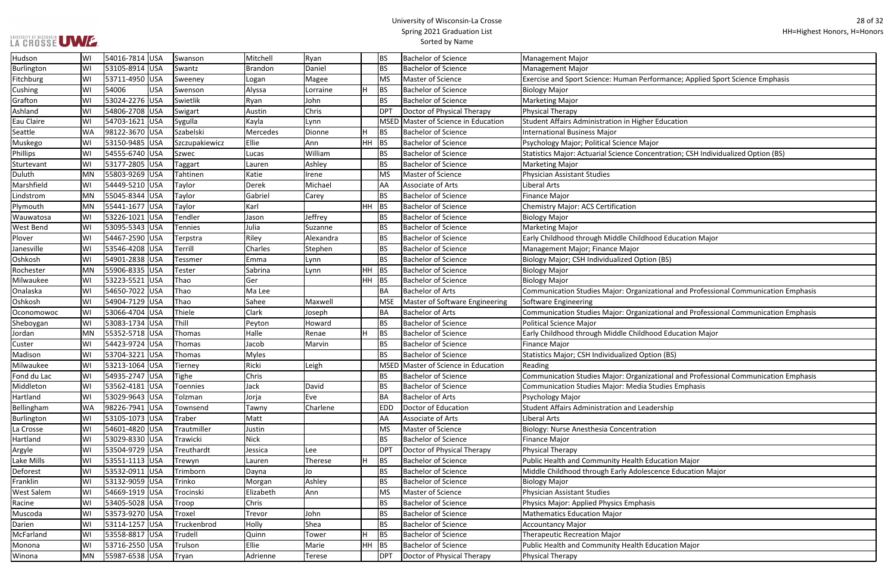# University of Wisconsin-La Crosse
## Spring 2021 Graduation List
### Sorted by Name

HH=Highest Honors, H=Honors

| City | State | Zip | Country | Last Name | First Name | Middle Name | Honors | Degree | Degree Name | Major |
|---|---|---|---|---|---|---|---|---|---|---|
| Hudson | WI | 54016-7814 | USA | Swanson | Mitchell | Ryan | | BS | Bachelor of Science | Management Major |
| Burlington | WI | 53105-8914 | USA | Swantz | Brandon | Daniel | | BS | Bachelor of Science | Management Major |
| Fitchburg | WI | 53711-4950 | USA | Sweeney | Logan | Magee | | MS | Master of Science | Exercise and Sport Science: Human Performance; Applied Sport Science Emphasis |
| Cushing | WI | 54006 | USA | Swenson | Alyssa | Lorraine | H | BS | Bachelor of Science | Biology Major |
| Grafton | WI | 53024-2276 | USA | Swietlik | Ryan | John | | BS | Bachelor of Science | Marketing Major |
| Ashland | WI | 54806-2708 | USA | Swigart | Austin | Chris | | DPT | Doctor of Physical Therapy | Physical Therapy |
| Eau Claire | WI | 54703-1621 | USA | Sygulla | Kayla | Lynn | | MSED | Master of Science in Education | Student Affairs Administration in Higher Education |
| Seattle | WA | 98122-3670 | USA | Szabelski | Mercedes | Dionne | H | BS | Bachelor of Science | International Business Major |
| Muskego | WI | 53150-9485 | USA | Szczupakiewicz | Ellie | Ann | HH | BS | Bachelor of Science | Psychology Major; Political Science Major |
| Phillips | WI | 54555-6740 | USA | Szwec | Lucas | William | | BS | Bachelor of Science | Statistics Major: Actuarial Science Concentration; CSH Individualized Option (BS) |
| Sturtevant | WI | 53177-2805 | USA | Taggart | Lauren | Ashley | | BS | Bachelor of Science | Marketing Major |
| Duluth | MN | 55803-9269 | USA | Tahtinen | Katie | Irene | | MS | Master of Science | Physician Assistant Studies |
| Marshfield | WI | 54449-5210 | USA | Taylor | Derek | Michael | | AA | Associate of Arts | Liberal Arts |
| Lindstrom | MN | 55045-8344 | USA | Taylor | Gabriel | Carey | | BS | Bachelor of Science | Finance Major |
| Plymouth | MN | 55441-1677 | USA | Taylor | Karl | | HH | BS | Bachelor of Science | Chemistry Major: ACS Certification |
| Wauwatosa | WI | 53226-1021 | USA | Tendler | Jason | Jeffrey | | BS | Bachelor of Science | Biology Major |
| West Bend | WI | 53095-5343 | USA | Tennies | Julia | Suzanne | | BS | Bachelor of Science | Marketing Major |
| Plover | WI | 54467-2590 | USA | Terpstra | Riley | Alexandra | | BS | Bachelor of Science | Early Childhood through Middle Childhood Education Major |
| Janesville | WI | 53546-4208 | USA | Terrill | Charles | Stephen | | BS | Bachelor of Science | Management Major; Finance Major |
| Oshkosh | WI | 54901-2838 | USA | Tessmer | Emma | Lynn | | BS | Bachelor of Science | Biology Major; CSH Individualized Option (BS) |
| Rochester | MN | 55906-8335 | USA | Tester | Sabrina | Lynn | HH | BS | Bachelor of Science | Biology Major |
| Milwaukee | WI | 53223-5521 | USA | Thao | Ger | | HH | BS | Bachelor of Science | Biology Major |
| Onalaska | WI | 54650-7022 | USA | Thao | Ma Lee | | | BA | Bachelor of Arts | Communication Studies Major: Organizational and Professional Communication Emphasis |
| Oshkosh | WI | 54904-7129 | USA | Thao | Sahee | Maxwell | | MSE | Master of Software Engineering | Software Engineering |
| Oconomowoc | WI | 53066-4704 | USA | Thiele | Clark | Joseph | | BA | Bachelor of Arts | Communication Studies Major: Organizational and Professional Communication Emphasis |
| Sheboygan | WI | 53083-1734 | USA | Thill | Peyton | Howard | | BS | Bachelor of Science | Political Science Major |
| Jordan | MN | 55352-5718 | USA | Thomas | Halle | Renae | H | BS | Bachelor of Science | Early Childhood through Middle Childhood Education Major |
| Custer | WI | 54423-9724 | USA | Thomas | Jacob | Marvin | | BS | Bachelor of Science | Finance Major |
| Madison | WI | 53704-3221 | USA | Thomas | Myles | | | BS | Bachelor of Science | Statistics Major; CSH Individualized Option (BS) |
| Milwaukee | WI | 53213-1064 | USA | Tierney | Ricki | Leigh | | MSED | Master of Science in Education | Reading |
| Fond du Lac | WI | 54935-2747 | USA | Tighe | Chris | | | BS | Bachelor of Science | Communication Studies Major: Organizational and Professional Communication Emphasis |
| Middleton | WI | 53562-4181 | USA | Toennies | Jack | David | | BS | Bachelor of Science | Communication Studies Major: Media Studies Emphasis |
| Hartland | WI | 53029-9643 | USA | Tolzman | Jorja | Eve | | BA | Bachelor of Arts | Psychology Major |
| Bellingham | WA | 98226-7941 | USA | Townsend | Tawny | Charlene | | EDD | Doctor of Education | Student Affairs Administration and Leadership |
| Burlington | WI | 53105-1073 | USA | Traber | Matt | | | AA | Associate of Arts | Liberal Arts |
| La Crosse | WI | 54601-4820 | USA | Trautmiller | Justin | | | MS | Master of Science | Biology: Nurse Anesthesia Concentration |
| Hartland | WI | 53029-8330 | USA | Trawicki | Nick | | | BS | Bachelor of Science | Finance Major |
| Argyle | WI | 53504-9729 | USA | Treuthardt | Jessica | Lee | | DPT | Doctor of Physical Therapy | Physical Therapy |
| Lake Mills | WI | 53551-1113 | USA | Trewyn | Lauren | Therese | H | BS | Bachelor of Science | Public Health and Community Health Education Major |
| Deforest | WI | 53532-0911 | USA | Trimborn | Dayna | Jo | | BS | Bachelor of Science | Middle Childhood through Early Adolescence Education Major |
| Franklin | WI | 53132-9059 | USA | Trinko | Morgan | Ashley | | BS | Bachelor of Science | Biology Major |
| West Salem | WI | 54669-1919 | USA | Trocinski | Elizabeth | Ann | | MS | Master of Science | Physician Assistant Studies |
| Racine | WI | 53405-5028 | USA | Troop | Chris | | | BS | Bachelor of Science | Physics Major: Applied Physics Emphasis |
| Muscoda | WI | 53573-9270 | USA | Troxel | Trevor | John | | BS | Bachelor of Science | Mathematics Education Major |
| Darien | WI | 53114-1257 | USA | Truckenbrod | Holly | Shea | | BS | Bachelor of Science | Accountancy Major |
| McFarland | WI | 53558-8817 | USA | Trudell | Quinn | Tower | H | BS | Bachelor of Science | Therapeutic Recreation Major |
| Monona | WI | 53716-2550 | USA | Trulson | Ellie | Marie | HH | BS | Bachelor of Science | Public Health and Community Health Education Major |
| Winona | MN | 55987-6538 | USA | Tryan | Adrienne | Terese | | DPT | Doctor of Physical Therapy | Physical Therapy |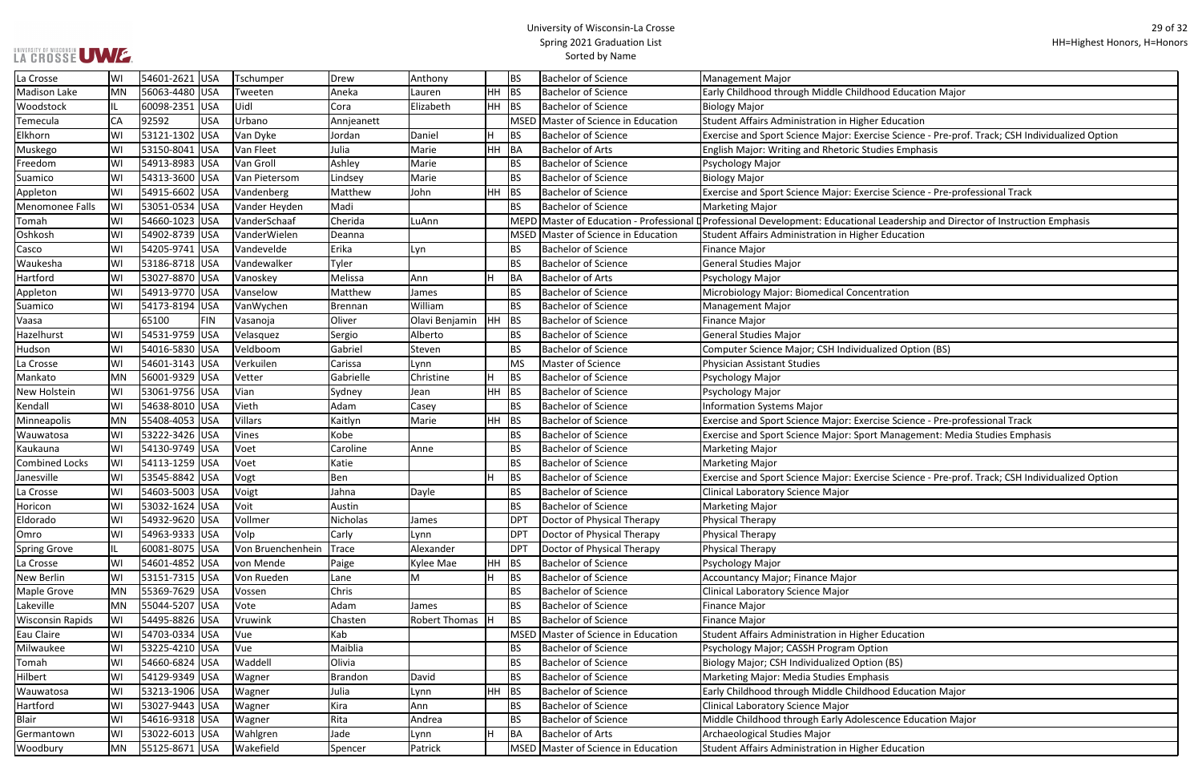| La Crosse | WI | 54601-2621 | USA | Tschumper | Drew | Anthony | | BS | Bachelor of Science | Management Major |
|---|---|---|---|---|---|---|---|---|---|---|
| Madison Lake | MN | 56063-4480 | USA | Tweeten | Aneka | Lauren | HH | BS | Bachelor of Science | Early Childhood through Middle Childhood Education Major |
| Woodstock | IL | 60098-2351 | USA | Uidl | Cora | Elizabeth | HH | BS | Bachelor of Science | Biology Major |
| Temecula | CA | 92592 | USA | Urbano | Annjeanett | | | MSED | Master of Science in Education | Student Affairs Administration in Higher Education |
| Elkhorn | WI | 53121-1302 | USA | Van Dyke | Jordan | Daniel | H | BS | Bachelor of Science | Exercise and Sport Science Major: Exercise Science - Pre-prof. Track; CSH Individualized Option |
| Muskego | WI | 53150-8041 | USA | Van Fleet | Julia | Marie | HH | BA | Bachelor of Arts | English Major: Writing and Rhetoric Studies Emphasis |
| Freedom | WI | 54913-8983 | USA | Van Groll | Ashley | Marie | | BS | Bachelor of Science | Psychology Major |
| Suamico | WI | 54313-3600 | USA | Van Pietersom | Lindsey | Marie | | BS | Bachelor of Science | Biology Major |
| Appleton | WI | 54915-6602 | USA | Vandenberg | Matthew | John | HH | BS | Bachelor of Science | Exercise and Sport Science Major: Exercise Science - Pre-professional Track |
| Menomonee Falls | WI | 53051-0534 | USA | Vander Heyden | Madi | | | BS | Bachelor of Science | Marketing Major |
| Tomah | WI | 54660-1023 | USA | VanderSchaaf | Cherida | LuAnn | | MEPD | Master of Education - Professional D | Professional Development: Educational Leadership and Director of Instruction Emphasis |
| Oshkosh | WI | 54902-8739 | USA | VanderWielen | Deanna | | | MSED | Master of Science in Education | Student Affairs Administration in Higher Education |
| Casco | WI | 54205-9741 | USA | Vandevelde | Erika | Lyn | | BS | Bachelor of Science | Finance Major |
| Waukesha | WI | 53186-8718 | USA | Vandewalker | Tyler | | | BS | Bachelor of Science | General Studies Major |
| Hartford | WI | 53027-8870 | USA | Vanoskey | Melissa | Ann | H | BA | Bachelor of Arts | Psychology Major |
| Appleton | WI | 54913-9770 | USA | Vanselow | Matthew | James | | BS | Bachelor of Science | Microbiology Major: Biomedical Concentration |
| Suamico | WI | 54173-8194 | USA | VanWychen | Brennan | William | | BS | Bachelor of Science | Management Major |
| Vaasa | | 65100 | FIN | Vasanoja | Oliver | Olavi Benjamin | HH | BS | Bachelor of Science | Finance Major |
| Hazelhurst | WI | 54531-9759 | USA | Velasquez | Sergio | Alberto | | BS | Bachelor of Science | General Studies Major |
| Hudson | WI | 54016-5830 | USA | Veldboom | Gabriel | Steven | | BS | Bachelor of Science | Computer Science Major; CSH Individualized Option (BS) |
| La Crosse | WI | 54601-3143 | USA | Verkuilen | Carissa | Lynn | | MS | Master of Science | Physician Assistant Studies |
| Mankato | MN | 56001-9329 | USA | Vetter | Gabrielle | Christine | H | BS | Bachelor of Science | Psychology Major |
| New Holstein | WI | 53061-9756 | USA | Vian | Sydney | Jean | HH | BS | Bachelor of Science | Psychology Major |
| Kendall | WI | 54638-8010 | USA | Vieth | Adam | Casey | | BS | Bachelor of Science | Information Systems Major |
| Minneapolis | MN | 55408-4053 | USA | Villars | Kaitlyn | Marie | HH | BS | Bachelor of Science | Exercise and Sport Science Major: Exercise Science - Pre-professional Track |
| Wauwatosa | WI | 53222-3426 | USA | Vines | Kobe | | | BS | Bachelor of Science | Exercise and Sport Science Major: Sport Management: Media Studies Emphasis |
| Kaukauna | WI | 54130-9749 | USA | Voet | Caroline | Anne | | BS | Bachelor of Science | Marketing Major |
| Combined Locks | WI | 54113-1259 | USA | Voet | Katie | | | BS | Bachelor of Science | Marketing Major |
| Janesville | WI | 53545-8842 | USA | Vogt | Ben | | H | BS | Bachelor of Science | Exercise and Sport Science Major: Exercise Science - Pre-prof. Track; CSH Individualized Option |
| La Crosse | WI | 54603-5003 | USA | Voigt | Jahna | Dayle | | BS | Bachelor of Science | Clinical Laboratory Science Major |
| Horicon | WI | 53032-1624 | USA | Voit | Austin | | | BS | Bachelor of Science | Marketing Major |
| Eldorado | WI | 54932-9620 | USA | Vollmer | Nicholas | James | | DPT | Doctor of Physical Therapy | Physical Therapy |
| Omro | WI | 54963-9333 | USA | Volp | Carly | Lynn | | DPT | Doctor of Physical Therapy | Physical Therapy |
| Spring Grove | IL | 60081-8075 | USA | Von Bruenchenhein | Trace | Alexander | | DPT | Doctor of Physical Therapy | Physical Therapy |
| La Crosse | WI | 54601-4852 | USA | von Mende | Paige | Kylee Mae | HH | BS | Bachelor of Science | Psychology Major |
| New Berlin | WI | 53151-7315 | USA | Von Rueden | Lane | M | H | BS | Bachelor of Science | Accountancy Major; Finance Major |
| Maple Grove | MN | 55369-7629 | USA | Vossen | Chris | | | BS | Bachelor of Science | Clinical Laboratory Science Major |
| Lakeville | MN | 55044-5207 | USA | Vote | Adam | James | | BS | Bachelor of Science | Finance Major |
| Wisconsin Rapids | WI | 54495-8826 | USA | Vruwink | Chasten | Robert Thomas | H | BS | Bachelor of Science | Finance Major |
| Eau Claire | WI | 54703-0334 | USA | Vue | Kab | | | MSED | Master of Science in Education | Student Affairs Administration in Higher Education |
| Milwaukee | WI | 53225-4210 | USA | Vue | Maiblia | | | BS | Bachelor of Science | Psychology Major; CASSH Program Option |
| Tomah | WI | 54660-6824 | USA | Waddell | Olivia | | | BS | Bachelor of Science | Biology Major; CSH Individualized Option (BS) |
| Hilbert | WI | 54129-9349 | USA | Wagner | Brandon | David | | BS | Bachelor of Science | Marketing Major: Media Studies Emphasis |
| Wauwatosa | WI | 53213-1906 | USA | Wagner | Julia | Lynn | HH | BS | Bachelor of Science | Early Childhood through Middle Childhood Education Major |
| Hartford | WI | 53027-9443 | USA | Wagner | Kira | Ann | | BS | Bachelor of Science | Clinical Laboratory Science Major |
| Blair | WI | 54616-9318 | USA | Wagner | Rita | Andrea | | BS | Bachelor of Science | Middle Childhood through Early Adolescence Education Major |
| Germantown | WI | 53022-6013 | USA | Wahlgren | Jade | Lynn | H | BA | Bachelor of Arts | Archaeological Studies Major |
| Woodbury | MN | 55125-8671 | USA | Wakefield | Spencer | Patrick | | MSED | Master of Science in Education | Student Affairs Administration in Higher Education |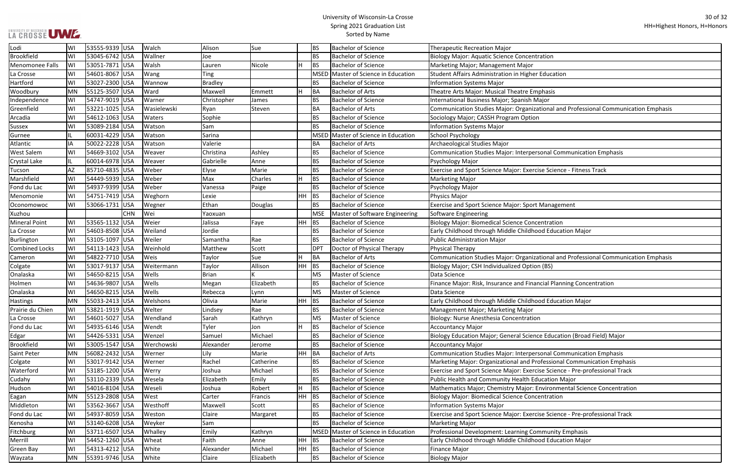# University of Wisconsin-La Crosse
## Spring 2021 Graduation List
### Sorted by Name

HH=Highest Honors, H=Honors

| City | State | Zip | Country | Last Name | First Name | Middle Name | Honors | Degree | Degree Name | Major |
|---|---|---|---|---|---|---|---|---|---|---|
| Lodi | WI | 53555-9339 | USA | Walch | Alison | Sue | | BS | Bachelor of Science | Therapeutic Recreation Major |
| Brookfield | WI | 53045-6742 | USA | Wallner | Joe | | | BS | Bachelor of Science | Biology Major: Aquatic Science Concentration |
| Menomonee Falls | WI | 53051-7871 | USA | Walsh | Lauren | Nicole | H | BS | Bachelor of Science | Marketing Major; Management Major |
| La Crosse | WI | 54601-8067 | USA | Wang | Ting | | | MSED | Master of Science in Education | Student Affairs Administration in Higher Education |
| Hartford | WI | 53027-2300 | USA | Wannow | Bradley | | | BS | Bachelor of Science | Information Systems Major |
| Woodbury | MN | 55125-3507 | USA | Ward | Maxwell | Emmett | H | BA | Bachelor of Arts | Theatre Arts Major: Musical Theatre Emphasis |
| Independence | WI | 54747-9019 | USA | Warner | Christopher | James | | BS | Bachelor of Science | International Business Major; Spanish Major |
| Greenfield | WI | 53221-1025 | USA | Wasielewski | Ryan | Steven | | BA | Bachelor of Arts | Communication Studies Major: Organizational and Professional Communication Emphasis |
| Arcadia | WI | 54612-1063 | USA | Waters | Sophie | | | BS | Bachelor of Science | Sociology Major; CASSH Program Option |
| Sussex | WI | 53089-2184 | USA | Watson | Sam | | | BS | Bachelor of Science | Information Systems Major |
| Gurnee | IL | 60031-4229 | USA | Watson | Sarina | | | MSED | Master of Science in Education | School Psychology |
| Atlantic | IA | 50022-2228 | USA | Watson | Valerie | | | BA | Bachelor of Arts | Archaeological Studies Major |
| West Salem | WI | 54669-3102 | USA | Weaver | Christina | Ashley | | BS | Bachelor of Science | Communication Studies Major: Interpersonal Communication Emphasis |
| Crystal Lake | IL | 60014-6978 | USA | Weaver | Gabrielle | Anne | | BS | Bachelor of Science | Psychology Major |
| Tucson | AZ | 85710-4835 | USA | Weber | Elyse | Marie | | BS | Bachelor of Science | Exercise and Sport Science Major: Exercise Science - Fitness Track |
| Marshfield | WI | 54449-5939 | USA | Weber | Max | Charles | H | BS | Bachelor of Science | Marketing Major |
| Fond du Lac | WI | 54937-9399 | USA | Weber | Vanessa | Paige | | BS | Bachelor of Science | Psychology Major |
| Menomonie | WI | 54751-7419 | USA | Weghorn | Lexie | | HH | BS | Bachelor of Science | Physics Major |
| Oconomowoc | WI | 53066-1731 | USA | Wegner | Ethan | Douglas | | BS | Bachelor of Science | Exercise and Sport Science Major: Sport Management |
| Xuzhou | | | CHN | Wei | Yaoxuan | | | MSE | Master of Software Engineering | Software Engineering |
| Mineral Point | WI | 53565-1132 | USA | Weier | Jalissa | Faye | HH | BS | Bachelor of Science | Biology Major: Biomedical Science Concentration |
| La Crosse | WI | 54603-8508 | USA | Weiland | Jordie | | | BS | Bachelor of Science | Early Childhood through Middle Childhood Education Major |
| Burlington | WI | 53105-1097 | USA | Weiler | Samantha | Rae | | BS | Bachelor of Science | Public Administration Major |
| Combined Locks | WI | 54113-1423 | USA | Weinhold | Matthew | Scott | | DPT | Doctor of Physical Therapy | Physical Therapy |
| Cameron | WI | 54822-7710 | USA | Weis | Taylor | Sue | H | BA | Bachelor of Arts | Communication Studies Major: Organizational and Professional Communication Emphasis |
| Colgate | WI | 53017-9137 | USA | Weitermann | Taylor | Allison | HH | BS | Bachelor of Science | Biology Major; CSH Individualized Option (BS) |
| Onalaska | WI | 54650-8215 | USA | Wells | Brian | K | | MS | Master of Science | Data Science |
| Holmen | WI | 54636-9807 | USA | Wells | Megan | Elizabeth | | BS | Bachelor of Science | Finance Major: Risk, Insurance and Financial Planning Concentration |
| Onalaska | WI | 54650-8215 | USA | Wells | Rebecca | Lynn | | MS | Master of Science | Data Science |
| Hastings | MN | 55033-2413 | USA | Welshons | Olivia | Marie | HH | BS | Bachelor of Science | Early Childhood through Middle Childhood Education Major |
| Prairie du Chien | WI | 53821-1919 | USA | Welter | Lindsey | Rae | | BS | Bachelor of Science | Management Major; Marketing Major |
| La Crosse | WI | 54601-5027 | USA | Wendland | Sarah | Kathryn | | MS | Master of Science | Biology: Nurse Anesthesia Concentration |
| Fond du Lac | WI | 54935-6146 | USA | Wendt | Tyler | Jon | H | BS | Bachelor of Science | Accountancy Major |
| Edgar | WI | 54426-5331 | USA | Wenzel | Samuel | Michael | | BS | Bachelor of Science | Biology Education Major; General Science Education (Broad Field) Major |
| Brookfield | WI | 53005-1547 | USA | Werchowski | Alexander | Jerome | | BS | Bachelor of Science | Accountancy Major |
| Saint Peter | MN | 56082-2432 | USA | Werner | Lily | Marie | HH | BA | Bachelor of Arts | Communication Studies Major: Interpersonal Communication Emphasis |
| Colgate | WI | 53017-9142 | USA | Werner | Rachel | Catherine | | BS | Bachelor of Science | Marketing Major: Organizational and Professional Communication Emphasis |
| Waterford | WI | 53185-1200 | USA | Werry | Joshua | Michael | | BS | Bachelor of Science | Exercise and Sport Science Major: Exercise Science - Pre-professional Track |
| Cudahy | WI | 53110-2339 | USA | Wesela | Elizabeth | Emily | | BS | Bachelor of Science | Public Health and Community Health Education Major |
| Hudson | WI | 54016-8104 | USA | Weseli | Joshua | Robert | H | BS | Bachelor of Science | Mathematics Major; Chemistry Major: Environmental Science Concentration |
| Eagan | MN | 55123-2808 | USA | West | Carter | Francis | HH | BS | Bachelor of Science | Biology Major: Biomedical Science Concentration |
| Middleton | WI | 53562-3667 | USA | Westhoff | Maxwell | Scott | | BS | Bachelor of Science | Information Systems Major |
| Fond du Lac | WI | 54937-8059 | USA | Weston | Claire | Margaret | | BS | Bachelor of Science | Exercise and Sport Science Major: Exercise Science - Pre-professional Track |
| Kenosha | WI | 53140-6208 | USA | Weyker | Sam | | | BS | Bachelor of Science | Marketing Major |
| Fitchburg | WI | 53711-6507 | USA | Whalley | Emily | Kathryn | | MSED | Master of Science in Education | Professional Development: Learning Community Emphasis |
| Merrill | WI | 54452-1260 | USA | Wheat | Faith | Anne | HH | BS | Bachelor of Science | Early Childhood through Middle Childhood Education Major |
| Green Bay | WI | 54313-4212 | USA | White | Alexander | Michael | HH | BS | Bachelor of Science | Finance Major |
| Wayzata | MN | 55391-9746 | USA | White | Claire | Elizabeth | | BS | Bachelor of Science | Biology Major |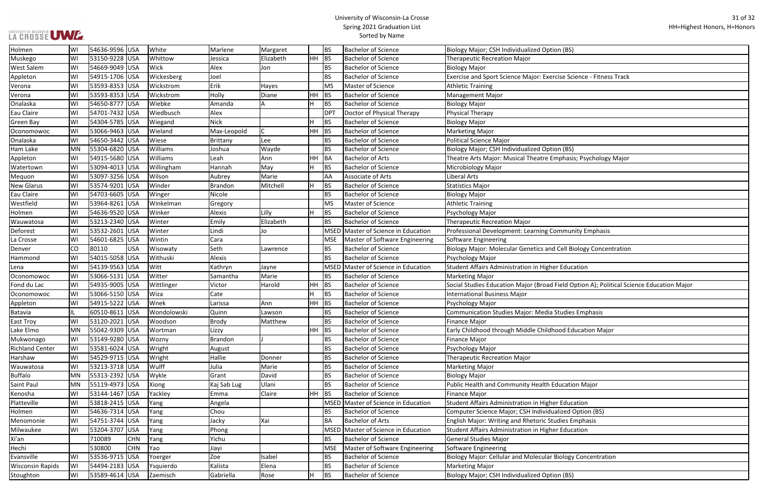| Holmen | WI | 54636-9596 | USA | White | Marlene | Margaret | | BS | Bachelor of Science | Biology Major; CSH Individualized Option (BS) |
|---|---|---|---|---|---|---|---|---|---|---|
| Muskego | WI | 53150-9228 | USA | Whittow | Jessica | Elizabeth | HH | BS | Bachelor of Science | Therapeutic Recreation Major |
| West Salem | WI | 54669-9049 | USA | Wick | Alex | Jon | | BS | Bachelor of Science | Biology Major |
| Appleton | WI | 54915-1706 | USA | Wickesberg | Joel | | | BS | Bachelor of Science | Exercise and Sport Science Major: Exercise Science - Fitness Track |
| Verona | WI | 53593-8353 | USA | Wickstrom | Erik | Hayes | | MS | Master of Science | Athletic Training |
| Verona | WI | 53593-8353 | USA | Wickstrom | Holly | Diane | HH | BS | Bachelor of Science | Management Major |
| Onalaska | WI | 54650-8777 | USA | Wiebke | Amanda | A | H | BS | Bachelor of Science | Biology Major |
| Eau Claire | WI | 54701-7432 | USA | Wiedbusch | Alex | | | DPT | Doctor of Physical Therapy | Physical Therapy |
| Green Bay | WI | 54304-5785 | USA | Wiegand | Nick | | H | BS | Bachelor of Science | Biology Major |
| Oconomowoc | WI | 53066-9463 | USA | Wieland | Max-Leopold | C | HH | BS | Bachelor of Science | Marketing Major |
| Onalaska | WI | 54650-3442 | USA | Wiese | Brittany | Lee | | BS | Bachelor of Science | Political Science Major |
| Ham Lake | MN | 55304-6820 | USA | Williams | Joshua | Wayde | | BS | Bachelor of Science | Biology Major; CSH Individualized Option (BS) |
| Appleton | WI | 54915-5680 | USA | Williams | Leah | Ann | HH | BA | Bachelor of Arts | Theatre Arts Major: Musical Theatre Emphasis; Psychology Major |
| Watertown | WI | 53094-4013 | USA | Willingham | Hannah | May | H | BS | Bachelor of Science | Microbiology Major |
| Mequon | WI | 53097-3256 | USA | Wilson | Aubrey | Marie | | AA | Associate of Arts | Liberal Arts |
| New Glarus | WI | 53574-9201 | USA | Winder | Brandon | Mitchell | H | BS | Bachelor of Science | Statistics Major |
| Eau Claire | WI | 54703-6605 | USA | Winger | Nicole | | | BS | Bachelor of Science | Biology Major |
| Westfield | WI | 53964-8261 | USA | Winkelman | Gregory | | | MS | Master of Science | Athletic Training |
| Holmen | WI | 54636-9520 | USA | Winker | Alexis | Lilly | H | BS | Bachelor of Science | Psychology Major |
| Wauwatosa | WI | 53213-2340 | USA | Winter | Emily | Elizabeth | | BS | Bachelor of Science | Therapeutic Recreation Major |
| Deforest | WI | 53532-2601 | USA | Winter | Lindi | Jo | | MSED | Master of Science in Education | Professional Development: Learning Community Emphasis |
| La Crosse | WI | 54601-6825 | USA | Wintin | Cara | | | MSE | Master of Software Engineering | Software Engineering |
| Denver | CO | 80110 | USA | Wisowaty | Seth | Lawrence | | BS | Bachelor of Science | Biology Major: Molecular Genetics and Cell Biology Concentration |
| Hammond | WI | 54015-5058 | USA | Withuski | Alexis | | | BS | Bachelor of Science | Psychology Major |
| Lena | WI | 54139-9563 | USA | Witt | Kathryn | Jayne | | MSED | Master of Science in Education | Student Affairs Administration in Higher Education |
| Oconomowoc | WI | 53066-5131 | USA | Witter | Samantha | Marie | | BS | Bachelor of Science | Marketing Major |
| Fond du Lac | WI | 54935-9005 | USA | Wittlinger | Victor | Harold | HH | BS | Bachelor of Science | Social Studies Education Major (Broad Field Option A); Political Science Education Major |
| Oconomowoc | WI | 53066-5150 | USA | Wiza | Cate | | H | BS | Bachelor of Science | International Business Major |
| Appleton | WI | 54915-5222 | USA | Wnek | Larissa | Ann | HH | BS | Bachelor of Science | Psychology Major |
| Batavia | IL | 60510-8611 | USA | Wondolowski | Quinn | Lawson | | BS | Bachelor of Science | Communication Studies Major: Media Studies Emphasis |
| East Troy | WI | 53120-2021 | USA | Woodson | Brody | Matthew | | BS | Bachelor of Science | Finance Major |
| Lake Elmo | MN | 55042-9309 | USA | Wortman | Lizzy | | HH | BS | Bachelor of Science | Early Childhood through Middle Childhood Education Major |
| Mukwonago | WI | 53149-9280 | USA | Wozny | Brandon | J | | BS | Bachelor of Science | Finance Major |
| Richland Center | WI | 53581-6024 | USA | Wright | August | | | BS | Bachelor of Science | Psychology Major |
| Harshaw | WI | 54529-9715 | USA | Wright | Hallie | Donner | | BS | Bachelor of Science | Therapeutic Recreation Major |
| Wauwatosa | WI | 53213-3718 | USA | Wulff | Julia | Marie | | BS | Bachelor of Science | Marketing Major |
| Buffalo | MN | 55313-2392 | USA | Wykle | Grant | David | | BS | Bachelor of Science | Biology Major |
| Saint Paul | MN | 55119-4973 | USA | Xiong | Kaj Sab Lug | Ulani | | BS | Bachelor of Science | Public Health and Community Health Education Major |
| Kenosha | WI | 53144-1467 | USA | Yackley | Emma | Claire | HH | BS | Bachelor of Science | Finance Major |
| Platteville | WI | 53818-2415 | USA | Yang | Angela | | | MSED | Master of Science in Education | Student Affairs Administration in Higher Education |
| Holmen | WI | 54636-7314 | USA | Yang | Chou | | | BS | Bachelor of Science | Computer Science Major; CSH Individualized Option (BS) |
| Menomonie | WI | 54751-3744 | USA | Yang | Jacky | Xai | | BA | Bachelor of Arts | English Major: Writing and Rhetoric Studies Emphasis |
| Milwaukee | WI | 53204-3707 | USA | Yang | Phong | | | MSED | Master of Science in Education | Student Affairs Administration in Higher Education |
| Xi'an | | 710089 | CHN | Yang | Yichu | | | BS | Bachelor of Science | General Studies Major |
| Hechi | | 530800 | CHN | Yao | Jiayi | | | MSE | Master of Software Engineering | Software Engineering |
| Evansville | WI | 53536-9715 | USA | Yoerger | Zoe | Isabel | | BS | Bachelor of Science | Biology Major: Cellular and Molecular Biology Concentration |
| Wisconsin Rapids | WI | 54494-2183 | USA | Ysquierdo | Kalista | Elena | | BS | Bachelor of Science | Marketing Major |
| Stoughton | WI | 53589-4614 | USA | Zaemisch | Gabriella | Rose | H | BS | Bachelor of Science | Biology Major; CSH Individualized Option (BS) |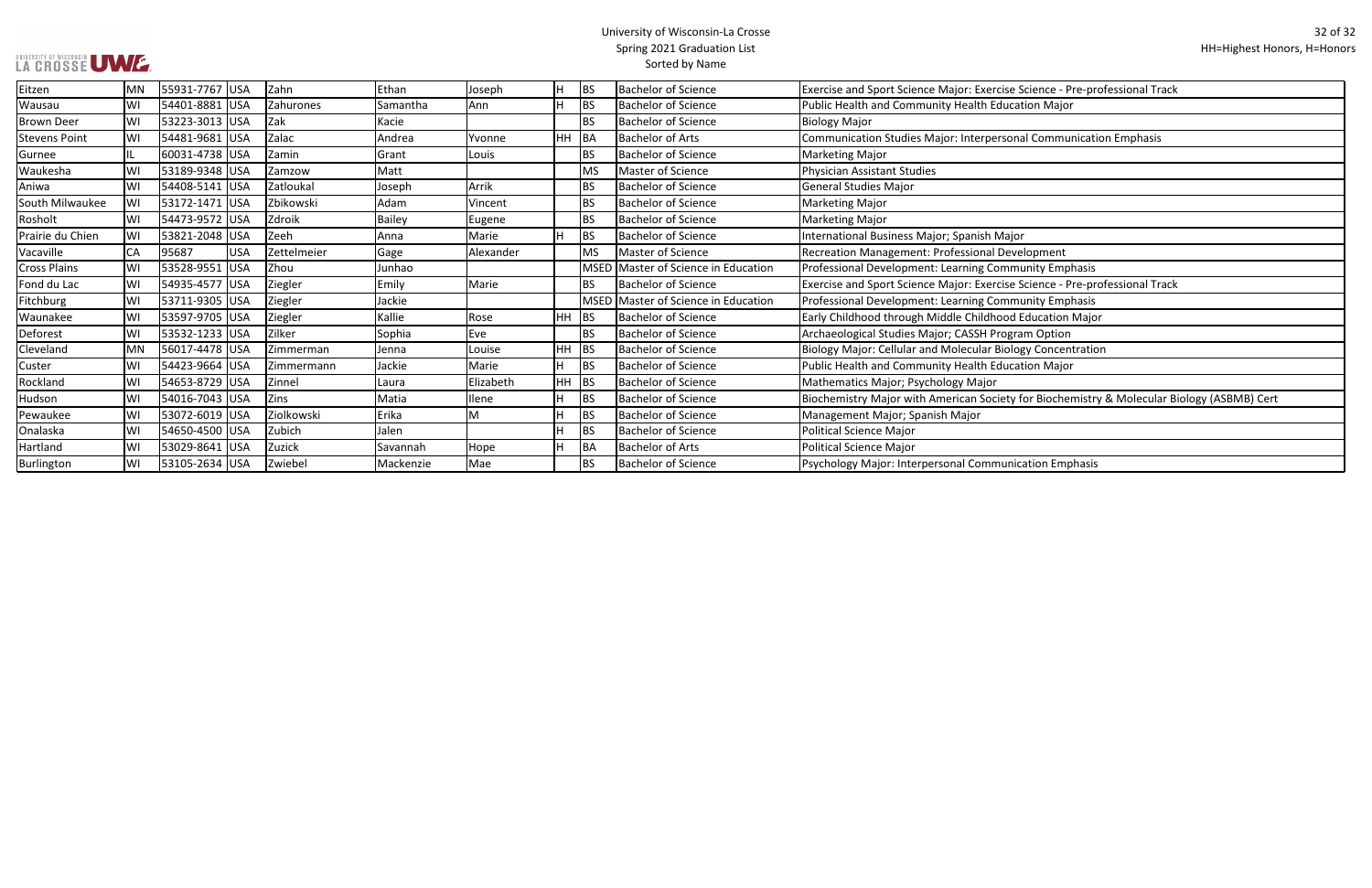| | | | | | | | | | | |
|---|---|---|---|---|---|---|---|---|---|---|
| Eitzen | MN | 55931-7767 | USA | Zahn | Ethan | Joseph | H | BS | Bachelor of Science | Exercise and Sport Science Major: Exercise Science - Pre-professional Track |
| Wausau | WI | 54401-8881 | USA | Zahurones | Samantha | Ann | H | BS | Bachelor of Science | Public Health and Community Health Education Major |
| Brown Deer | WI | 53223-3013 | USA | Zak | Kacie | | | BS | Bachelor of Science | Biology Major |
| Stevens Point | WI | 54481-9681 | USA | Zalac | Andrea | Yvonne | HH | BA | Bachelor of Arts | Communication Studies Major: Interpersonal Communication Emphasis |
| Gurnee | IL | 60031-4738 | USA | Zamin | Grant | Louis | | BS | Bachelor of Science | Marketing Major |
| Waukesha | WI | 53189-9348 | USA | Zamzow | Matt | | | MS | Master of Science | Physician Assistant Studies |
| Aniwa | WI | 54408-5141 | USA | Zatloukal | Joseph | Arrik | | BS | Bachelor of Science | General Studies Major |
| South Milwaukee | WI | 53172-1471 | USA | Zbikowski | Adam | Vincent | | BS | Bachelor of Science | Marketing Major |
| Rosholt | WI | 54473-9572 | USA | Zdroik | Bailey | Eugene | | BS | Bachelor of Science | Marketing Major |
| Prairie du Chien | WI | 53821-2048 | USA | Zeeh | Anna | Marie | H | BS | Bachelor of Science | International Business Major; Spanish Major |
| Vacaville | CA | 95687 | USA | Zettelmeier | Gage | Alexander | | MS | Master of Science | Recreation Management: Professional Development |
| Cross Plains | WI | 53528-9551 | USA | Zhou | Junhao | | | MSED | Master of Science in Education | Professional Development: Learning Community Emphasis |
| Fond du Lac | WI | 54935-4577 | USA | Ziegler | Emily | Marie | | BS | Bachelor of Science | Exercise and Sport Science Major: Exercise Science - Pre-professional Track |
| Fitchburg | WI | 53711-9305 | USA | Ziegler | Jackie | | | MSED | Master of Science in Education | Professional Development: Learning Community Emphasis |
| Waunakee | WI | 53597-9705 | USA | Ziegler | Kallie | Rose | HH | BS | Bachelor of Science | Early Childhood through Middle Childhood Education Major |
| Deforest | WI | 53532-1233 | USA | Zilker | Sophia | Eve | | BS | Bachelor of Science | Archaeological Studies Major; CASSH Program Option |
| Cleveland | MN | 56017-4478 | USA | Zimmerman | Jenna | Louise | HH | BS | Bachelor of Science | Biology Major: Cellular and Molecular Biology Concentration |
| Custer | WI | 54423-9664 | USA | Zimmermann | Jackie | Marie | H | BS | Bachelor of Science | Public Health and Community Health Education Major |
| Rockland | WI | 54653-8729 | USA | Zinnel | Laura | Elizabeth | HH | BS | Bachelor of Science | Mathematics Major; Psychology Major |
| Hudson | WI | 54016-7043 | USA | Zins | Matia | Ilene | H | BS | Bachelor of Science | Biochemistry Major with American Society for Biochemistry & Molecular Biology (ASBMB) Cert |
| Pewaukee | WI | 53072-6019 | USA | Ziolkowski | Erika | M | H | BS | Bachelor of Science | Management Major; Spanish Major |
| Onalaska | WI | 54650-4500 | USA | Zubich | Jalen | | H | BS | Bachelor of Science | Political Science Major |
| Hartland | WI | 53029-8641 | USA | Zuzick | Savannah | Hope | H | BA | Bachelor of Arts | Political Science Major |
| Burlington | WI | 53105-2634 | USA | Zwiebel | Mackenzie | Mae | | BS | Bachelor of Science | Psychology Major: Interpersonal Communication Emphasis |